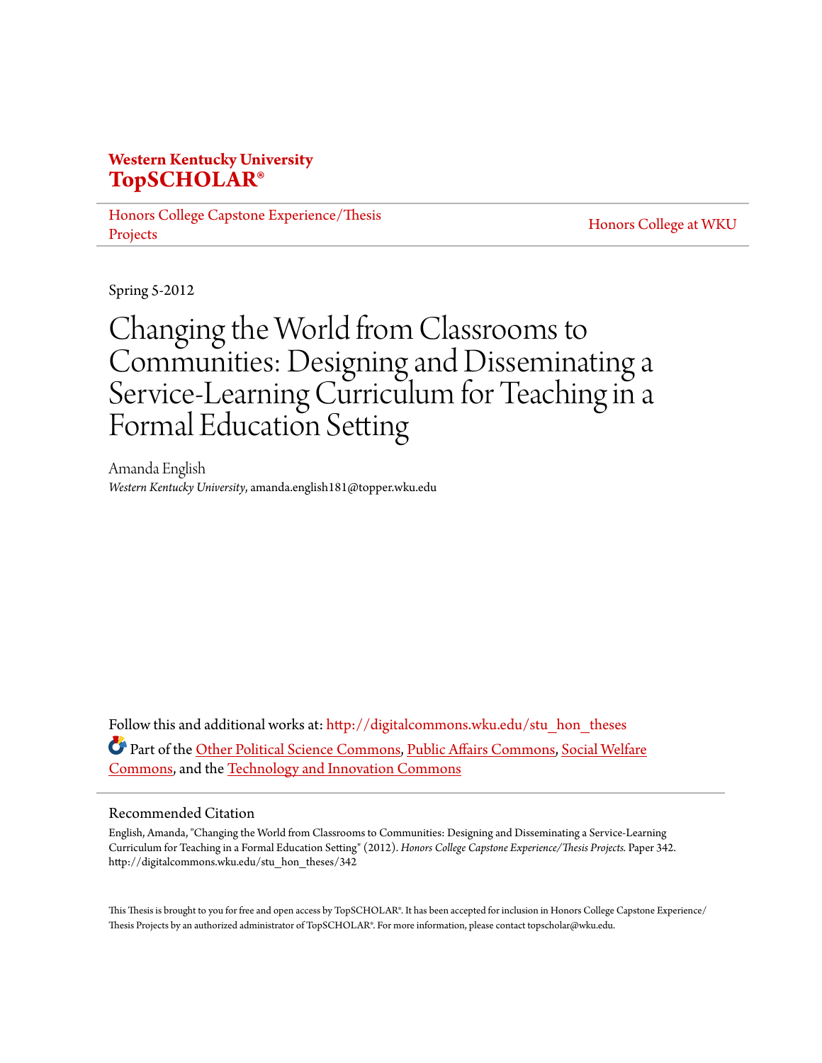**Western Kentucky University**
**TopSCHOLAR®**

Honors College Capstone Experience/Thesis Projects

Honors College at WKU

Spring 5-2012

# Changing the World from Classrooms to Communities: Designing and Disseminating a Service-Learning Curriculum for Teaching in a Formal Education Setting

Amanda English
*Western Kentucky University*, amanda.english181@topper.wku.edu

Follow this and additional works at: http://digitalcommons.wku.edu/stu_hon_theses

Part of the Other Political Science Commons, Public Affairs Commons, Social Welfare Commons, and the Technology and Innovation Commons

## Recommended Citation

English, Amanda, "Changing the World from Classrooms to Communities: Designing and Disseminating a Service-Learning Curriculum for Teaching in a Formal Education Setting" (2012). *Honors College Capstone Experience/Thesis Projects.* Paper 342.
http://digitalcommons.wku.edu/stu_hon_theses/342

This Thesis is brought to you for free and open access by TopSCHOLAR®. It has been accepted for inclusion in Honors College Capstone Experience/Thesis Projects by an authorized administrator of TopSCHOLAR®. For more information, please contact topscholar@wku.edu.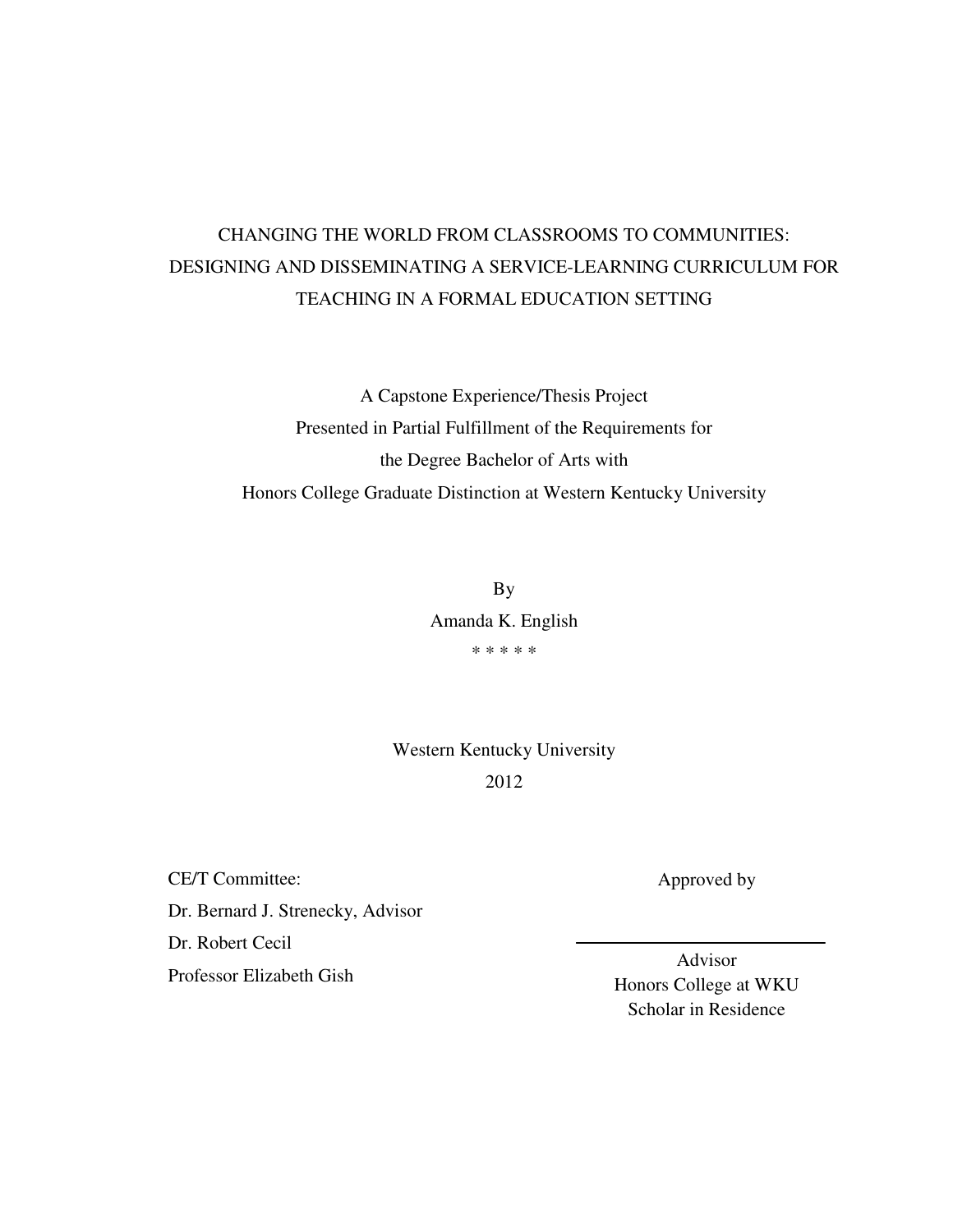# CHANGING THE WORLD FROM CLASSROOMS TO COMMUNITIES: DESIGNING AND DISSEMINATING A SERVICE-LEARNING CURRICULUM FOR TEACHING IN A FORMAL EDUCATION SETTING

A Capstone Experience/Thesis Project
Presented in Partial Fulfillment of the Requirements for
the Degree Bachelor of Arts with
Honors College Graduate Distinction at Western Kentucky University

By
Amanda K. English

* * * * *

Western Kentucky University
2012

CE/T Committee:
Dr. Bernard J. Strenecky, Advisor
Dr. Robert Cecil
Professor Elizabeth Gish

Approved by

_____________________________
Advisor
Honors College at WKU
Scholar in Residence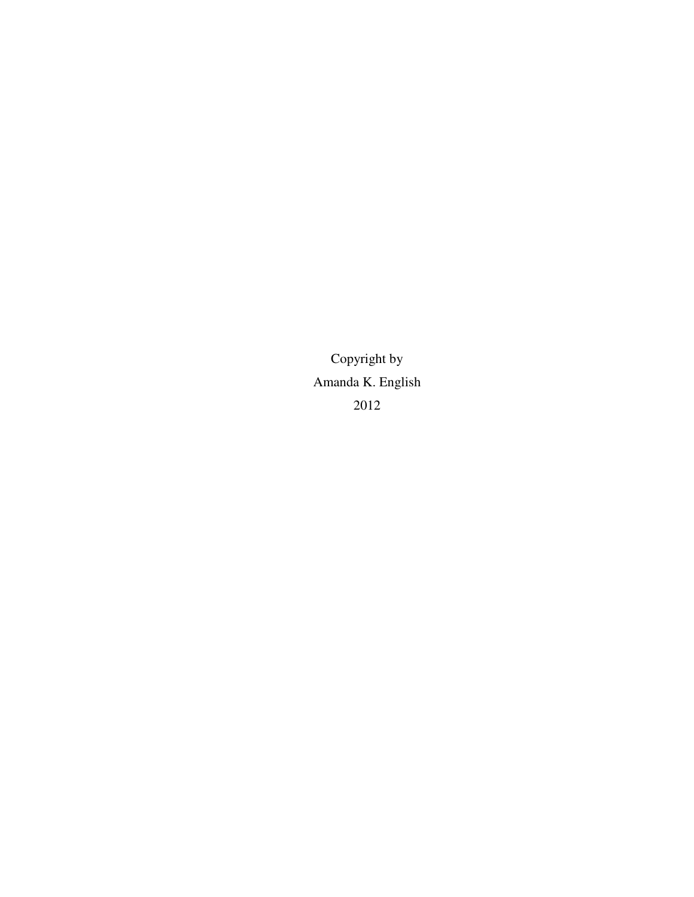Copyright by

Amanda K. English

2012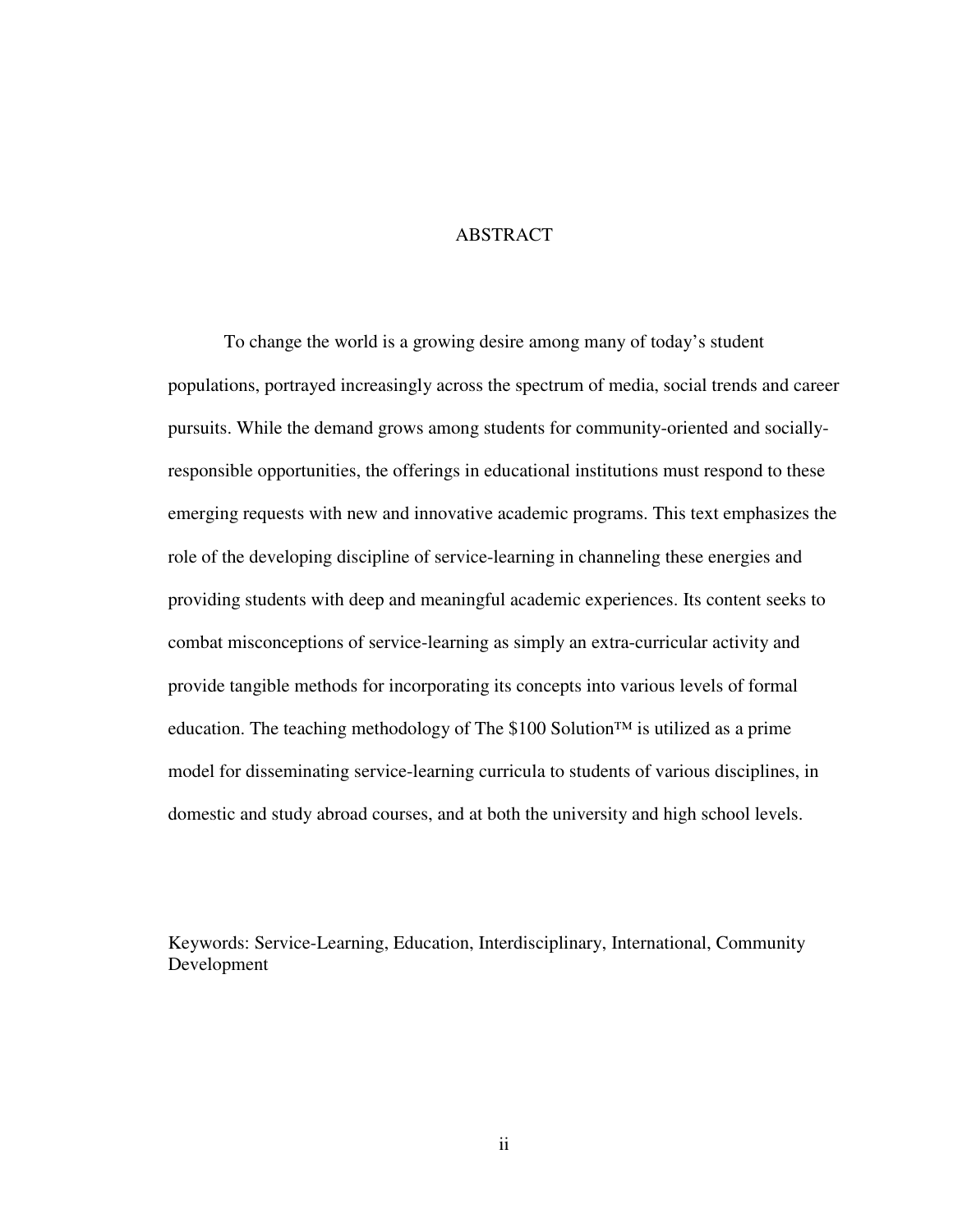# ABSTRACT

To change the world is a growing desire among many of today's student populations, portrayed increasingly across the spectrum of media, social trends and career pursuits. While the demand grows among students for community-oriented and socially-responsible opportunities, the offerings in educational institutions must respond to these emerging requests with new and innovative academic programs. This text emphasizes the role of the developing discipline of service-learning in channeling these energies and providing students with deep and meaningful academic experiences. Its content seeks to combat misconceptions of service-learning as simply an extra-curricular activity and provide tangible methods for incorporating its concepts into various levels of formal education. The teaching methodology of The $100 Solution™ is utilized as a prime model for disseminating service-learning curricula to students of various disciplines, in domestic and study abroad courses, and at both the university and high school levels.

Keywords: Service-Learning, Education, Interdisciplinary, International, Community Development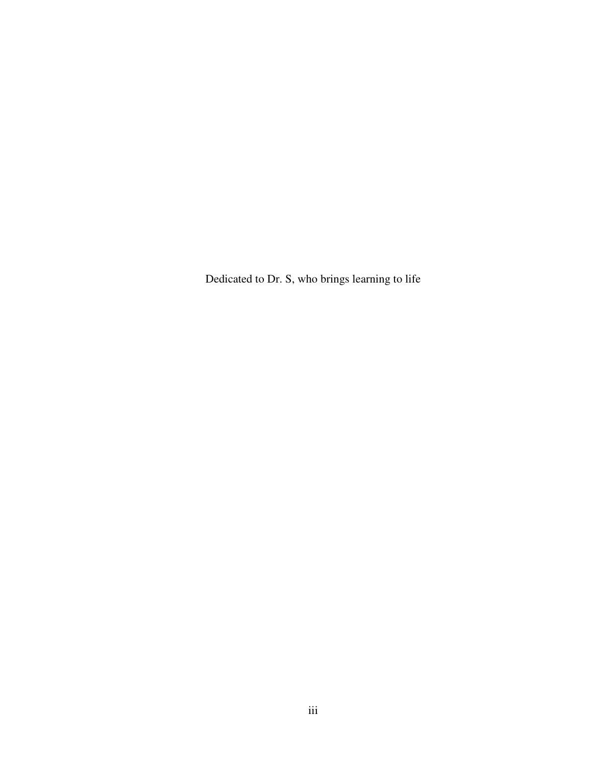Dedicated to Dr. S, who brings learning to life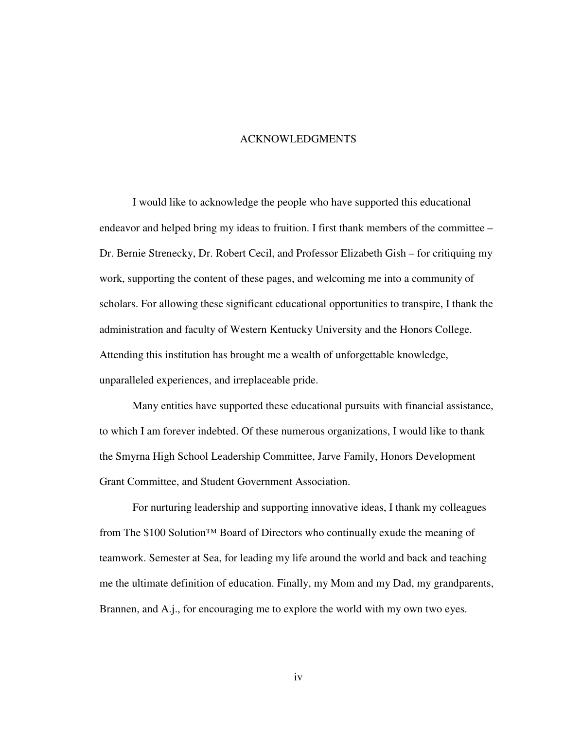# ACKNOWLEDGMENTS

I would like to acknowledge the people who have supported this educational endeavor and helped bring my ideas to fruition. I first thank members of the committee – Dr. Bernie Strenecky, Dr. Robert Cecil, and Professor Elizabeth Gish – for critiquing my work, supporting the content of these pages, and welcoming me into a community of scholars. For allowing these significant educational opportunities to transpire, I thank the administration and faculty of Western Kentucky University and the Honors College. Attending this institution has brought me a wealth of unforgettable knowledge, unparalleled experiences, and irreplaceable pride.

Many entities have supported these educational pursuits with financial assistance, to which I am forever indebted. Of these numerous organizations, I would like to thank the Smyrna High School Leadership Committee, Jarve Family, Honors Development Grant Committee, and Student Government Association.

For nurturing leadership and supporting innovative ideas, I thank my colleagues from The $100 Solution™ Board of Directors who continually exude the meaning of teamwork. Semester at Sea, for leading my life around the world and back and teaching me the ultimate definition of education. Finally, my Mom and my Dad, my grandparents, Brannen, and A.j., for encouraging me to explore the world with my own two eyes.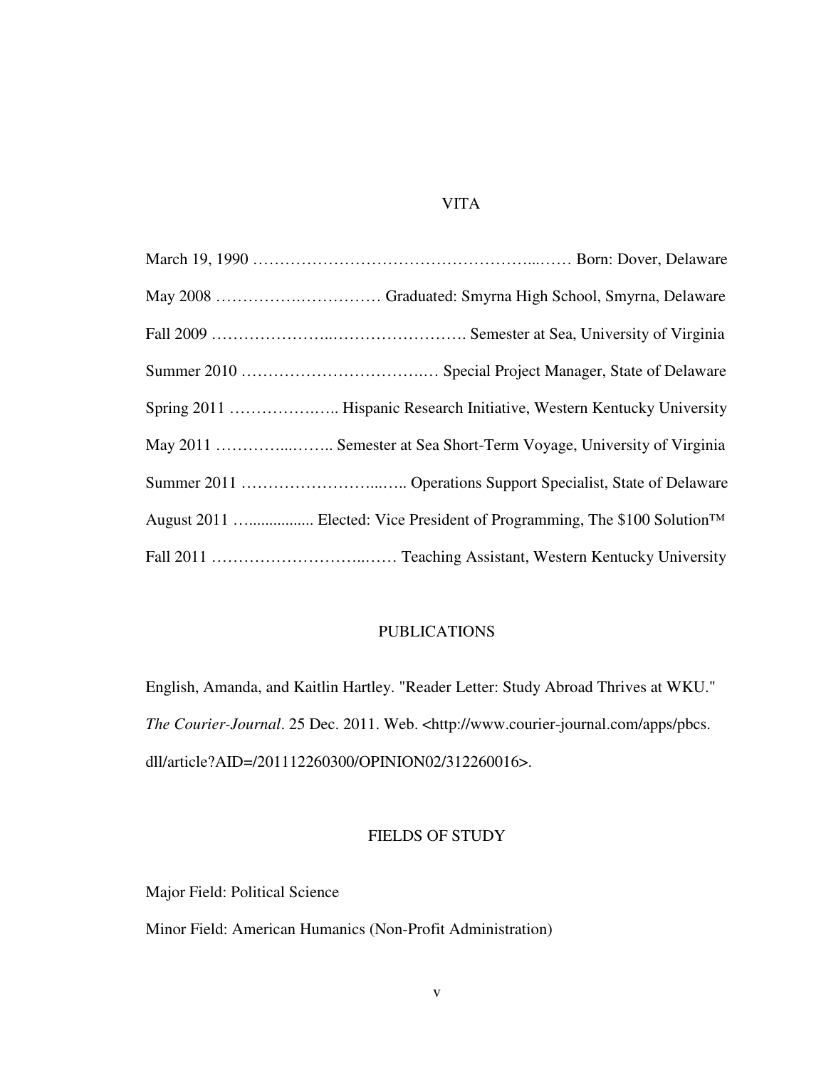# VITA

March 19, 1990 ……………………………………………...…… Born: Dover, Delaware

May 2008 …………….…………… Graduated: Smyrna High School, Smyrna, Delaware

Fall 2009 …………………..……………………. Semester at Sea, University of Virginia

Summer 2010 ……………………………….… Special Project Manager, State of Delaware

Spring 2011 ……………….….. Hispanic Research Initiative, Western Kentucky University

May 2011 …………...……... Semester at Sea Short-Term Voyage, University of Virginia

Summer 2011 ……………………...….. Operations Support Specialist, State of Delaware

August 2011 …................ Elected: Vice President of Programming, The $100 Solution™

Fall 2011 …………………………..…… Teaching Assistant, Western Kentucky University

# PUBLICATIONS

English, Amanda, and Kaitlin Hartley. "Reader Letter: Study Abroad Thrives at WKU." *The Courier-Journal*. 25 Dec. 2011. Web. <http://www.courier-journal.com/apps/pbcs.dll/article?AID=/201112260300/OPINION02/312260016>.

# FIELDS OF STUDY

Major Field: Political Science

Minor Field: American Humanics (Non-Profit Administration)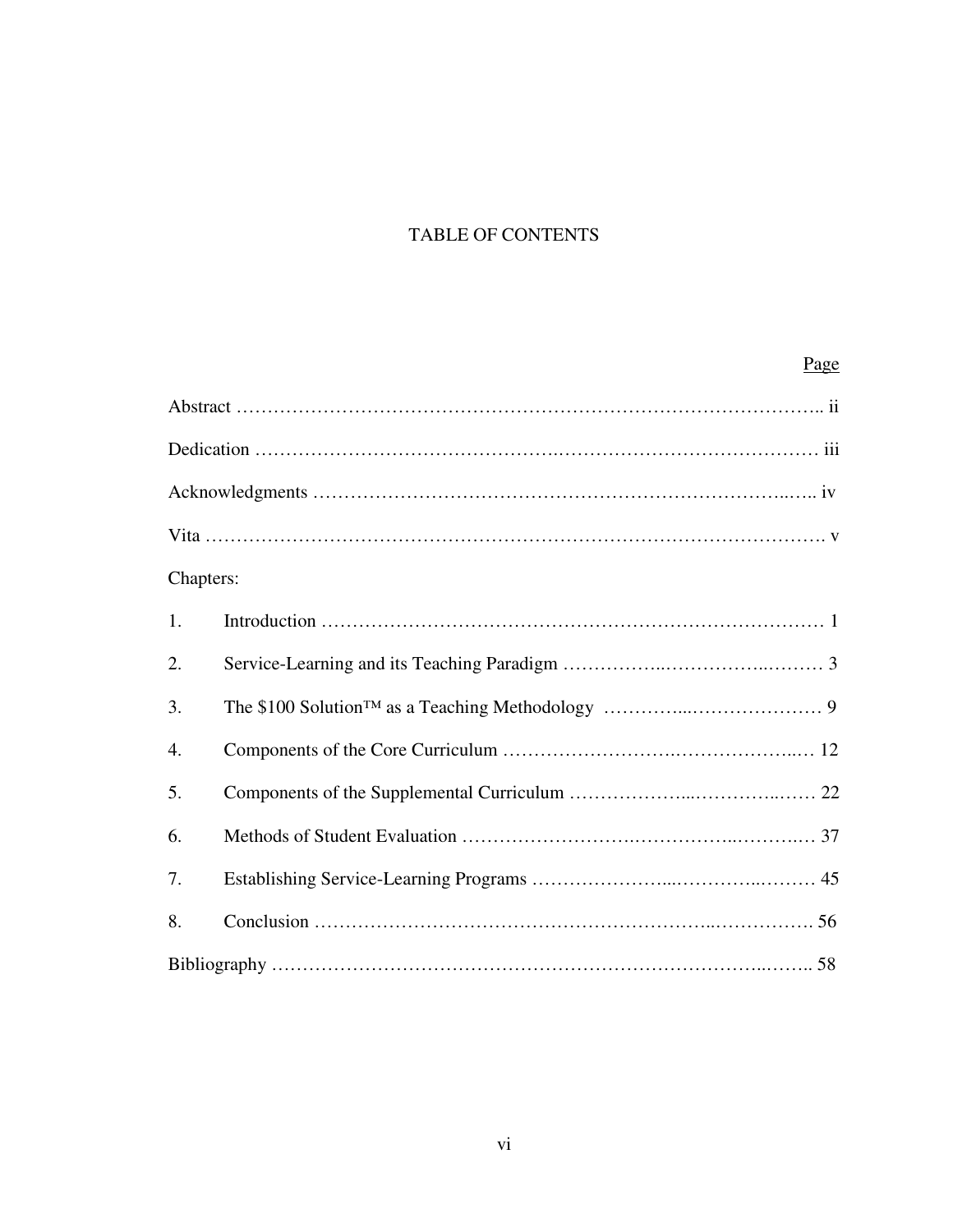# TABLE OF CONTENTS

| | Page |
|---|---|
| Abstract | ii |
| Dedication | iii |
| Acknowledgments | iv |
| Vita | v |
| Chapters: | |
| 1. Introduction | 1 |
| 2. Service-Learning and its Teaching Paradigm | 3 |
| 3. The $100 Solution™ as a Teaching Methodology | 9 |
| 4. Components of the Core Curriculum | 12 |
| 5. Components of the Supplemental Curriculum | 22 |
| 6. Methods of Student Evaluation | 37 |
| 7. Establishing Service-Learning Programs | 45 |
| 8. Conclusion | 56 |
| Bibliography | 58 |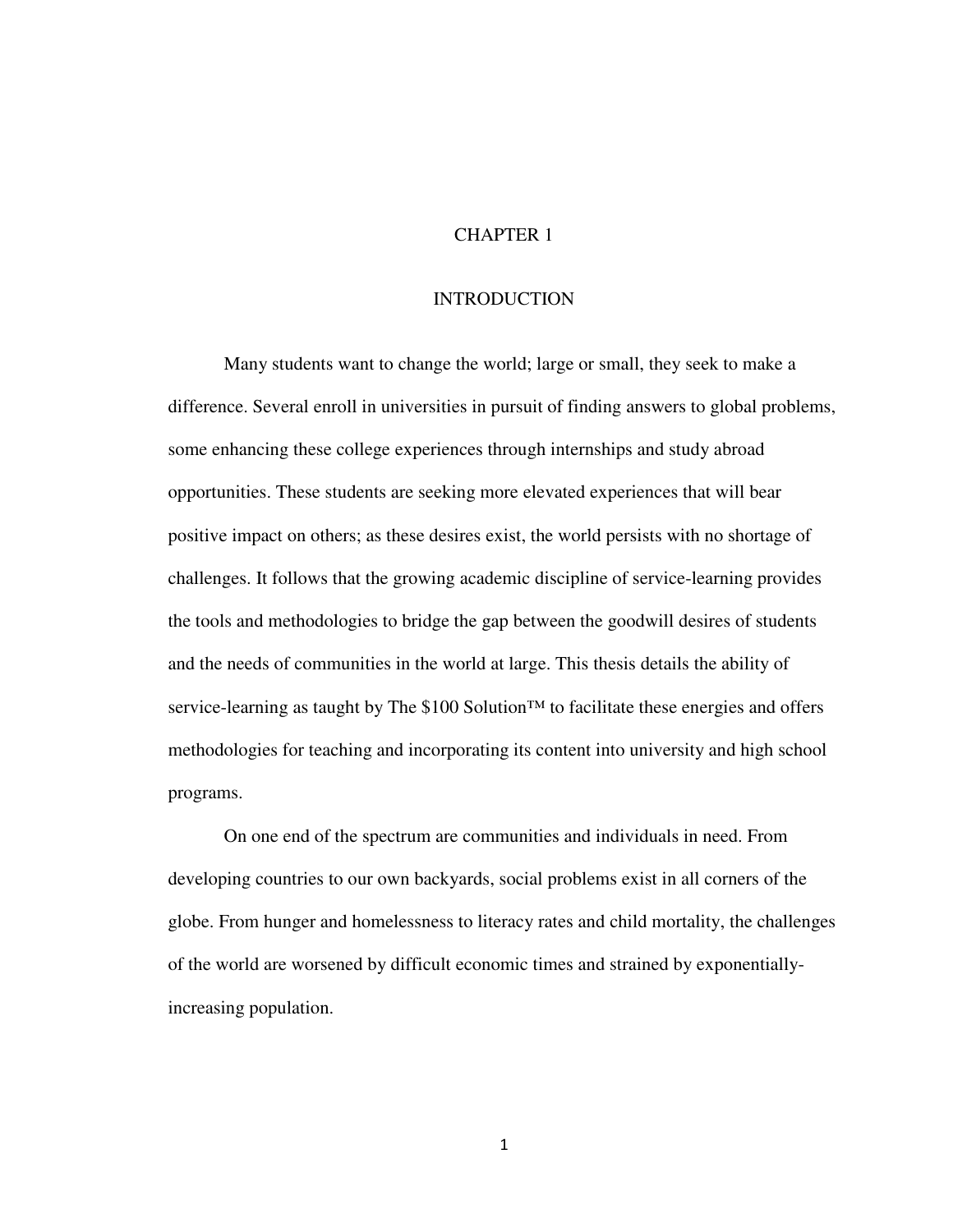# CHAPTER 1

# INTRODUCTION

Many students want to change the world; large or small, they seek to make a difference. Several enroll in universities in pursuit of finding answers to global problems, some enhancing these college experiences through internships and study abroad opportunities. These students are seeking more elevated experiences that will bear positive impact on others; as these desires exist, the world persists with no shortage of challenges. It follows that the growing academic discipline of service-learning provides the tools and methodologies to bridge the gap between the goodwill desires of students and the needs of communities in the world at large. This thesis details the ability of service-learning as taught by The $100 Solution™ to facilitate these energies and offers methodologies for teaching and incorporating its content into university and high school programs.

On one end of the spectrum are communities and individuals in need. From developing countries to our own backyards, social problems exist in all corners of the globe. From hunger and homelessness to literacy rates and child mortality, the challenges of the world are worsened by difficult economic times and strained by exponentially-increasing population.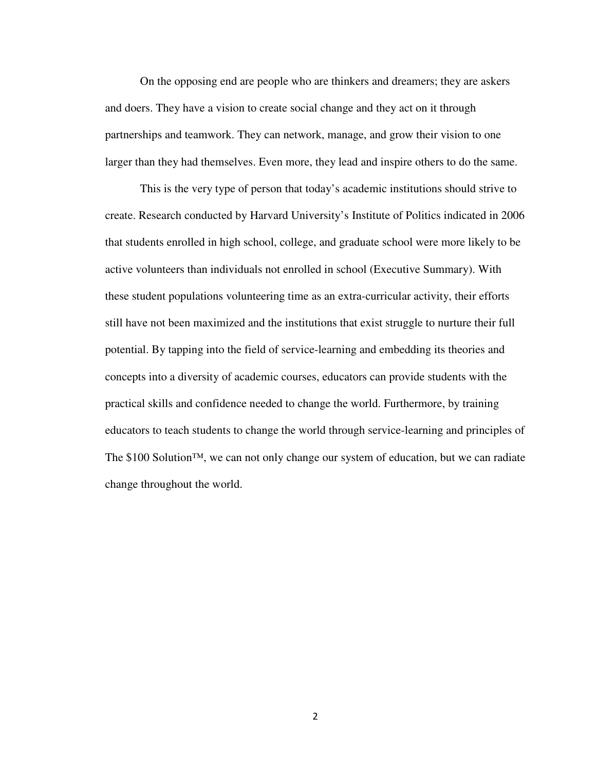On the opposing end are people who are thinkers and dreamers; they are askers and doers. They have a vision to create social change and they act on it through partnerships and teamwork. They can network, manage, and grow their vision to one larger than they had themselves. Even more, they lead and inspire others to do the same.

This is the very type of person that today's academic institutions should strive to create. Research conducted by Harvard University's Institute of Politics indicated in 2006 that students enrolled in high school, college, and graduate school were more likely to be active volunteers than individuals not enrolled in school (Executive Summary). With these student populations volunteering time as an extra-curricular activity, their efforts still have not been maximized and the institutions that exist struggle to nurture their full potential. By tapping into the field of service-learning and embedding its theories and concepts into a diversity of academic courses, educators can provide students with the practical skills and confidence needed to change the world. Furthermore, by training educators to teach students to change the world through service-learning and principles of The $100 Solution™, we can not only change our system of education, but we can radiate change throughout the world.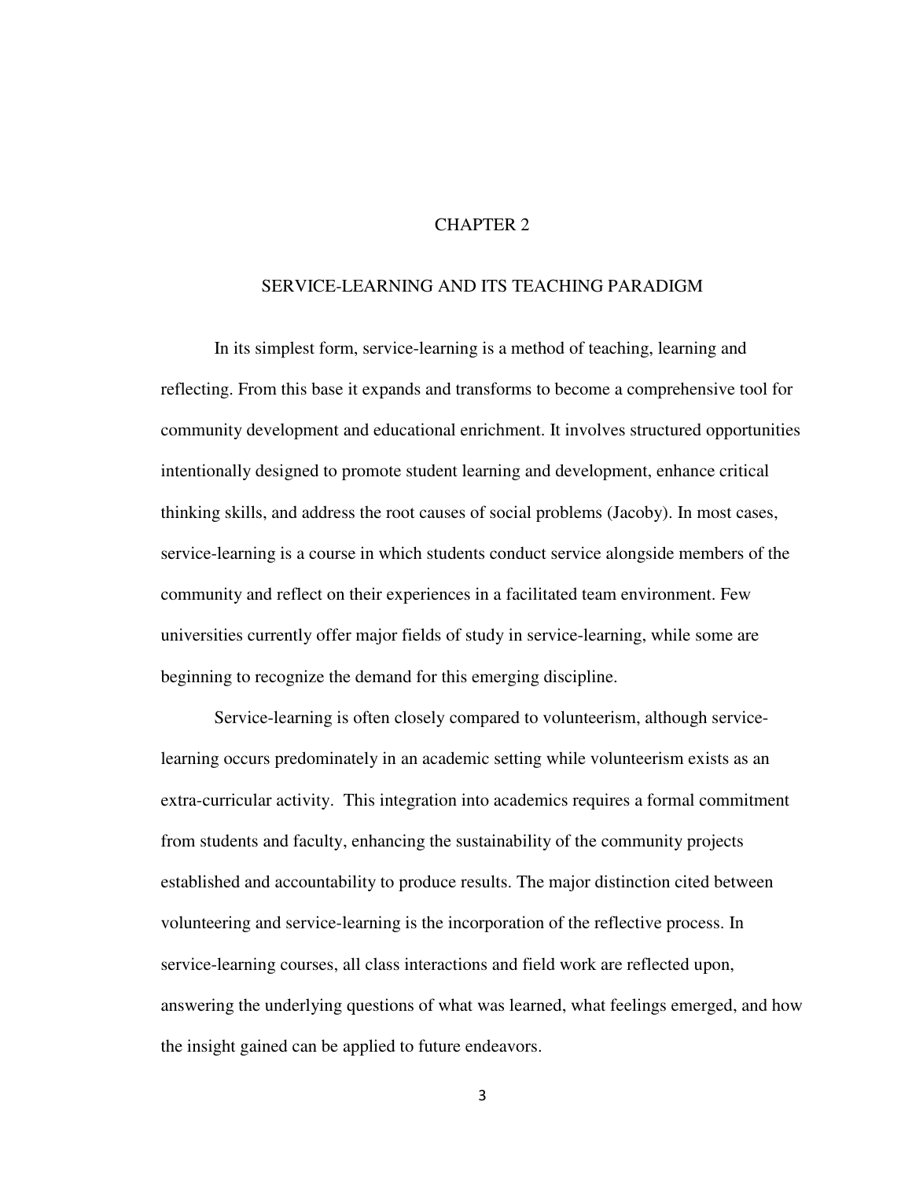# CHAPTER 2

## SERVICE-LEARNING AND ITS TEACHING PARADIGM

In its simplest form, service-learning is a method of teaching, learning and reflecting. From this base it expands and transforms to become a comprehensive tool for community development and educational enrichment. It involves structured opportunities intentionally designed to promote student learning and development, enhance critical thinking skills, and address the root causes of social problems (Jacoby). In most cases, service-learning is a course in which students conduct service alongside members of the community and reflect on their experiences in a facilitated team environment. Few universities currently offer major fields of study in service-learning, while some are beginning to recognize the demand for this emerging discipline.

Service-learning is often closely compared to volunteerism, although service-learning occurs predominately in an academic setting while volunteerism exists as an extra-curricular activity. This integration into academics requires a formal commitment from students and faculty, enhancing the sustainability of the community projects established and accountability to produce results. The major distinction cited between volunteering and service-learning is the incorporation of the reflective process. In service-learning courses, all class interactions and field work are reflected upon, answering the underlying questions of what was learned, what feelings emerged, and how the insight gained can be applied to future endeavors.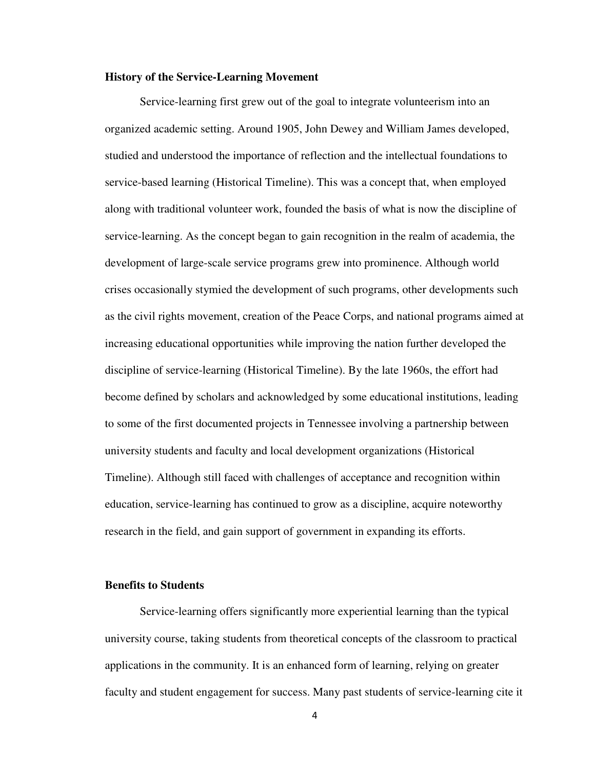**History of the Service-Learning Movement**

Service-learning first grew out of the goal to integrate volunteerism into an organized academic setting. Around 1905, John Dewey and William James developed, studied and understood the importance of reflection and the intellectual foundations to service-based learning (Historical Timeline). This was a concept that, when employed along with traditional volunteer work, founded the basis of what is now the discipline of service-learning. As the concept began to gain recognition in the realm of academia, the development of large-scale service programs grew into prominence. Although world crises occasionally stymied the development of such programs, other developments such as the civil rights movement, creation of the Peace Corps, and national programs aimed at increasing educational opportunities while improving the nation further developed the discipline of service-learning (Historical Timeline). By the late 1960s, the effort had become defined by scholars and acknowledged by some educational institutions, leading to some of the first documented projects in Tennessee involving a partnership between university students and faculty and local development organizations (Historical Timeline). Although still faced with challenges of acceptance and recognition within education, service-learning has continued to grow as a discipline, acquire noteworthy research in the field, and gain support of government in expanding its efforts.

**Benefits to Students**

Service-learning offers significantly more experiential learning than the typical university course, taking students from theoretical concepts of the classroom to practical applications in the community. It is an enhanced form of learning, relying on greater faculty and student engagement for success. Many past students of service-learning cite it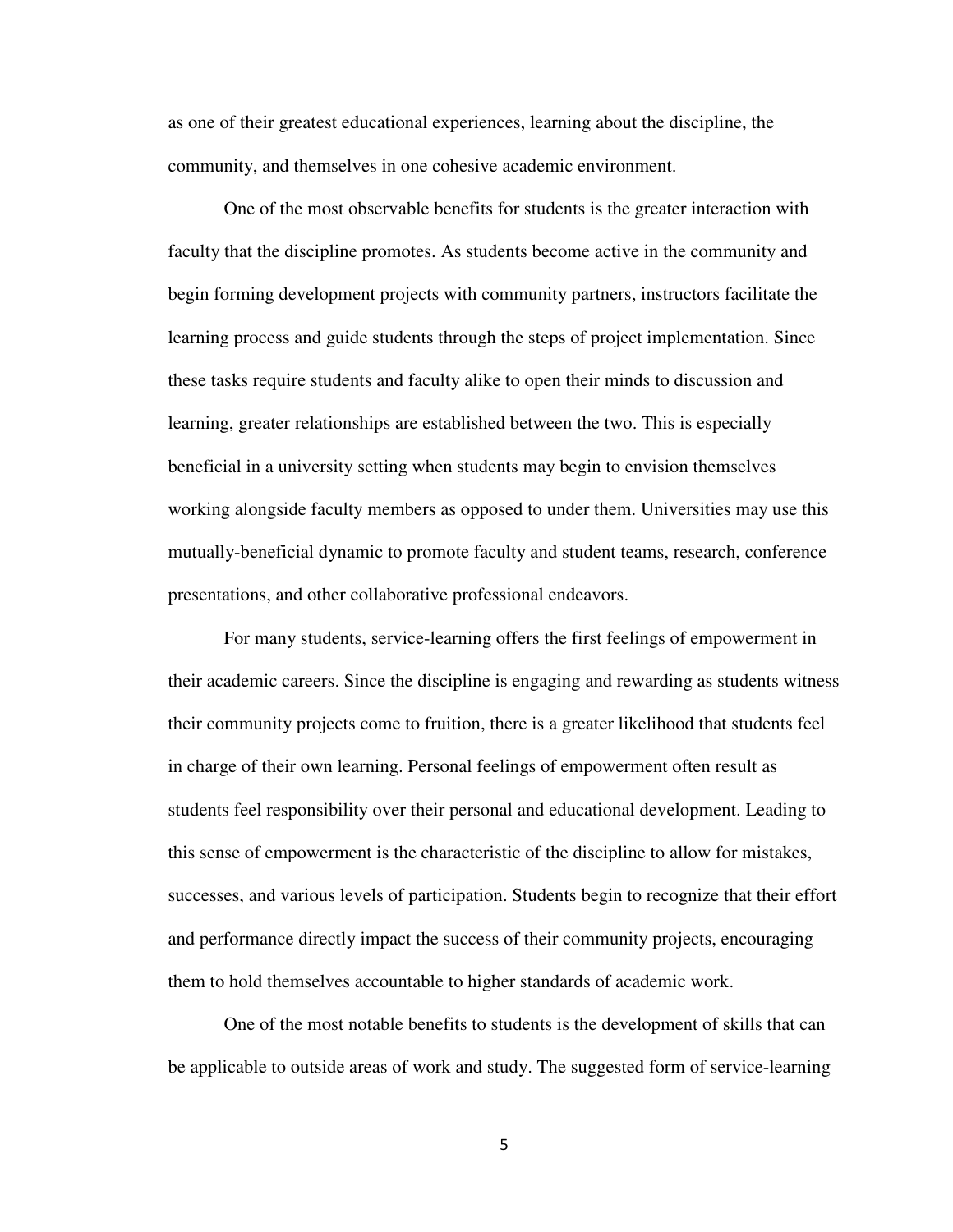as one of their greatest educational experiences, learning about the discipline, the community, and themselves in one cohesive academic environment.

One of the most observable benefits for students is the greater interaction with faculty that the discipline promotes. As students become active in the community and begin forming development projects with community partners, instructors facilitate the learning process and guide students through the steps of project implementation. Since these tasks require students and faculty alike to open their minds to discussion and learning, greater relationships are established between the two. This is especially beneficial in a university setting when students may begin to envision themselves working alongside faculty members as opposed to under them. Universities may use this mutually-beneficial dynamic to promote faculty and student teams, research, conference presentations, and other collaborative professional endeavors.

For many students, service-learning offers the first feelings of empowerment in their academic careers. Since the discipline is engaging and rewarding as students witness their community projects come to fruition, there is a greater likelihood that students feel in charge of their own learning. Personal feelings of empowerment often result as students feel responsibility over their personal and educational development. Leading to this sense of empowerment is the characteristic of the discipline to allow for mistakes, successes, and various levels of participation. Students begin to recognize that their effort and performance directly impact the success of their community projects, encouraging them to hold themselves accountable to higher standards of academic work.

One of the most notable benefits to students is the development of skills that can be applicable to outside areas of work and study. The suggested form of service-learning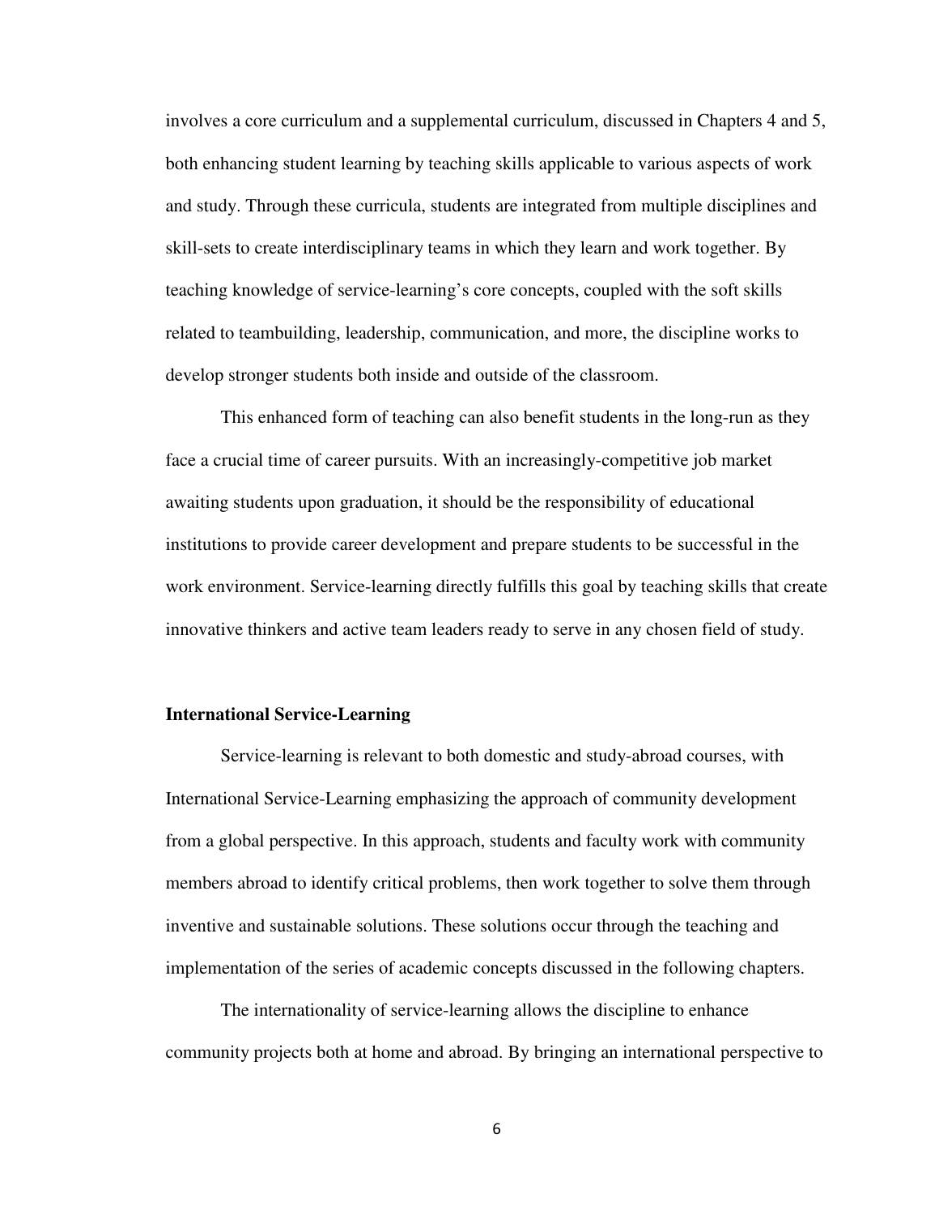involves a core curriculum and a supplemental curriculum, discussed in Chapters 4 and 5, both enhancing student learning by teaching skills applicable to various aspects of work and study. Through these curricula, students are integrated from multiple disciplines and skill-sets to create interdisciplinary teams in which they learn and work together. By teaching knowledge of service-learning's core concepts, coupled with the soft skills related to teambuilding, leadership, communication, and more, the discipline works to develop stronger students both inside and outside of the classroom.

This enhanced form of teaching can also benefit students in the long-run as they face a crucial time of career pursuits. With an increasingly-competitive job market awaiting students upon graduation, it should be the responsibility of educational institutions to provide career development and prepare students to be successful in the work environment. Service-learning directly fulfills this goal by teaching skills that create innovative thinkers and active team leaders ready to serve in any chosen field of study.

### International Service-Learning

Service-learning is relevant to both domestic and study-abroad courses, with International Service-Learning emphasizing the approach of community development from a global perspective. In this approach, students and faculty work with community members abroad to identify critical problems, then work together to solve them through inventive and sustainable solutions. These solutions occur through the teaching and implementation of the series of academic concepts discussed in the following chapters.

The internationality of service-learning allows the discipline to enhance community projects both at home and abroad. By bringing an international perspective to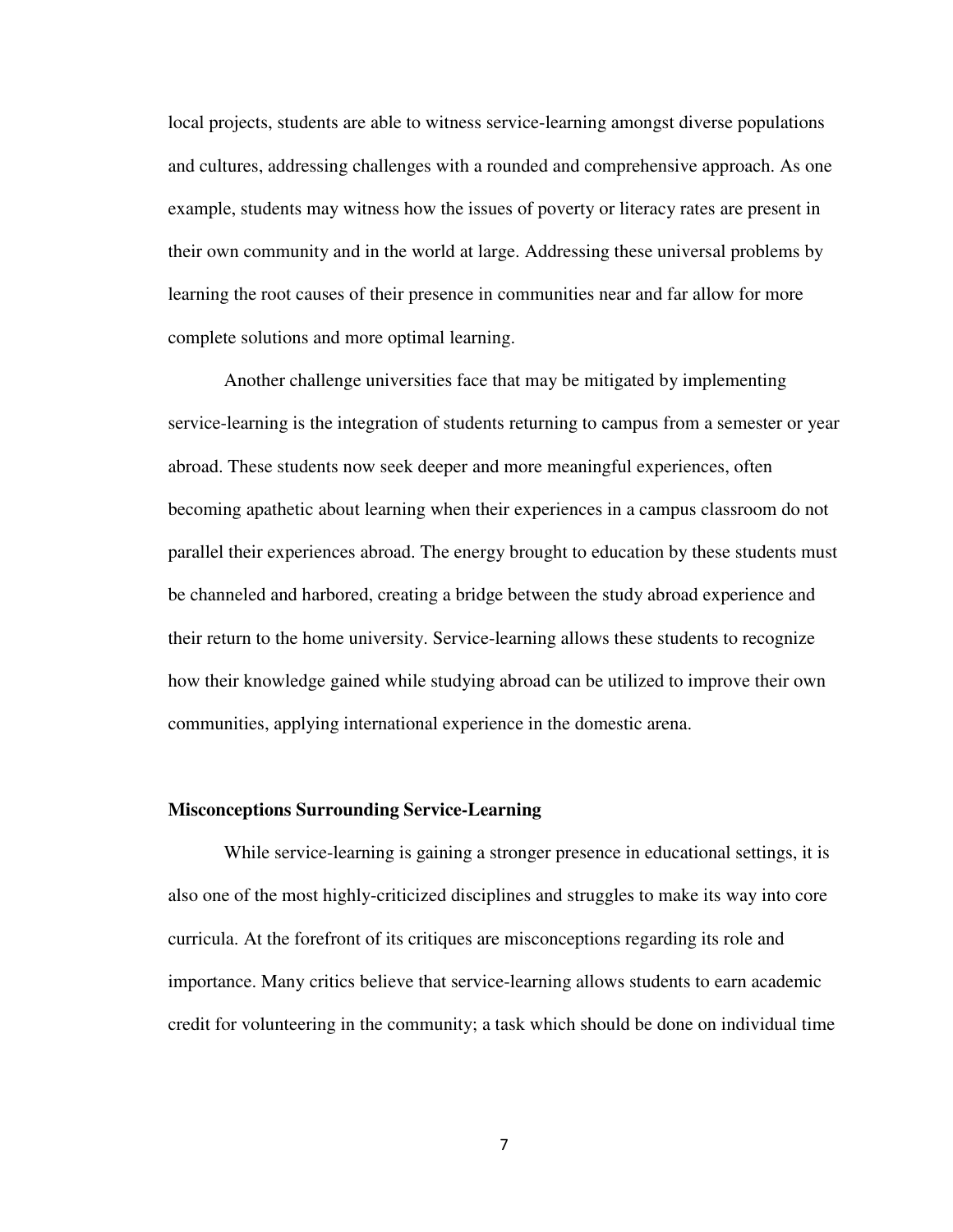local projects, students are able to witness service-learning amongst diverse populations and cultures, addressing challenges with a rounded and comprehensive approach. As one example, students may witness how the issues of poverty or literacy rates are present in their own community and in the world at large. Addressing these universal problems by learning the root causes of their presence in communities near and far allow for more complete solutions and more optimal learning.

Another challenge universities face that may be mitigated by implementing service-learning is the integration of students returning to campus from a semester or year abroad. These students now seek deeper and more meaningful experiences, often becoming apathetic about learning when their experiences in a campus classroom do not parallel their experiences abroad. The energy brought to education by these students must be channeled and harbored, creating a bridge between the study abroad experience and their return to the home university. Service-learning allows these students to recognize how their knowledge gained while studying abroad can be utilized to improve their own communities, applying international experience in the domestic arena.

**Misconceptions Surrounding Service-Learning**

While service-learning is gaining a stronger presence in educational settings, it is also one of the most highly-criticized disciplines and struggles to make its way into core curricula. At the forefront of its critiques are misconceptions regarding its role and importance. Many critics believe that service-learning allows students to earn academic credit for volunteering in the community; a task which should be done on individual time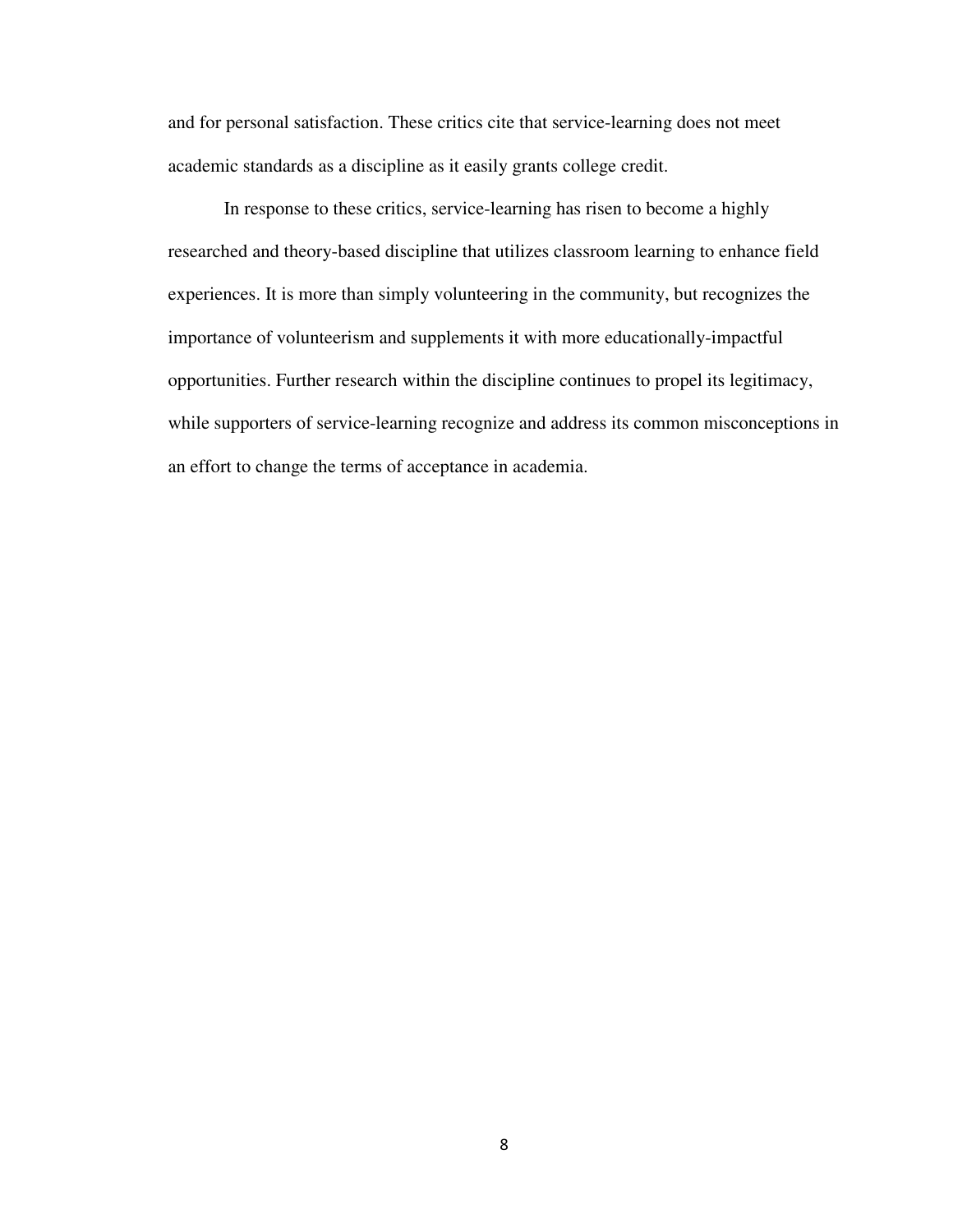and for personal satisfaction. These critics cite that service-learning does not meet academic standards as a discipline as it easily grants college credit.

In response to these critics, service-learning has risen to become a highly researched and theory-based discipline that utilizes classroom learning to enhance field experiences. It is more than simply volunteering in the community, but recognizes the importance of volunteerism and supplements it with more educationally-impactful opportunities. Further research within the discipline continues to propel its legitimacy, while supporters of service-learning recognize and address its common misconceptions in an effort to change the terms of acceptance in academia.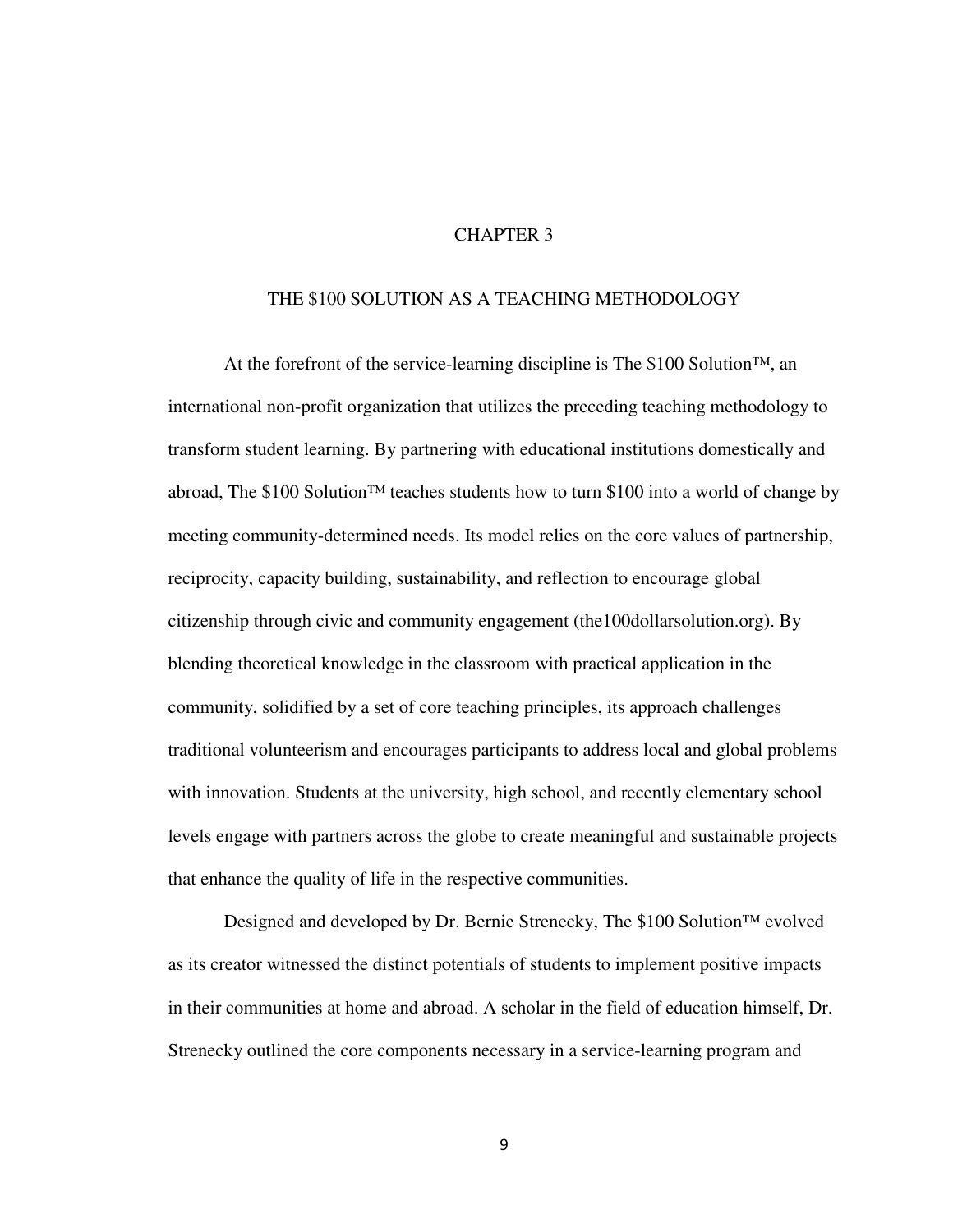# CHAPTER 3

## THE $100 SOLUTION AS A TEACHING METHODOLOGY

At the forefront of the service-learning discipline is The $100 Solution™, an international non-profit organization that utilizes the preceding teaching methodology to transform student learning. By partnering with educational institutions domestically and abroad, The $100 Solution™ teaches students how to turn $100 into a world of change by meeting community-determined needs. Its model relies on the core values of partnership, reciprocity, capacity building, sustainability, and reflection to encourage global citizenship through civic and community engagement (the100dollarsolution.org). By blending theoretical knowledge in the classroom with practical application in the community, solidified by a set of core teaching principles, its approach challenges traditional volunteerism and encourages participants to address local and global problems with innovation. Students at the university, high school, and recently elementary school levels engage with partners across the globe to create meaningful and sustainable projects that enhance the quality of life in the respective communities.

Designed and developed by Dr. Bernie Strenecky, The $100 Solution™ evolved as its creator witnessed the distinct potentials of students to implement positive impacts in their communities at home and abroad. A scholar in the field of education himself, Dr. Strenecky outlined the core components necessary in a service-learning program and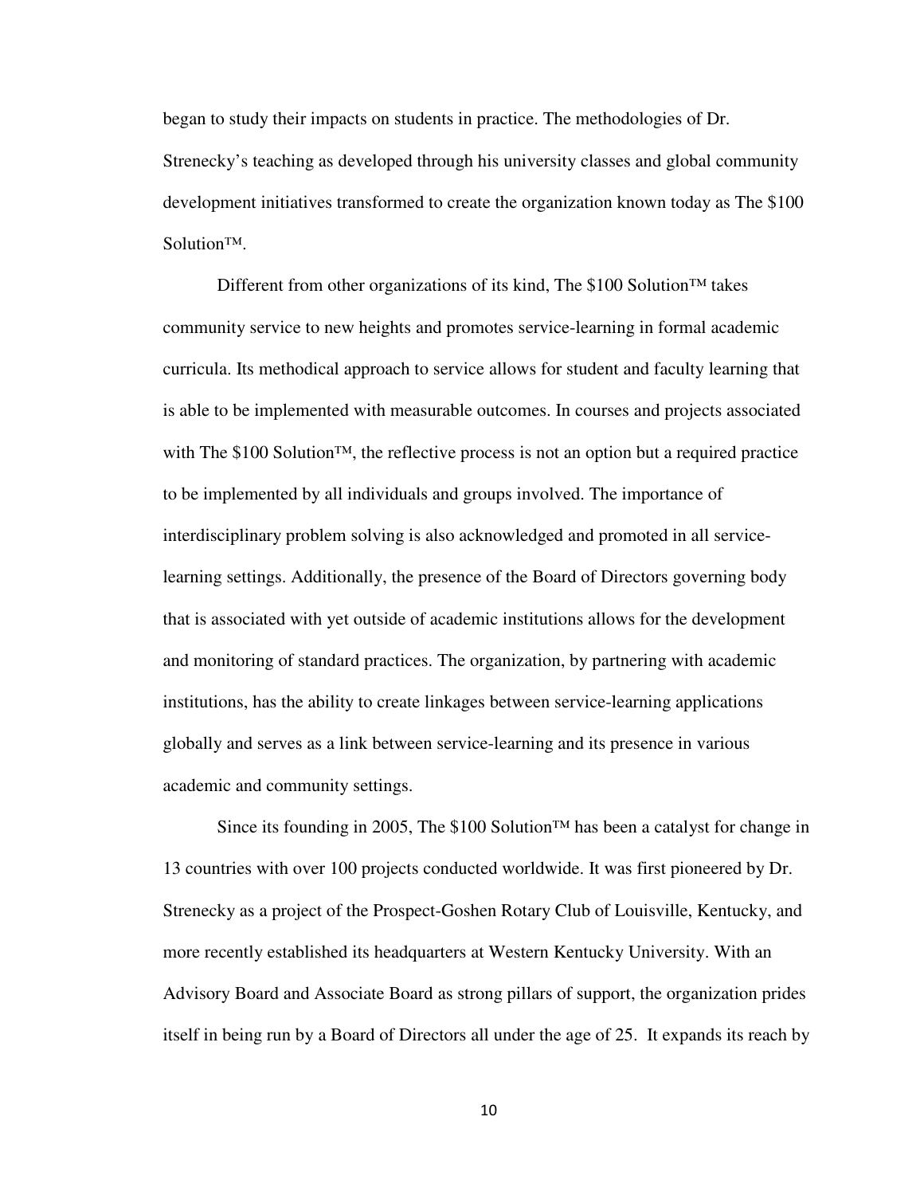began to study their impacts on students in practice. The methodologies of Dr. Strenecky's teaching as developed through his university classes and global community development initiatives transformed to create the organization known today as The $100 Solution™.

Different from other organizations of its kind, The $100 Solution™ takes community service to new heights and promotes service-learning in formal academic curricula. Its methodical approach to service allows for student and faculty learning that is able to be implemented with measurable outcomes. In courses and projects associated with The $100 Solution™, the reflective process is not an option but a required practice to be implemented by all individuals and groups involved. The importance of interdisciplinary problem solving is also acknowledged and promoted in all service-learning settings. Additionally, the presence of the Board of Directors governing body that is associated with yet outside of academic institutions allows for the development and monitoring of standard practices. The organization, by partnering with academic institutions, has the ability to create linkages between service-learning applications globally and serves as a link between service-learning and its presence in various academic and community settings.

Since its founding in 2005, The $100 Solution™ has been a catalyst for change in 13 countries with over 100 projects conducted worldwide. It was first pioneered by Dr. Strenecky as a project of the Prospect-Goshen Rotary Club of Louisville, Kentucky, and more recently established its headquarters at Western Kentucky University. With an Advisory Board and Associate Board as strong pillars of support, the organization prides itself in being run by a Board of Directors all under the age of 25. It expands its reach by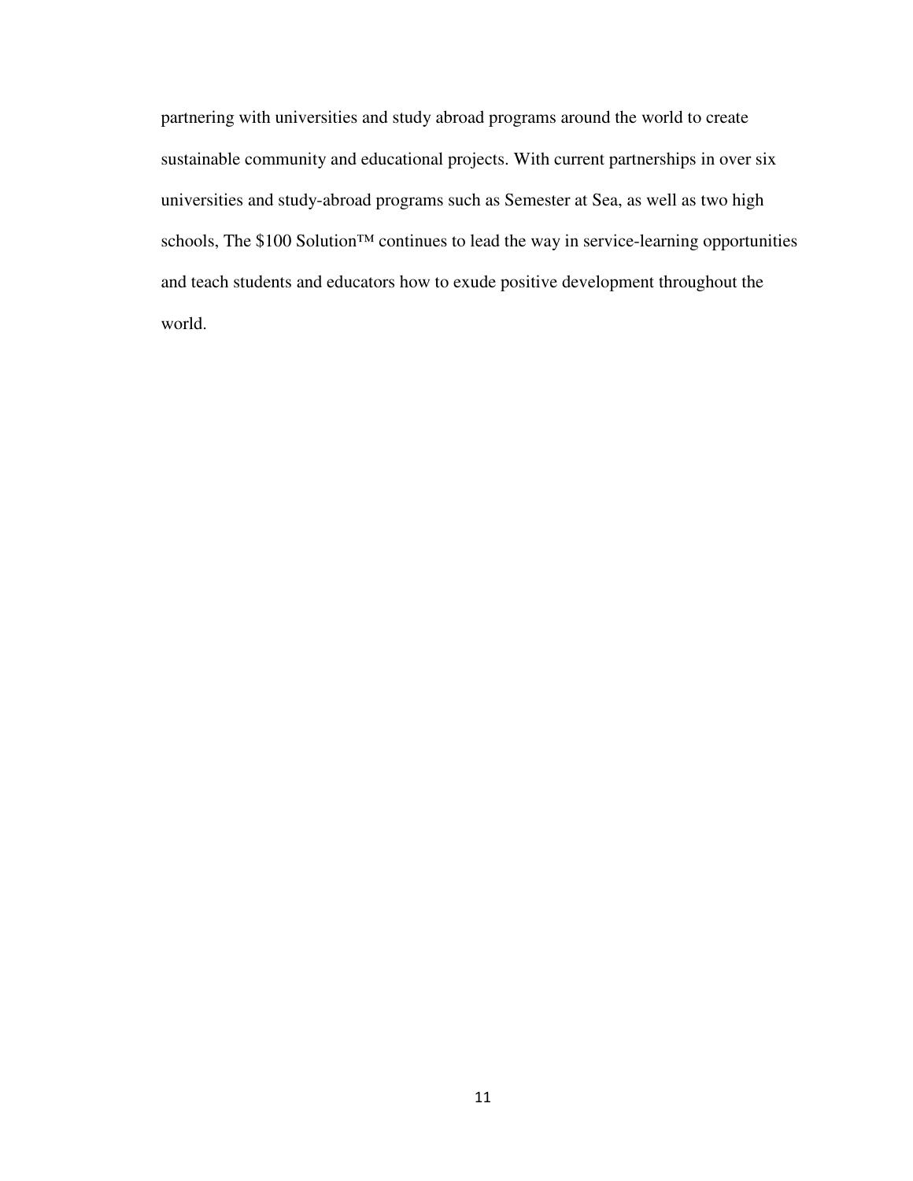partnering with universities and study abroad programs around the world to create sustainable community and educational projects. With current partnerships in over six universities and study-abroad programs such as Semester at Sea, as well as two high schools, The $100 Solution™ continues to lead the way in service-learning opportunities and teach students and educators how to exude positive development throughout the world.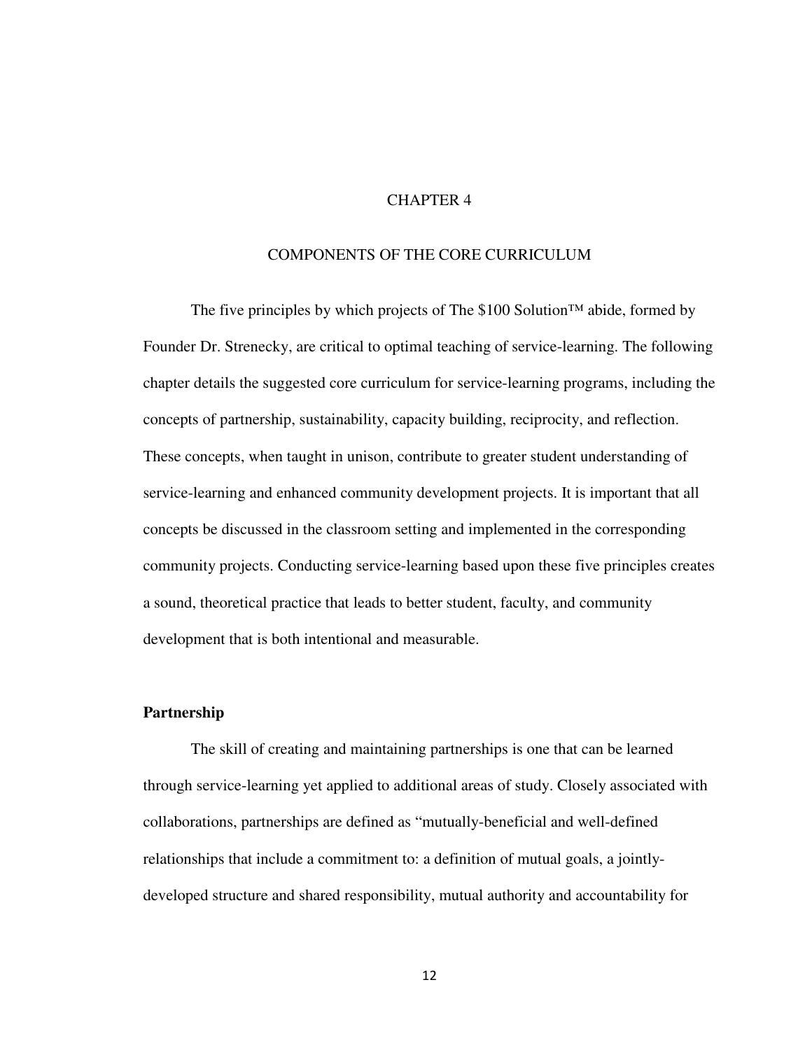# CHAPTER 4

# COMPONENTS OF THE CORE CURRICULUM

The five principles by which projects of The $100 Solution™ abide, formed by Founder Dr. Strenecky, are critical to optimal teaching of service-learning. The following chapter details the suggested core curriculum for service-learning programs, including the concepts of partnership, sustainability, capacity building, reciprocity, and reflection. These concepts, when taught in unison, contribute to greater student understanding of service-learning and enhanced community development projects. It is important that all concepts be discussed in the classroom setting and implemented in the corresponding community projects. Conducting service-learning based upon these five principles creates a sound, theoretical practice that leads to better student, faculty, and community development that is both intentional and measurable.

## Partnership

The skill of creating and maintaining partnerships is one that can be learned through service-learning yet applied to additional areas of study. Closely associated with collaborations, partnerships are defined as "mutually-beneficial and well-defined relationships that include a commitment to: a definition of mutual goals, a jointly-developed structure and shared responsibility, mutual authority and accountability for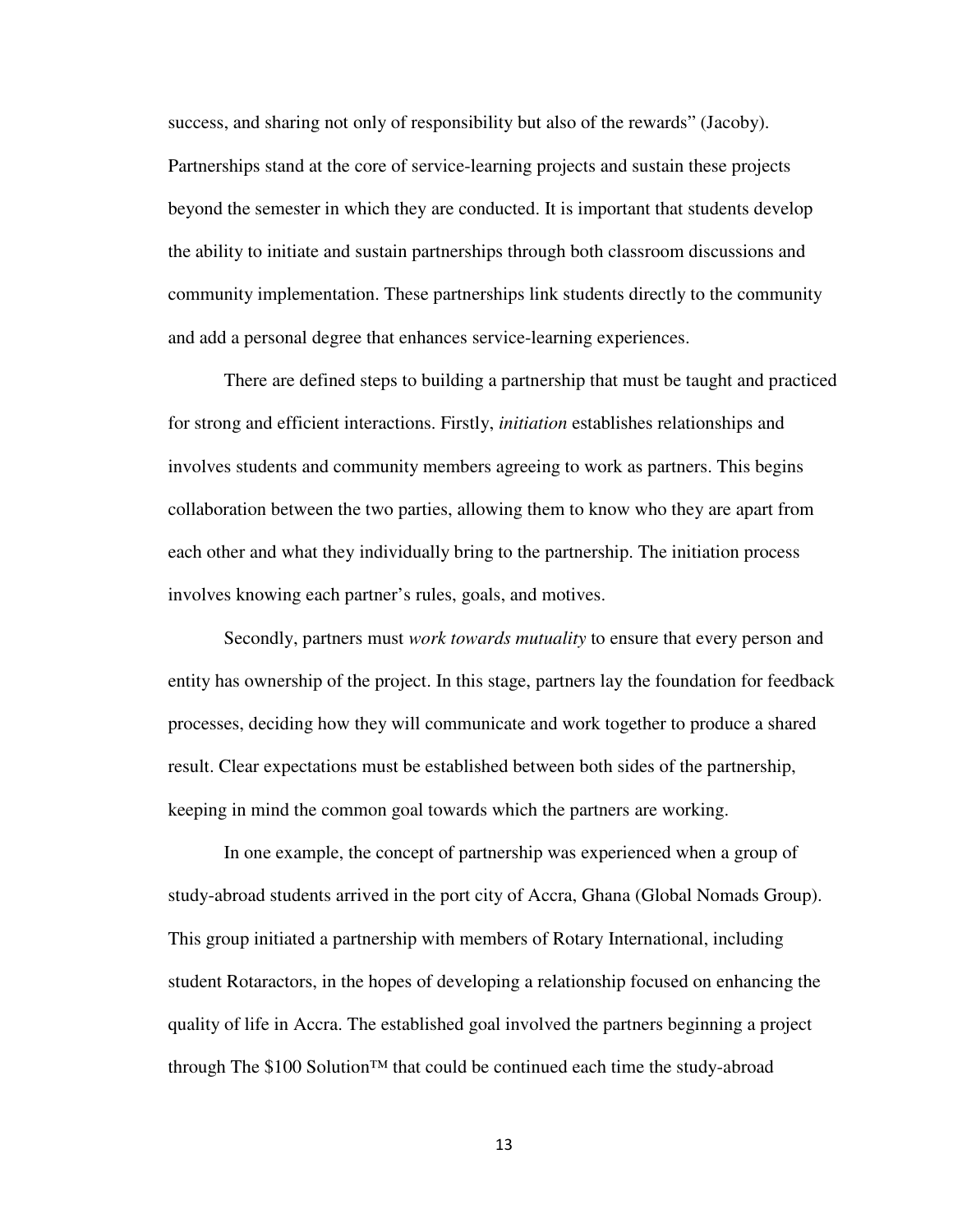success, and sharing not only of responsibility but also of the rewards" (Jacoby). Partnerships stand at the core of service-learning projects and sustain these projects beyond the semester in which they are conducted. It is important that students develop the ability to initiate and sustain partnerships through both classroom discussions and community implementation. These partnerships link students directly to the community and add a personal degree that enhances service-learning experiences.

There are defined steps to building a partnership that must be taught and practiced for strong and efficient interactions. Firstly, *initiation* establishes relationships and involves students and community members agreeing to work as partners. This begins collaboration between the two parties, allowing them to know who they are apart from each other and what they individually bring to the partnership. The initiation process involves knowing each partner's rules, goals, and motives.

Secondly, partners must *work towards mutuality* to ensure that every person and entity has ownership of the project. In this stage, partners lay the foundation for feedback processes, deciding how they will communicate and work together to produce a shared result. Clear expectations must be established between both sides of the partnership, keeping in mind the common goal towards which the partners are working.

In one example, the concept of partnership was experienced when a group of study-abroad students arrived in the port city of Accra, Ghana (Global Nomads Group). This group initiated a partnership with members of Rotary International, including student Rotaractors, in the hopes of developing a relationship focused on enhancing the quality of life in Accra. The established goal involved the partners beginning a project through The $100 Solution™ that could be continued each time the study-abroad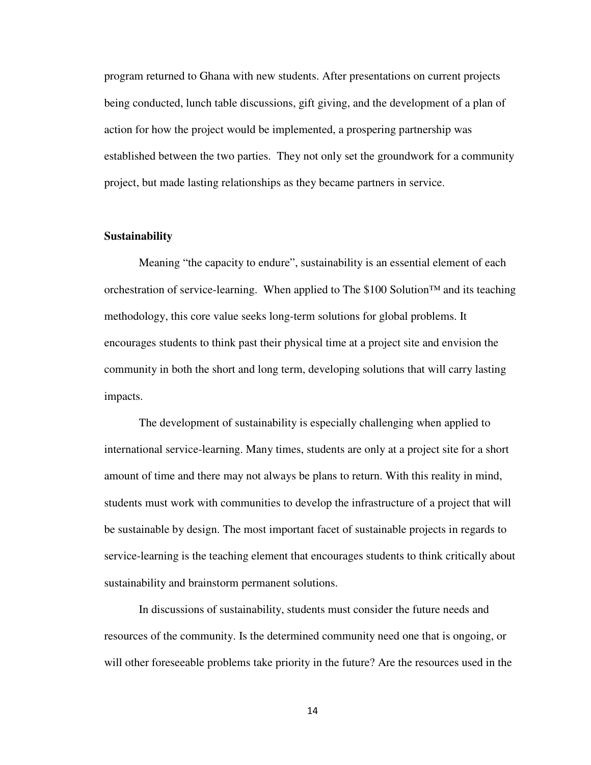program returned to Ghana with new students. After presentations on current projects being conducted, lunch table discussions, gift giving, and the development of a plan of action for how the project would be implemented, a prospering partnership was established between the two parties. They not only set the groundwork for a community project, but made lasting relationships as they became partners in service.

### Sustainability

Meaning "the capacity to endure", sustainability is an essential element of each orchestration of service-learning. When applied to The $100 Solution™ and its teaching methodology, this core value seeks long-term solutions for global problems. It encourages students to think past their physical time at a project site and envision the community in both the short and long term, developing solutions that will carry lasting impacts.

The development of sustainability is especially challenging when applied to international service-learning. Many times, students are only at a project site for a short amount of time and there may not always be plans to return. With this reality in mind, students must work with communities to develop the infrastructure of a project that will be sustainable by design. The most important facet of sustainable projects in regards to service-learning is the teaching element that encourages students to think critically about sustainability and brainstorm permanent solutions.

In discussions of sustainability, students must consider the future needs and resources of the community. Is the determined community need one that is ongoing, or will other foreseeable problems take priority in the future? Are the resources used in the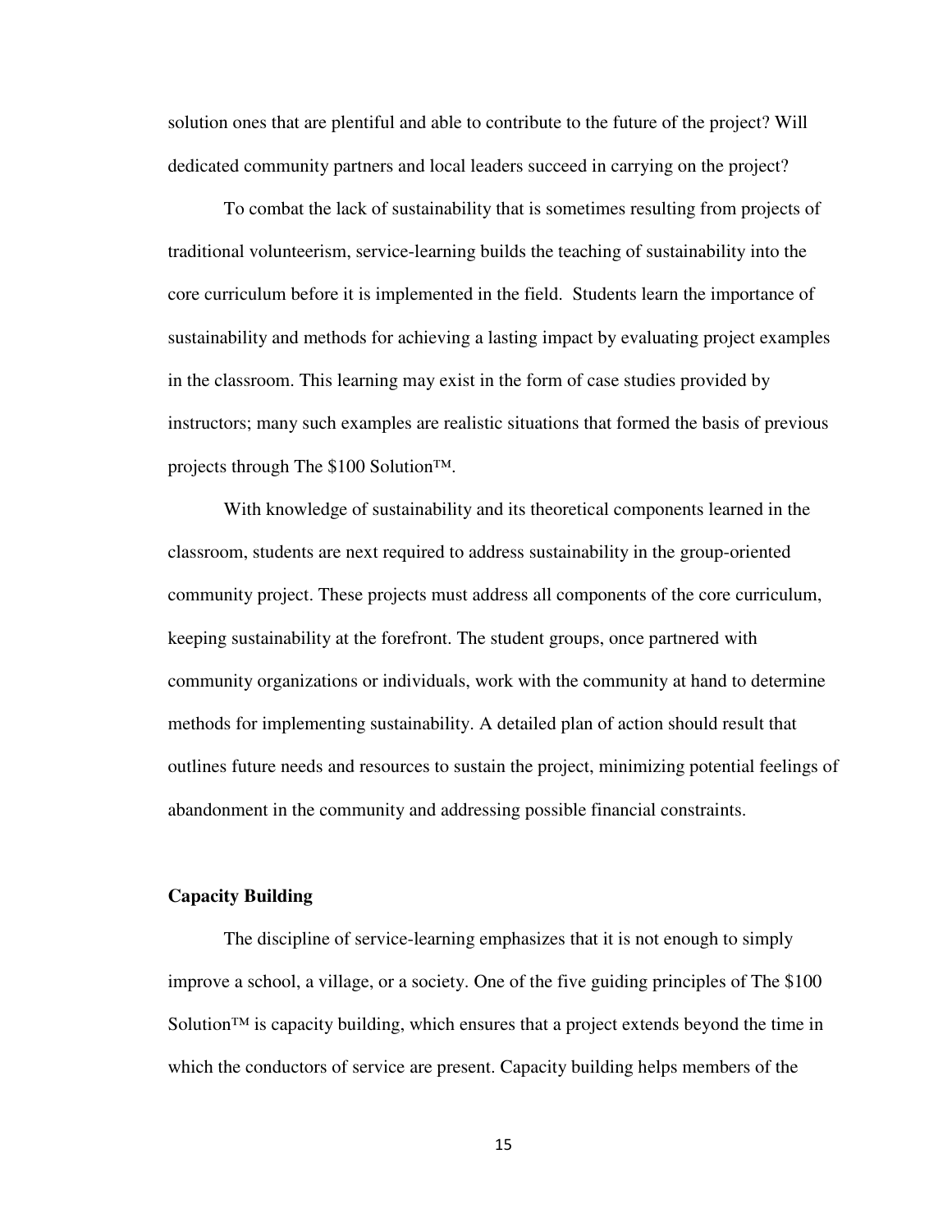solution ones that are plentiful and able to contribute to the future of the project? Will dedicated community partners and local leaders succeed in carrying on the project?

To combat the lack of sustainability that is sometimes resulting from projects of traditional volunteerism, service-learning builds the teaching of sustainability into the core curriculum before it is implemented in the field. Students learn the importance of sustainability and methods for achieving a lasting impact by evaluating project examples in the classroom. This learning may exist in the form of case studies provided by instructors; many such examples are realistic situations that formed the basis of previous projects through The $100 Solution™.

With knowledge of sustainability and its theoretical components learned in the classroom, students are next required to address sustainability in the group-oriented community project. These projects must address all components of the core curriculum, keeping sustainability at the forefront. The student groups, once partnered with community organizations or individuals, work with the community at hand to determine methods for implementing sustainability. A detailed plan of action should result that outlines future needs and resources to sustain the project, minimizing potential feelings of abandonment in the community and addressing possible financial constraints.

**Capacity Building**

The discipline of service-learning emphasizes that it is not enough to simply improve a school, a village, or a society. One of the five guiding principles of The $100 Solution™ is capacity building, which ensures that a project extends beyond the time in which the conductors of service are present. Capacity building helps members of the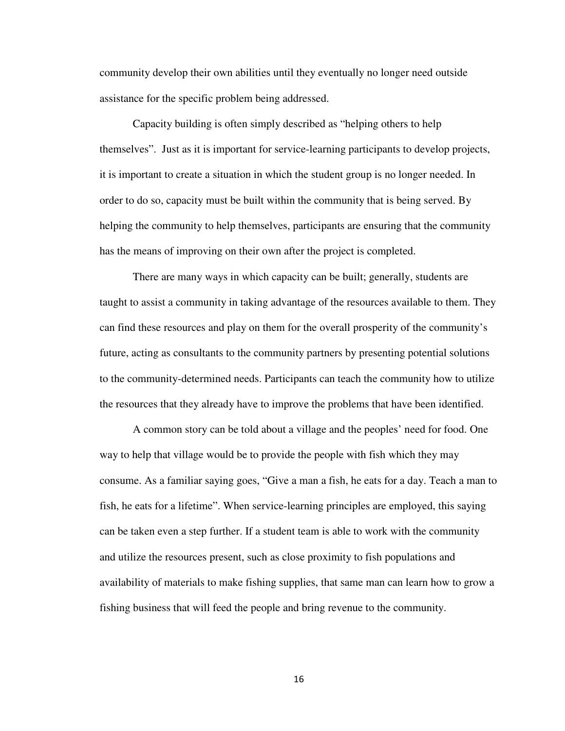community develop their own abilities until they eventually no longer need outside assistance for the specific problem being addressed.

Capacity building is often simply described as “helping others to help themselves”. Just as it is important for service-learning participants to develop projects, it is important to create a situation in which the student group is no longer needed. In order to do so, capacity must be built within the community that is being served. By helping the community to help themselves, participants are ensuring that the community has the means of improving on their own after the project is completed.

There are many ways in which capacity can be built; generally, students are taught to assist a community in taking advantage of the resources available to them. They can find these resources and play on them for the overall prosperity of the community’s future, acting as consultants to the community partners by presenting potential solutions to the community-determined needs. Participants can teach the community how to utilize the resources that they already have to improve the problems that have been identified.

A common story can be told about a village and the peoples’ need for food. One way to help that village would be to provide the people with fish which they may consume. As a familiar saying goes, “Give a man a fish, he eats for a day. Teach a man to fish, he eats for a lifetime”. When service-learning principles are employed, this saying can be taken even a step further. If a student team is able to work with the community and utilize the resources present, such as close proximity to fish populations and availability of materials to make fishing supplies, that same man can learn how to grow a fishing business that will feed the people and bring revenue to the community.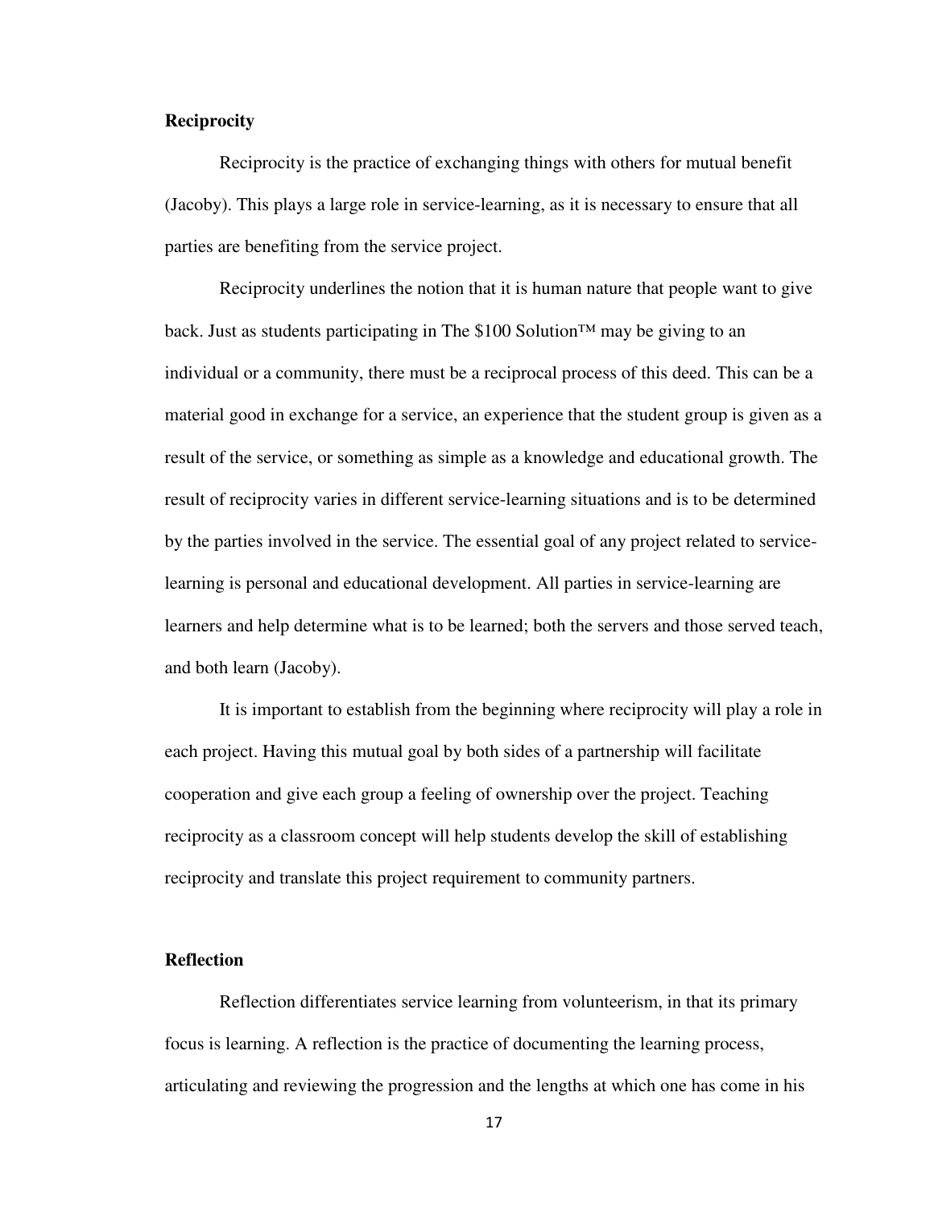**Reciprocity**

Reciprocity is the practice of exchanging things with others for mutual benefit (Jacoby). This plays a large role in service-learning, as it is necessary to ensure that all parties are benefiting from the service project.

Reciprocity underlines the notion that it is human nature that people want to give back. Just as students participating in The $100 Solution™ may be giving to an individual or a community, there must be a reciprocal process of this deed. This can be a material good in exchange for a service, an experience that the student group is given as a result of the service, or something as simple as a knowledge and educational growth. The result of reciprocity varies in different service-learning situations and is to be determined by the parties involved in the service. The essential goal of any project related to service-learning is personal and educational development. All parties in service-learning are learners and help determine what is to be learned; both the servers and those served teach, and both learn (Jacoby).

It is important to establish from the beginning where reciprocity will play a role in each project. Having this mutual goal by both sides of a partnership will facilitate cooperation and give each group a feeling of ownership over the project. Teaching reciprocity as a classroom concept will help students develop the skill of establishing reciprocity and translate this project requirement to community partners.

**Reflection**

Reflection differentiates service learning from volunteerism, in that its primary focus is learning. A reflection is the practice of documenting the learning process, articulating and reviewing the progression and the lengths at which one has come in his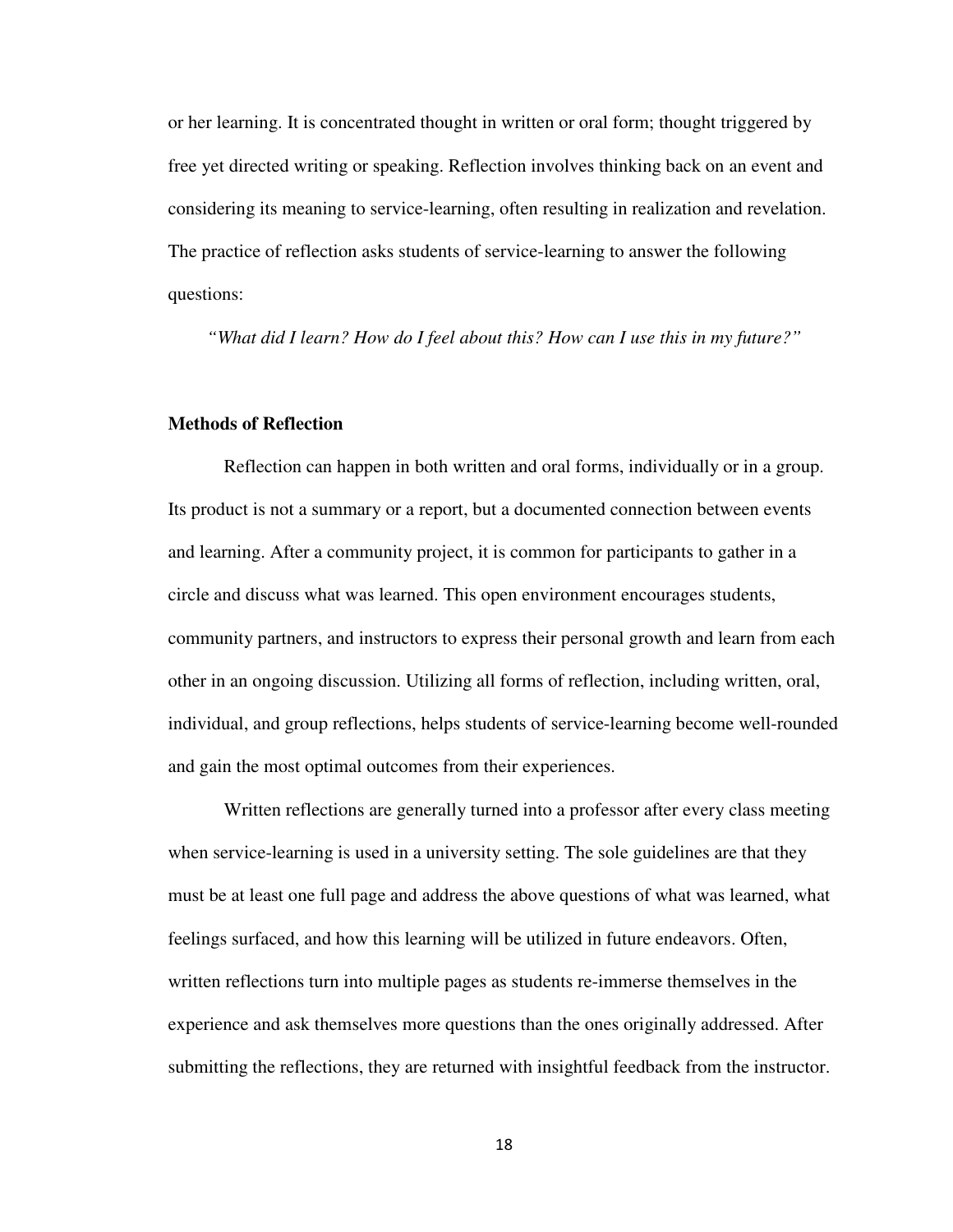or her learning. It is concentrated thought in written or oral form; thought triggered by free yet directed writing or speaking. Reflection involves thinking back on an event and considering its meaning to service-learning, often resulting in realization and revelation. The practice of reflection asks students of service-learning to answer the following questions:

*“What did I learn? How do I feel about this? How can I use this in my future?”*

**Methods of Reflection**

Reflection can happen in both written and oral forms, individually or in a group. Its product is not a summary or a report, but a documented connection between events and learning. After a community project, it is common for participants to gather in a circle and discuss what was learned. This open environment encourages students, community partners, and instructors to express their personal growth and learn from each other in an ongoing discussion. Utilizing all forms of reflection, including written, oral, individual, and group reflections, helps students of service-learning become well-rounded and gain the most optimal outcomes from their experiences.

Written reflections are generally turned into a professor after every class meeting when service-learning is used in a university setting. The sole guidelines are that they must be at least one full page and address the above questions of what was learned, what feelings surfaced, and how this learning will be utilized in future endeavors. Often, written reflections turn into multiple pages as students re-immerse themselves in the experience and ask themselves more questions than the ones originally addressed. After submitting the reflections, they are returned with insightful feedback from the instructor.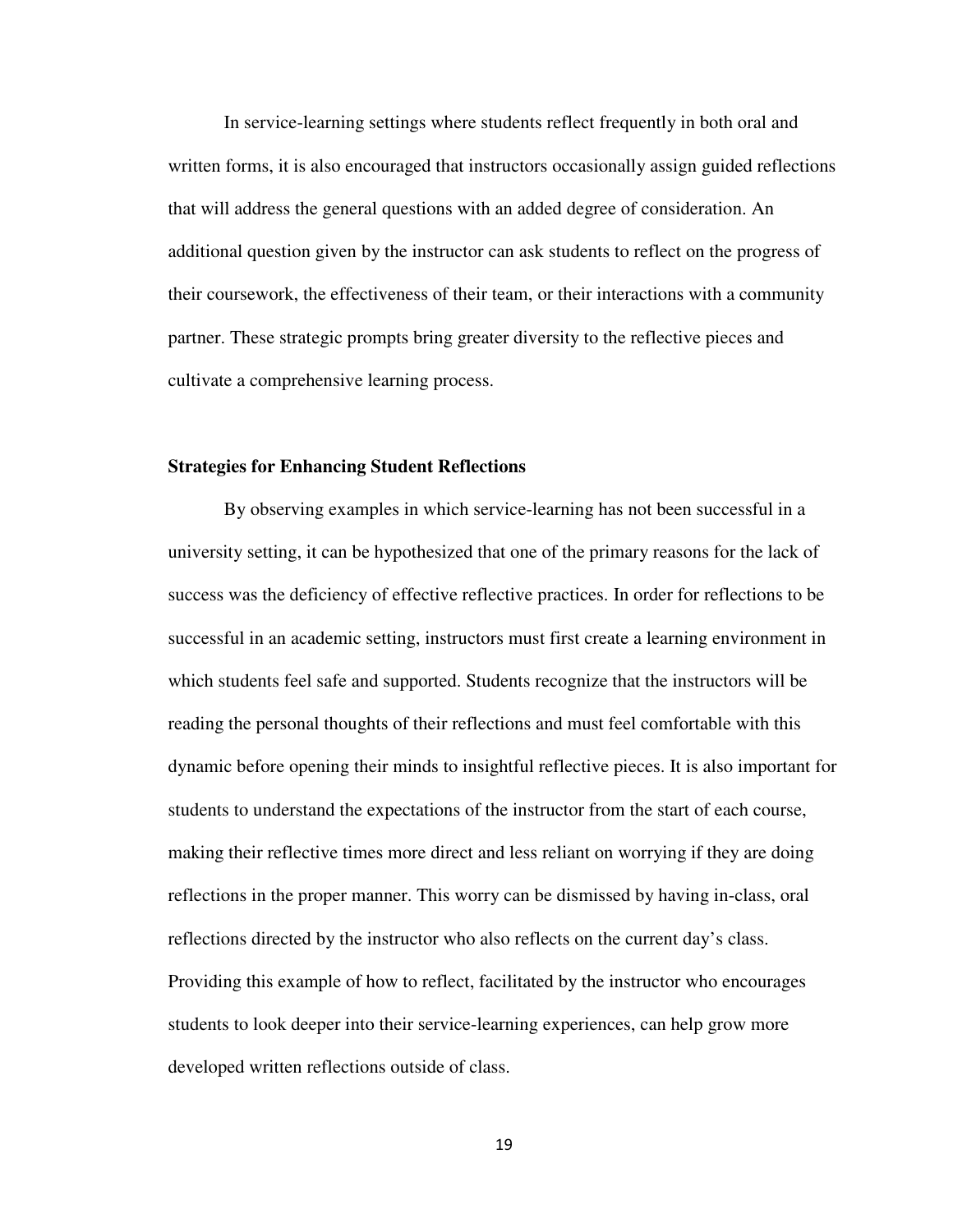In service-learning settings where students reflect frequently in both oral and written forms, it is also encouraged that instructors occasionally assign guided reflections that will address the general questions with an added degree of consideration. An additional question given by the instructor can ask students to reflect on the progress of their coursework, the effectiveness of their team, or their interactions with a community partner. These strategic prompts bring greater diversity to the reflective pieces and cultivate a comprehensive learning process.

**Strategies for Enhancing Student Reflections**

By observing examples in which service-learning has not been successful in a university setting, it can be hypothesized that one of the primary reasons for the lack of success was the deficiency of effective reflective practices. In order for reflections to be successful in an academic setting, instructors must first create a learning environment in which students feel safe and supported. Students recognize that the instructors will be reading the personal thoughts of their reflections and must feel comfortable with this dynamic before opening their minds to insightful reflective pieces. It is also important for students to understand the expectations of the instructor from the start of each course, making their reflective times more direct and less reliant on worrying if they are doing reflections in the proper manner. This worry can be dismissed by having in-class, oral reflections directed by the instructor who also reflects on the current day's class. Providing this example of how to reflect, facilitated by the instructor who encourages students to look deeper into their service-learning experiences, can help grow more developed written reflections outside of class.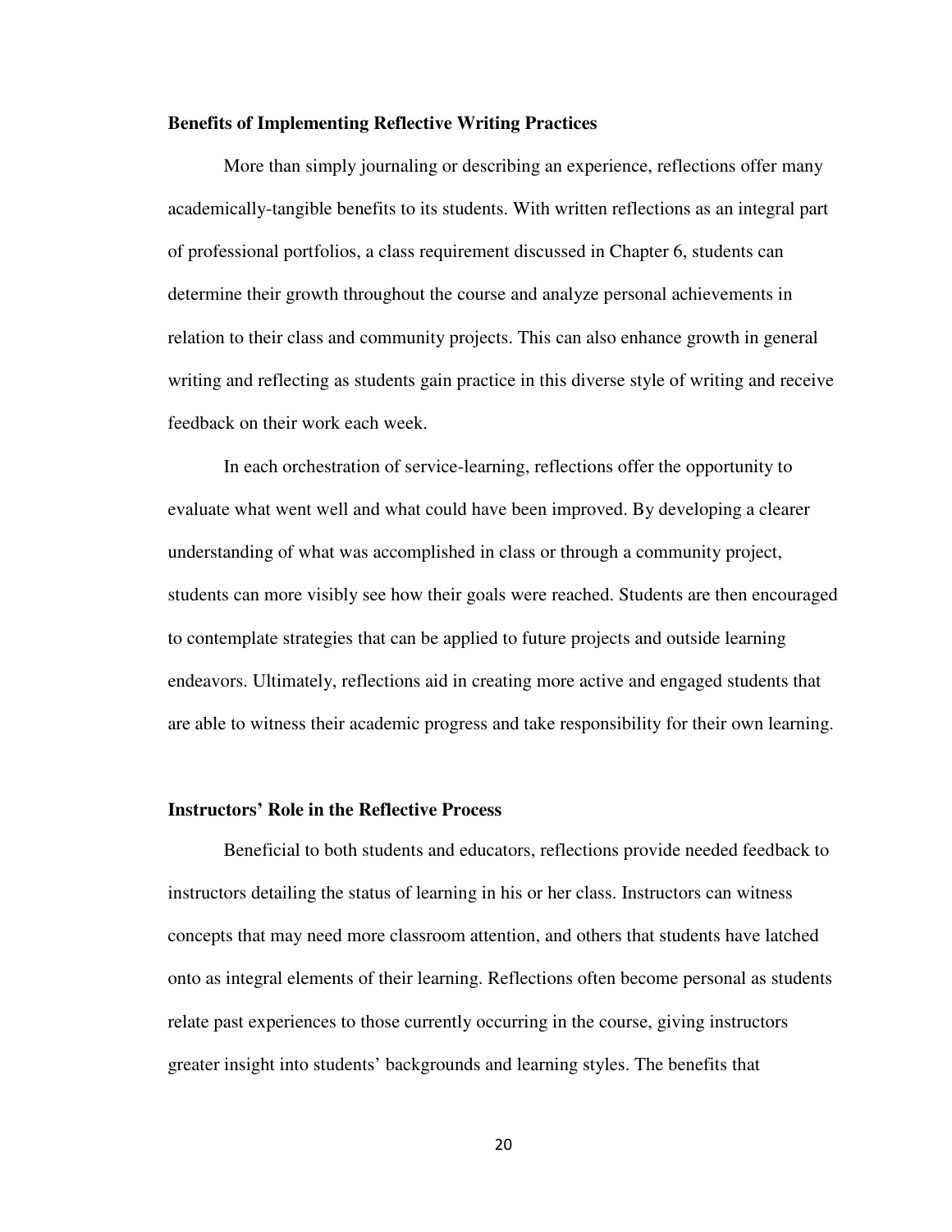**Benefits of Implementing Reflective Writing Practices**

More than simply journaling or describing an experience, reflections offer many academically-tangible benefits to its students. With written reflections as an integral part of professional portfolios, a class requirement discussed in Chapter 6, students can determine their growth throughout the course and analyze personal achievements in relation to their class and community projects. This can also enhance growth in general writing and reflecting as students gain practice in this diverse style of writing and receive feedback on their work each week.

In each orchestration of service-learning, reflections offer the opportunity to evaluate what went well and what could have been improved. By developing a clearer understanding of what was accomplished in class or through a community project, students can more visibly see how their goals were reached. Students are then encouraged to contemplate strategies that can be applied to future projects and outside learning endeavors. Ultimately, reflections aid in creating more active and engaged students that are able to witness their academic progress and take responsibility for their own learning.

**Instructors' Role in the Reflective Process**

Beneficial to both students and educators, reflections provide needed feedback to instructors detailing the status of learning in his or her class. Instructors can witness concepts that may need more classroom attention, and others that students have latched onto as integral elements of their learning. Reflections often become personal as students relate past experiences to those currently occurring in the course, giving instructors greater insight into students' backgrounds and learning styles. The benefits that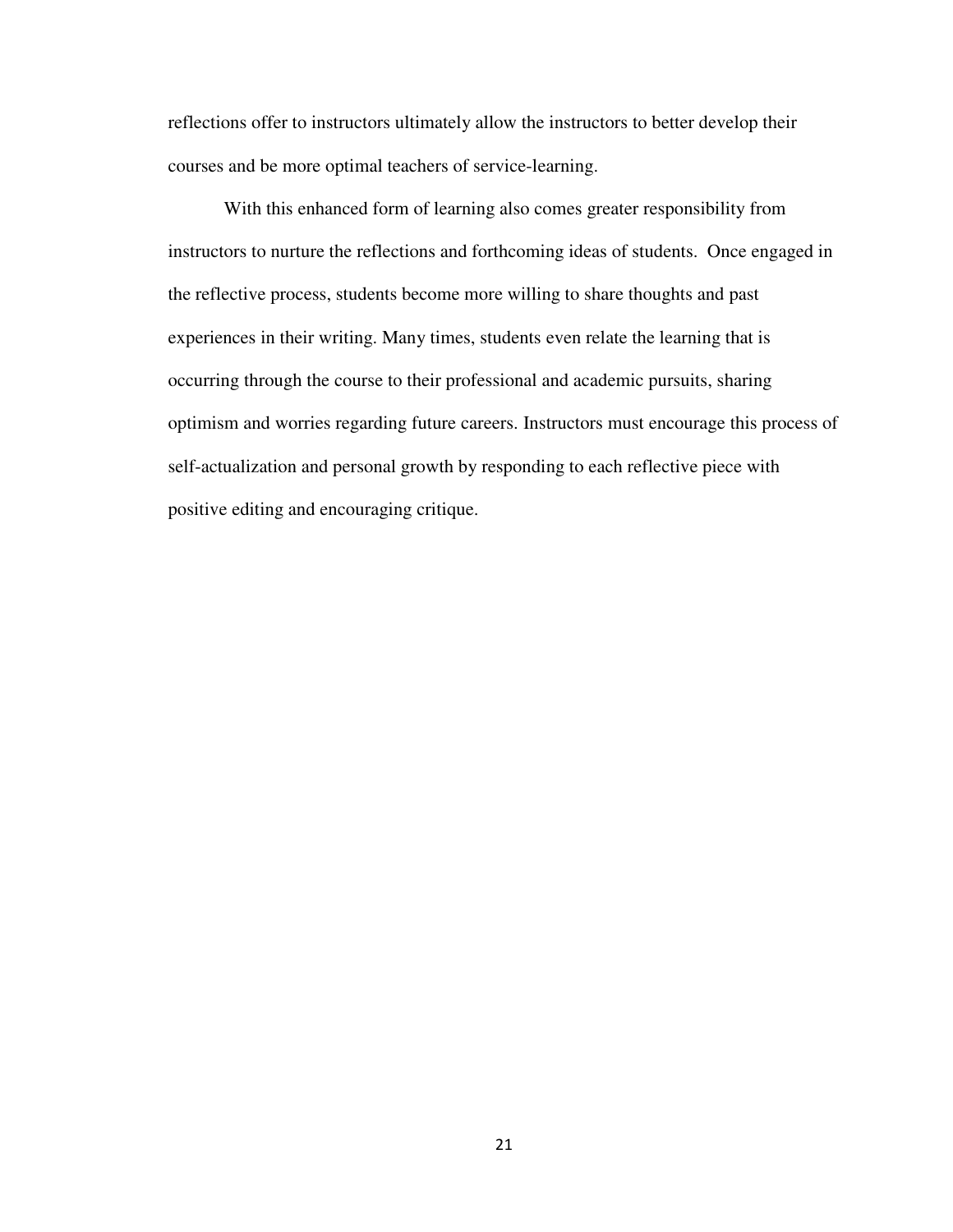reflections offer to instructors ultimately allow the instructors to better develop their courses and be more optimal teachers of service-learning.

With this enhanced form of learning also comes greater responsibility from instructors to nurture the reflections and forthcoming ideas of students. Once engaged in the reflective process, students become more willing to share thoughts and past experiences in their writing. Many times, students even relate the learning that is occurring through the course to their professional and academic pursuits, sharing optimism and worries regarding future careers. Instructors must encourage this process of self-actualization and personal growth by responding to each reflective piece with positive editing and encouraging critique.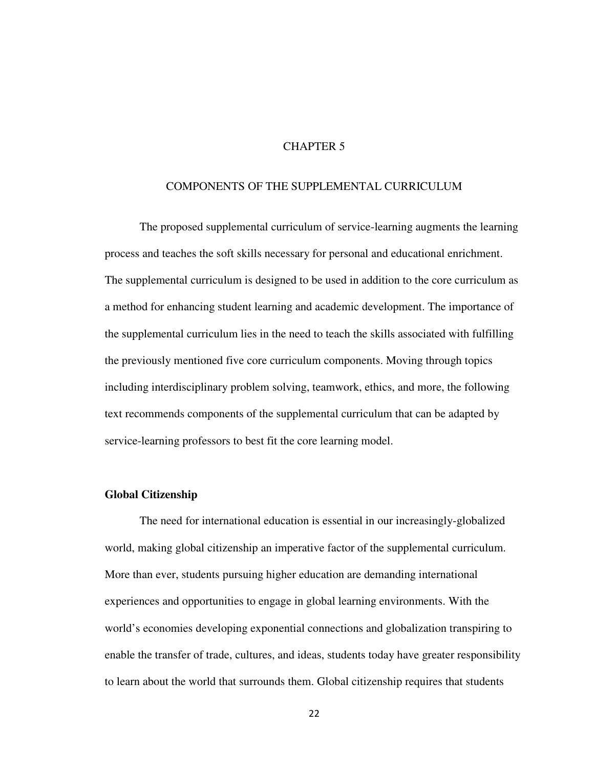# CHAPTER 5

# COMPONENTS OF THE SUPPLEMENTAL CURRICULUM

The proposed supplemental curriculum of service-learning augments the learning process and teaches the soft skills necessary for personal and educational enrichment. The supplemental curriculum is designed to be used in addition to the core curriculum as a method for enhancing student learning and academic development. The importance of the supplemental curriculum lies in the need to teach the skills associated with fulfilling the previously mentioned five core curriculum components. Moving through topics including interdisciplinary problem solving, teamwork, ethics, and more, the following text recommends components of the supplemental curriculum that can be adapted by service-learning professors to best fit the core learning model.

## Global Citizenship

The need for international education is essential in our increasingly-globalized world, making global citizenship an imperative factor of the supplemental curriculum. More than ever, students pursuing higher education are demanding international experiences and opportunities to engage in global learning environments. With the world's economies developing exponential connections and globalization transpiring to enable the transfer of trade, cultures, and ideas, students today have greater responsibility to learn about the world that surrounds them. Global citizenship requires that students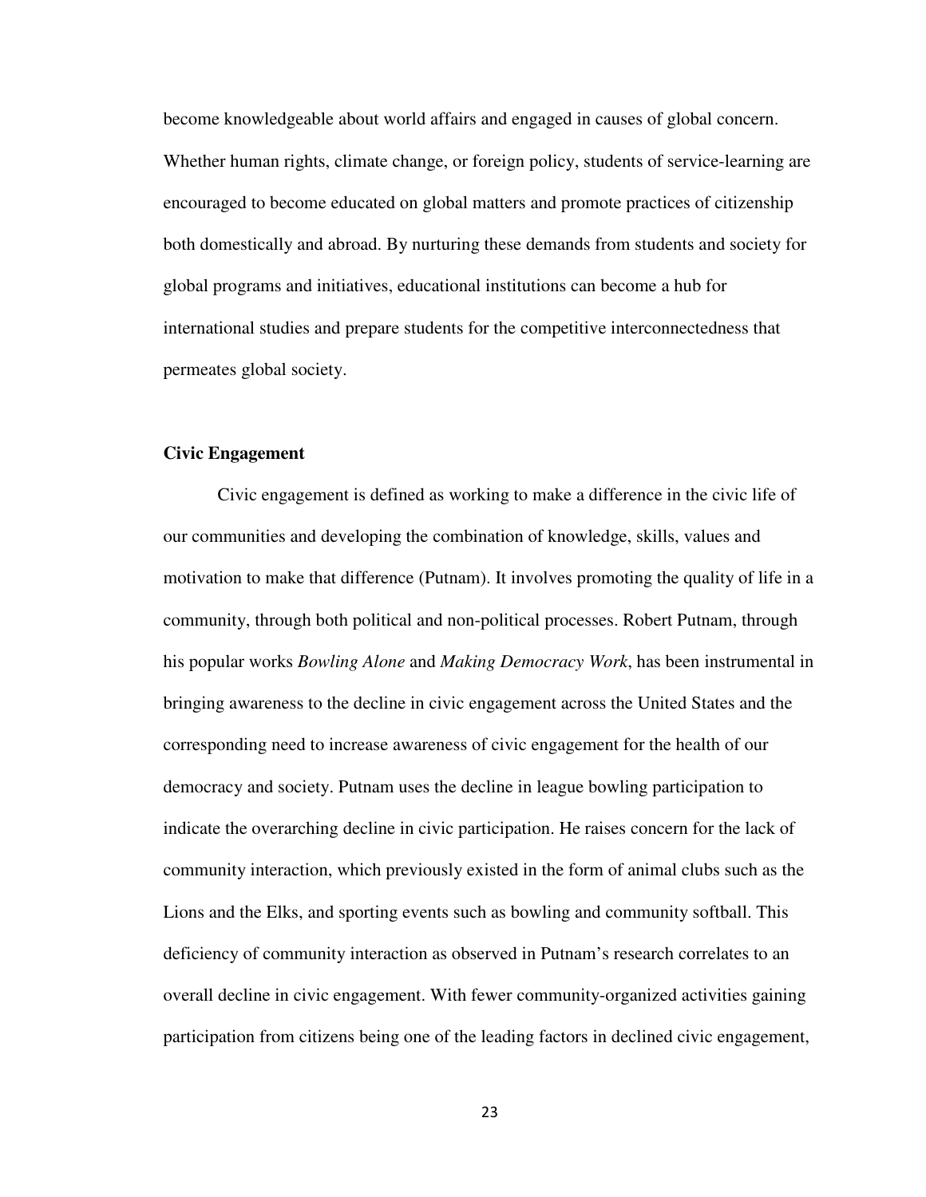become knowledgeable about world affairs and engaged in causes of global concern. Whether human rights, climate change, or foreign policy, students of service-learning are encouraged to become educated on global matters and promote practices of citizenship both domestically and abroad. By nurturing these demands from students and society for global programs and initiatives, educational institutions can become a hub for international studies and prepare students for the competitive interconnectedness that permeates global society.

**Civic Engagement**

Civic engagement is defined as working to make a difference in the civic life of our communities and developing the combination of knowledge, skills, values and motivation to make that difference (Putnam). It involves promoting the quality of life in a community, through both political and non-political processes. Robert Putnam, through his popular works *Bowling Alone* and *Making Democracy Work*, has been instrumental in bringing awareness to the decline in civic engagement across the United States and the corresponding need to increase awareness of civic engagement for the health of our democracy and society. Putnam uses the decline in league bowling participation to indicate the overarching decline in civic participation. He raises concern for the lack of community interaction, which previously existed in the form of animal clubs such as the Lions and the Elks, and sporting events such as bowling and community softball. This deficiency of community interaction as observed in Putnam's research correlates to an overall decline in civic engagement. With fewer community-organized activities gaining participation from citizens being one of the leading factors in declined civic engagement,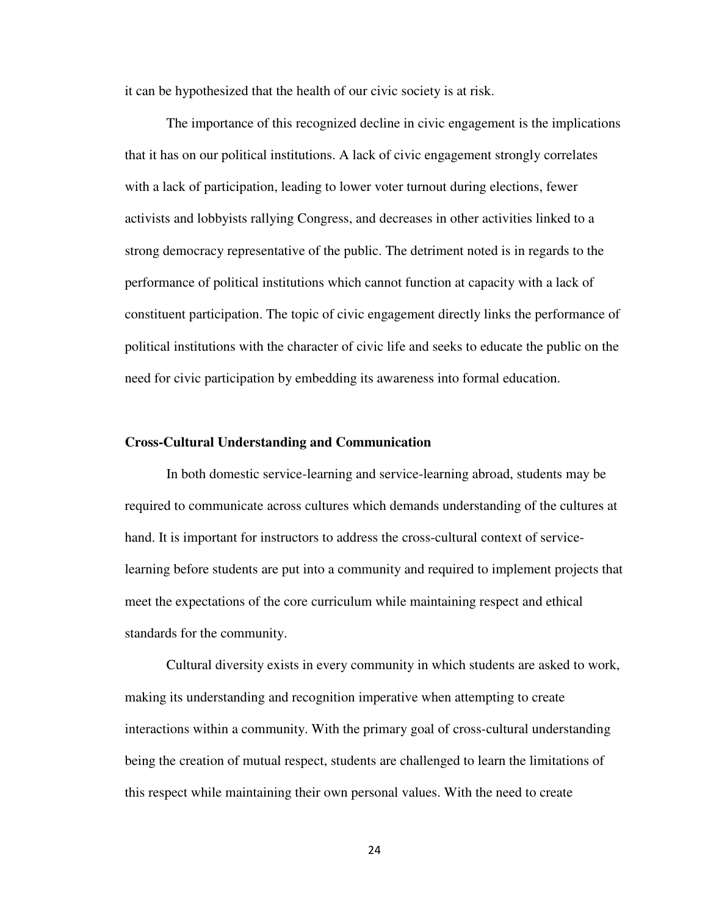it can be hypothesized that the health of our civic society is at risk.

The importance of this recognized decline in civic engagement is the implications that it has on our political institutions. A lack of civic engagement strongly correlates with a lack of participation, leading to lower voter turnout during elections, fewer activists and lobbyists rallying Congress, and decreases in other activities linked to a strong democracy representative of the public. The detriment noted is in regards to the performance of political institutions which cannot function at capacity with a lack of constituent participation. The topic of civic engagement directly links the performance of political institutions with the character of civic life and seeks to educate the public on the need for civic participation by embedding its awareness into formal education.

**Cross-Cultural Understanding and Communication**

In both domestic service-learning and service-learning abroad, students may be required to communicate across cultures which demands understanding of the cultures at hand. It is important for instructors to address the cross-cultural context of service-learning before students are put into a community and required to implement projects that meet the expectations of the core curriculum while maintaining respect and ethical standards for the community.

Cultural diversity exists in every community in which students are asked to work, making its understanding and recognition imperative when attempting to create interactions within a community. With the primary goal of cross-cultural understanding being the creation of mutual respect, students are challenged to learn the limitations of this respect while maintaining their own personal values. With the need to create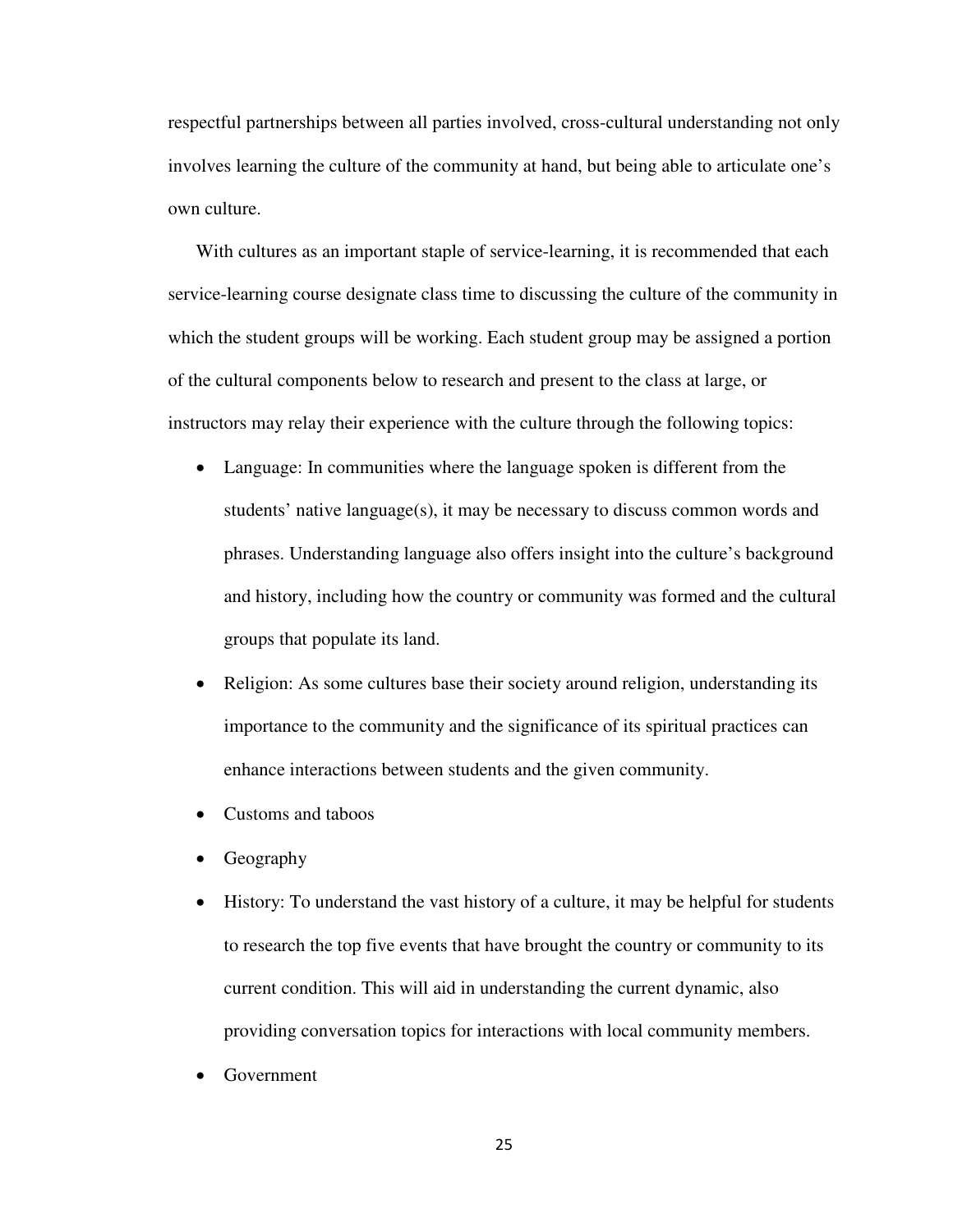respectful partnerships between all parties involved, cross-cultural understanding not only involves learning the culture of the community at hand, but being able to articulate one's own culture.

With cultures as an important staple of service-learning, it is recommended that each service-learning course designate class time to discussing the culture of the community in which the student groups will be working. Each student group may be assigned a portion of the cultural components below to research and present to the class at large, or instructors may relay their experience with the culture through the following topics:

- Language: In communities where the language spoken is different from the students' native language(s), it may be necessary to discuss common words and phrases. Understanding language also offers insight into the culture's background and history, including how the country or community was formed and the cultural groups that populate its land.
- Religion: As some cultures base their society around religion, understanding its importance to the community and the significance of its spiritual practices can enhance interactions between students and the given community.
- Customs and taboos
- Geography
- History: To understand the vast history of a culture, it may be helpful for students to research the top five events that have brought the country or community to its current condition. This will aid in understanding the current dynamic, also providing conversation topics for interactions with local community members.
- Government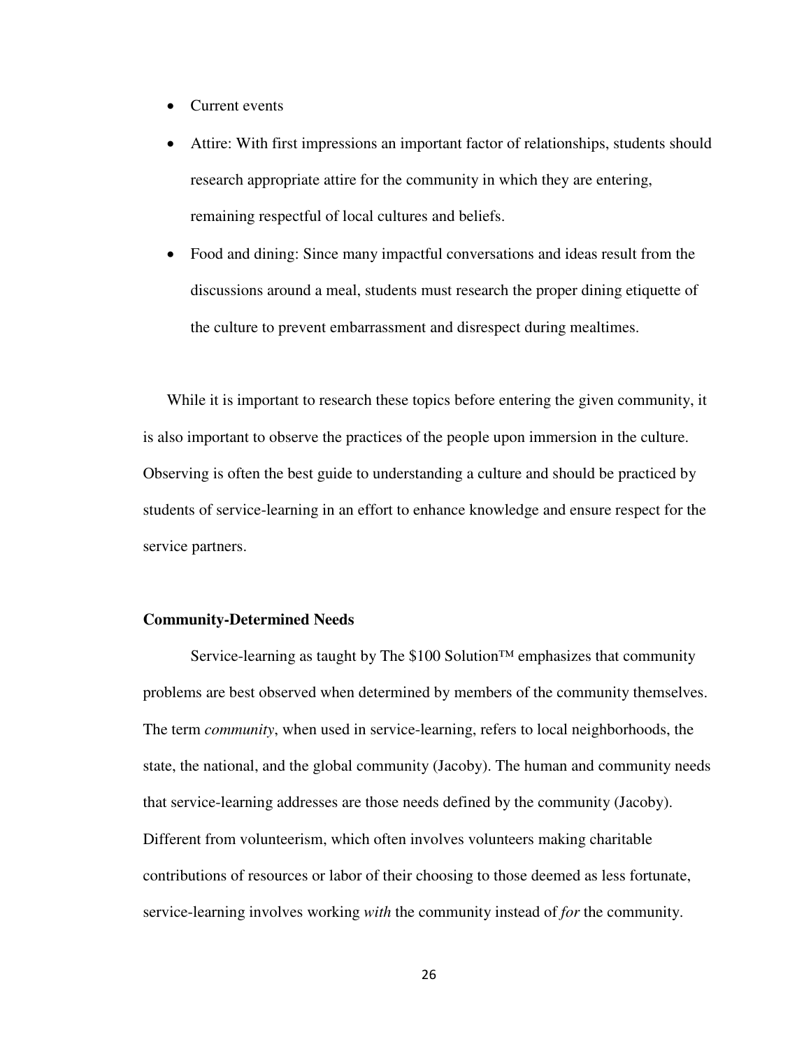- Current events
- Attire: With first impressions an important factor of relationships, students should research appropriate attire for the community in which they are entering, remaining respectful of local cultures and beliefs.
- Food and dining: Since many impactful conversations and ideas result from the discussions around a meal, students must research the proper dining etiquette of the culture to prevent embarrassment and disrespect during mealtimes.

While it is important to research these topics before entering the given community, it is also important to observe the practices of the people upon immersion in the culture. Observing is often the best guide to understanding a culture and should be practiced by students of service-learning in an effort to enhance knowledge and ensure respect for the service partners.

**Community-Determined Needs**

Service-learning as taught by The $100 Solution™ emphasizes that community problems are best observed when determined by members of the community themselves. The term *community*, when used in service-learning, refers to local neighborhoods, the state, the national, and the global community (Jacoby). The human and community needs that service-learning addresses are those needs defined by the community (Jacoby). Different from volunteerism, which often involves volunteers making charitable contributions of resources or labor of their choosing to those deemed as less fortunate, service-learning involves working *with* the community instead of *for* the community.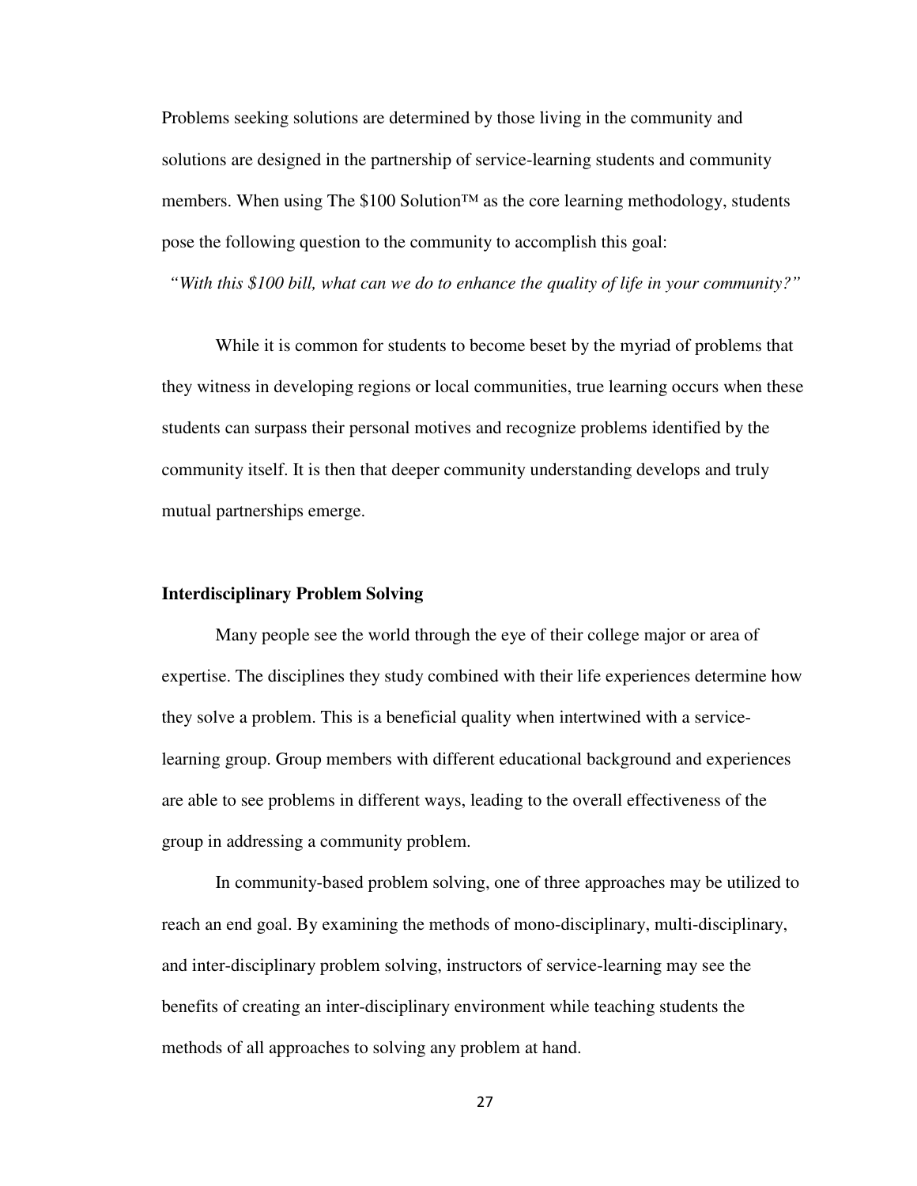Problems seeking solutions are determined by those living in the community and solutions are designed in the partnership of service-learning students and community members. When using The $100 Solution™ as the core learning methodology, students pose the following question to the community to accomplish this goal:

*"With this $100 bill, what can we do to enhance the quality of life in your community?"*

While it is common for students to become beset by the myriad of problems that they witness in developing regions or local communities, true learning occurs when these students can surpass their personal motives and recognize problems identified by the community itself. It is then that deeper community understanding develops and truly mutual partnerships emerge.

**Interdisciplinary Problem Solving**

Many people see the world through the eye of their college major or area of expertise. The disciplines they study combined with their life experiences determine how they solve a problem. This is a beneficial quality when intertwined with a service-learning group. Group members with different educational background and experiences are able to see problems in different ways, leading to the overall effectiveness of the group in addressing a community problem.

In community-based problem solving, one of three approaches may be utilized to reach an end goal. By examining the methods of mono-disciplinary, multi-disciplinary, and inter-disciplinary problem solving, instructors of service-learning may see the benefits of creating an inter-disciplinary environment while teaching students the methods of all approaches to solving any problem at hand.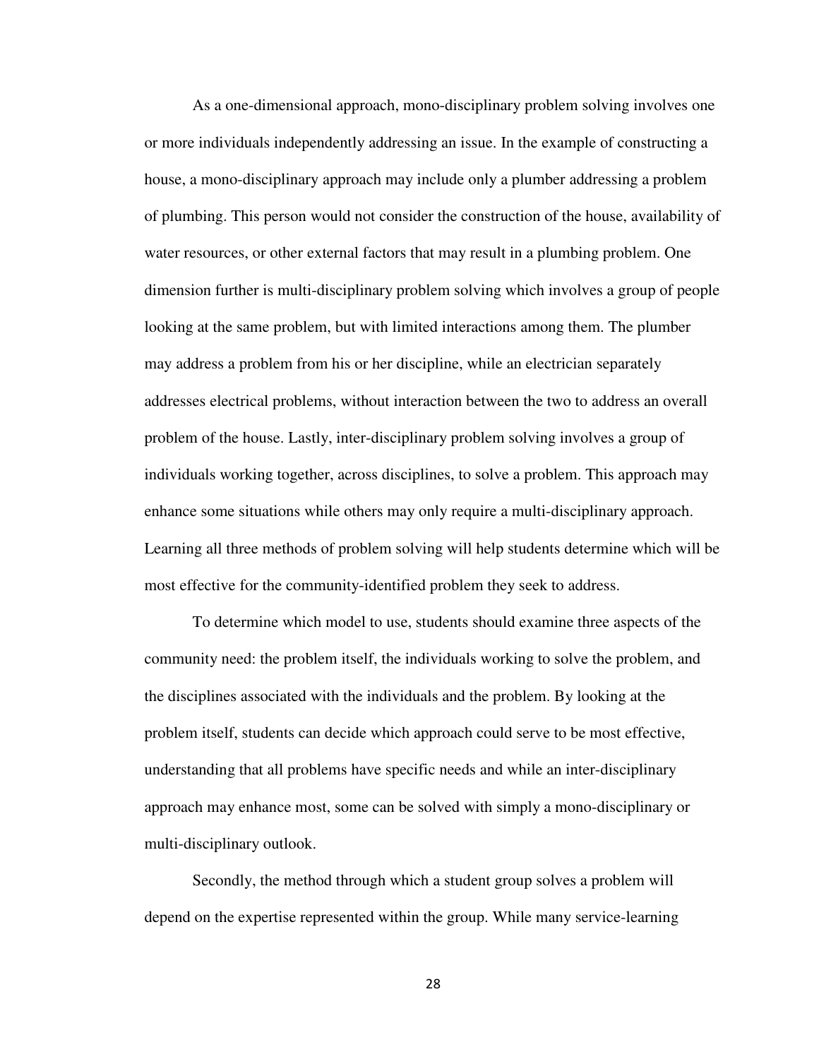As a one-dimensional approach, mono-disciplinary problem solving involves one or more individuals independently addressing an issue. In the example of constructing a house, a mono-disciplinary approach may include only a plumber addressing a problem of plumbing. This person would not consider the construction of the house, availability of water resources, or other external factors that may result in a plumbing problem. One dimension further is multi-disciplinary problem solving which involves a group of people looking at the same problem, but with limited interactions among them. The plumber may address a problem from his or her discipline, while an electrician separately addresses electrical problems, without interaction between the two to address an overall problem of the house. Lastly, inter-disciplinary problem solving involves a group of individuals working together, across disciplines, to solve a problem. This approach may enhance some situations while others may only require a multi-disciplinary approach. Learning all three methods of problem solving will help students determine which will be most effective for the community-identified problem they seek to address.

To determine which model to use, students should examine three aspects of the community need: the problem itself, the individuals working to solve the problem, and the disciplines associated with the individuals and the problem. By looking at the problem itself, students can decide which approach could serve to be most effective, understanding that all problems have specific needs and while an inter-disciplinary approach may enhance most, some can be solved with simply a mono-disciplinary or multi-disciplinary outlook.

Secondly, the method through which a student group solves a problem will depend on the expertise represented within the group. While many service-learning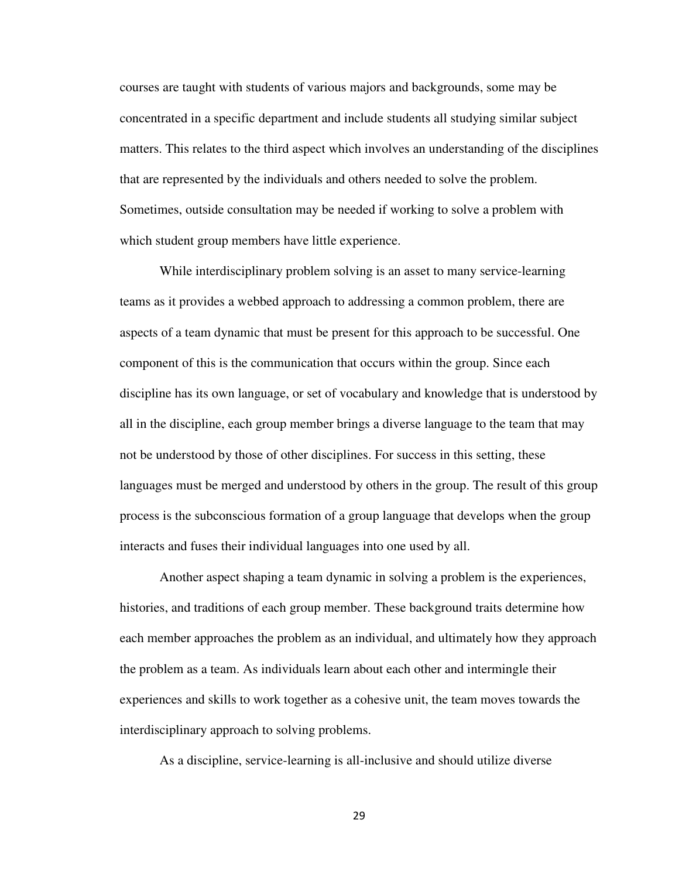courses are taught with students of various majors and backgrounds, some may be concentrated in a specific department and include students all studying similar subject matters. This relates to the third aspect which involves an understanding of the disciplines that are represented by the individuals and others needed to solve the problem. Sometimes, outside consultation may be needed if working to solve a problem with which student group members have little experience.

While interdisciplinary problem solving is an asset to many service-learning teams as it provides a webbed approach to addressing a common problem, there are aspects of a team dynamic that must be present for this approach to be successful. One component of this is the communication that occurs within the group. Since each discipline has its own language, or set of vocabulary and knowledge that is understood by all in the discipline, each group member brings a diverse language to the team that may not be understood by those of other disciplines. For success in this setting, these languages must be merged and understood by others in the group. The result of this group process is the subconscious formation of a group language that develops when the group interacts and fuses their individual languages into one used by all.

Another aspect shaping a team dynamic in solving a problem is the experiences, histories, and traditions of each group member. These background traits determine how each member approaches the problem as an individual, and ultimately how they approach the problem as a team. As individuals learn about each other and intermingle their experiences and skills to work together as a cohesive unit, the team moves towards the interdisciplinary approach to solving problems.

As a discipline, service-learning is all-inclusive and should utilize diverse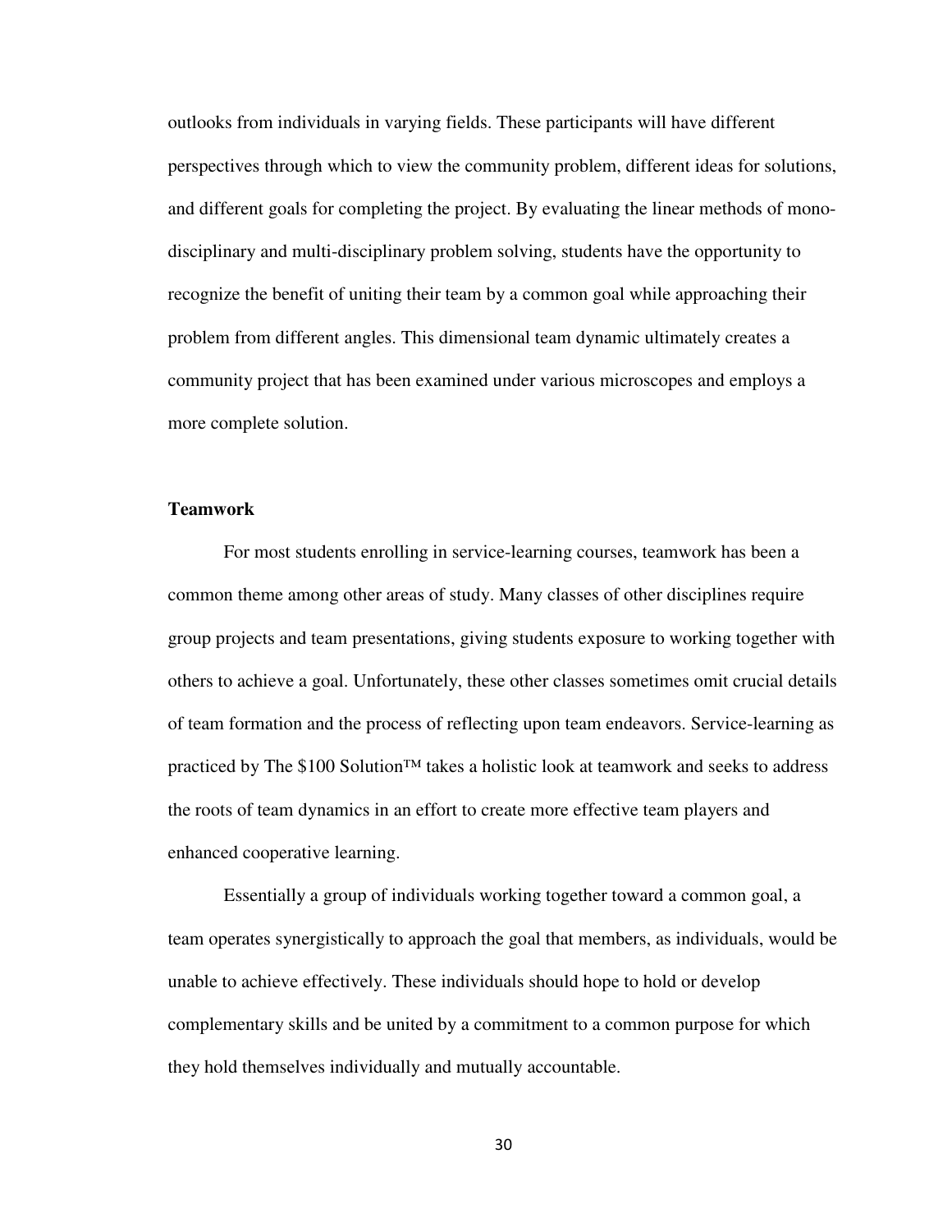outlooks from individuals in varying fields. These participants will have different perspectives through which to view the community problem, different ideas for solutions, and different goals for completing the project. By evaluating the linear methods of mono-disciplinary and multi-disciplinary problem solving, students have the opportunity to recognize the benefit of uniting their team by a common goal while approaching their problem from different angles. This dimensional team dynamic ultimately creates a community project that has been examined under various microscopes and employs a more complete solution.

**Teamwork**

For most students enrolling in service-learning courses, teamwork has been a common theme among other areas of study. Many classes of other disciplines require group projects and team presentations, giving students exposure to working together with others to achieve a goal. Unfortunately, these other classes sometimes omit crucial details of team formation and the process of reflecting upon team endeavors. Service-learning as practiced by The $100 Solution™ takes a holistic look at teamwork and seeks to address the roots of team dynamics in an effort to create more effective team players and enhanced cooperative learning.

Essentially a group of individuals working together toward a common goal, a team operates synergistically to approach the goal that members, as individuals, would be unable to achieve effectively. These individuals should hope to hold or develop complementary skills and be united by a commitment to a common purpose for which they hold themselves individually and mutually accountable.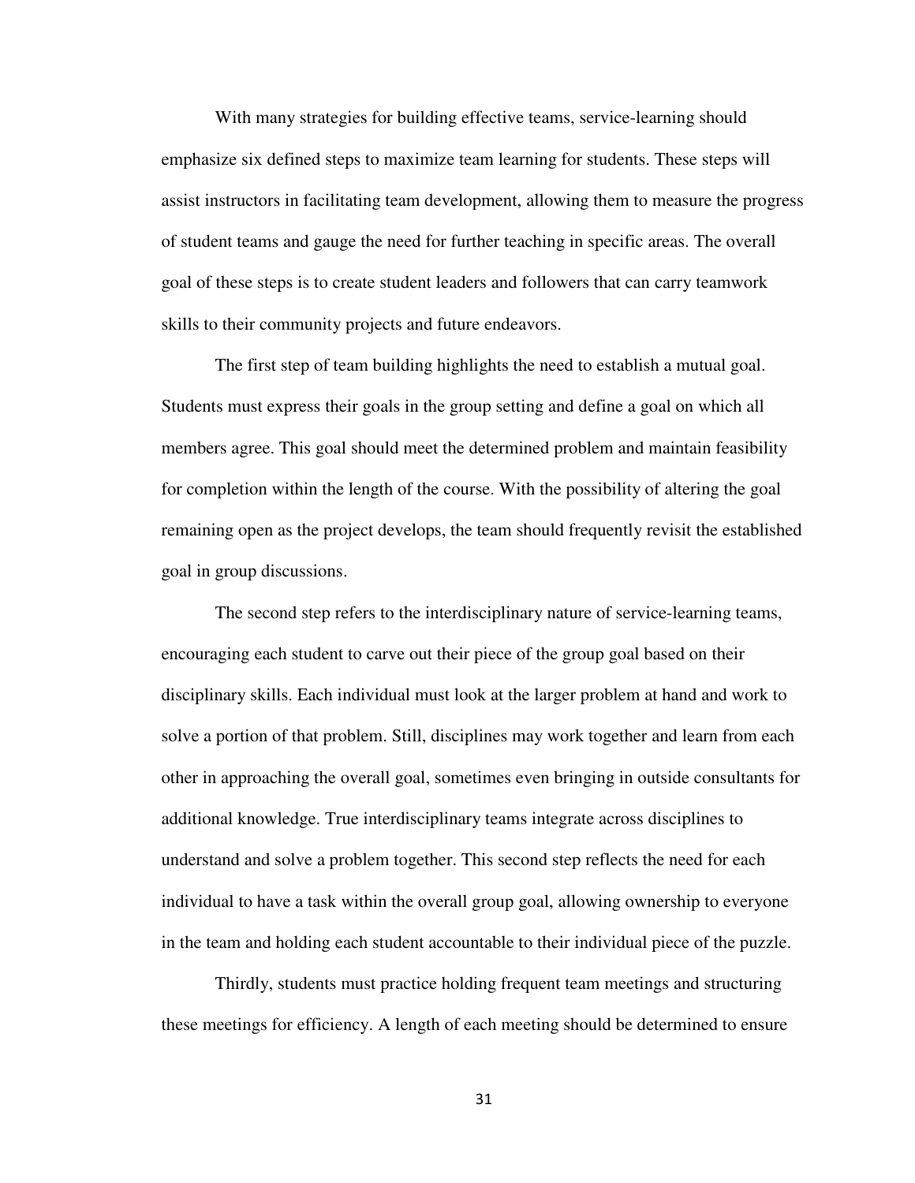With many strategies for building effective teams, service-learning should emphasize six defined steps to maximize team learning for students. These steps will assist instructors in facilitating team development, allowing them to measure the progress of student teams and gauge the need for further teaching in specific areas. The overall goal of these steps is to create student leaders and followers that can carry teamwork skills to their community projects and future endeavors.

The first step of team building highlights the need to establish a mutual goal. Students must express their goals in the group setting and define a goal on which all members agree. This goal should meet the determined problem and maintain feasibility for completion within the length of the course. With the possibility of altering the goal remaining open as the project develops, the team should frequently revisit the established goal in group discussions.

The second step refers to the interdisciplinary nature of service-learning teams, encouraging each student to carve out their piece of the group goal based on their disciplinary skills. Each individual must look at the larger problem at hand and work to solve a portion of that problem. Still, disciplines may work together and learn from each other in approaching the overall goal, sometimes even bringing in outside consultants for additional knowledge. True interdisciplinary teams integrate across disciplines to understand and solve a problem together. This second step reflects the need for each individual to have a task within the overall group goal, allowing ownership to everyone in the team and holding each student accountable to their individual piece of the puzzle.

Thirdly, students must practice holding frequent team meetings and structuring these meetings for efficiency. A length of each meeting should be determined to ensure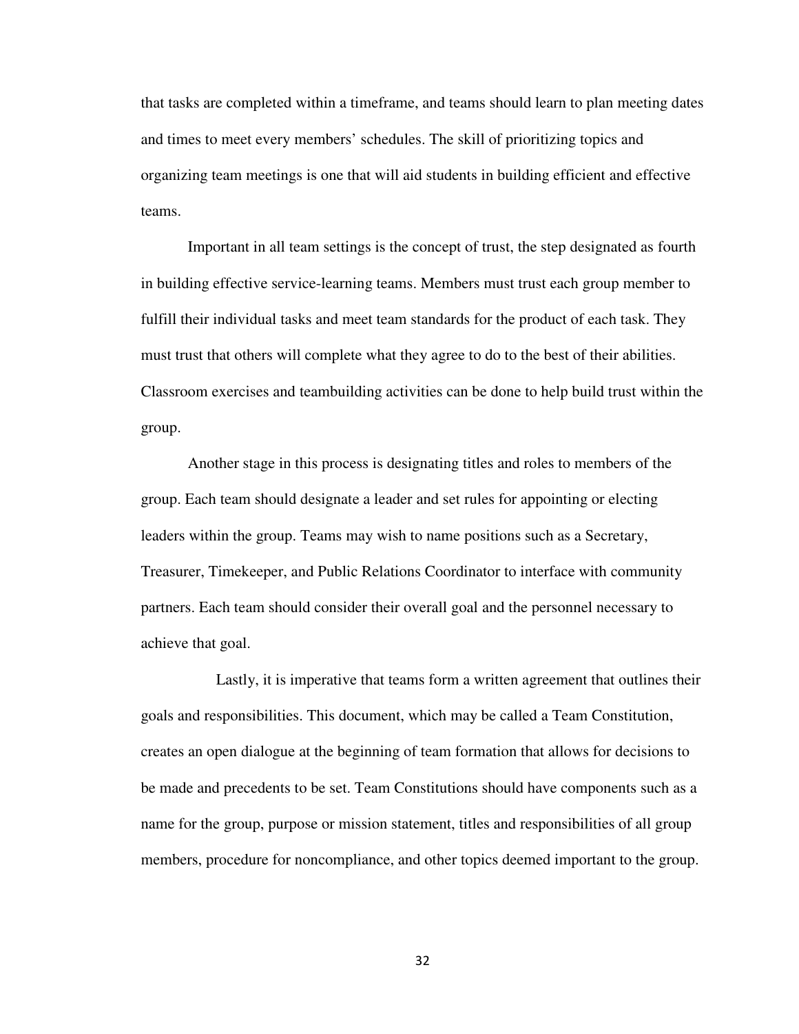that tasks are completed within a timeframe, and teams should learn to plan meeting dates and times to meet every members' schedules. The skill of prioritizing topics and organizing team meetings is one that will aid students in building efficient and effective teams.

Important in all team settings is the concept of trust, the step designated as fourth in building effective service-learning teams. Members must trust each group member to fulfill their individual tasks and meet team standards for the product of each task. They must trust that others will complete what they agree to do to the best of their abilities. Classroom exercises and teambuilding activities can be done to help build trust within the group.

Another stage in this process is designating titles and roles to members of the group. Each team should designate a leader and set rules for appointing or electing leaders within the group. Teams may wish to name positions such as a Secretary, Treasurer, Timekeeper, and Public Relations Coordinator to interface with community partners. Each team should consider their overall goal and the personnel necessary to achieve that goal.

Lastly, it is imperative that teams form a written agreement that outlines their goals and responsibilities. This document, which may be called a Team Constitution, creates an open dialogue at the beginning of team formation that allows for decisions to be made and precedents to be set. Team Constitutions should have components such as a name for the group, purpose or mission statement, titles and responsibilities of all group members, procedure for noncompliance, and other topics deemed important to the group.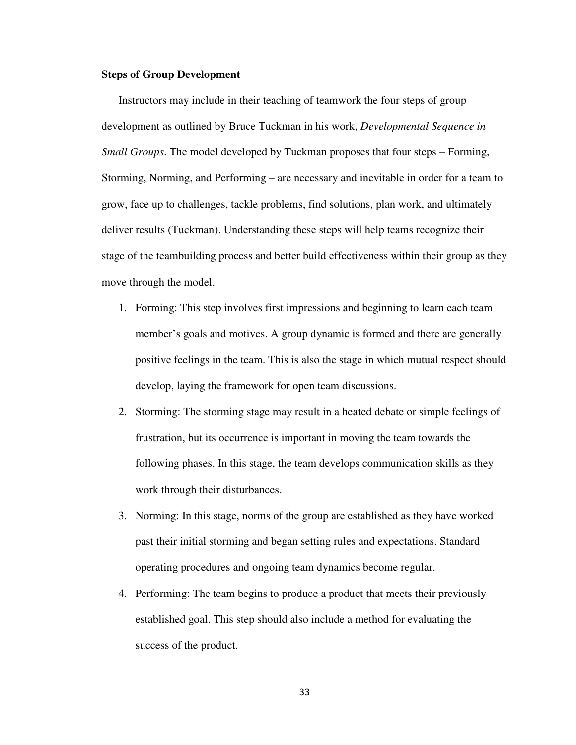**Steps of Group Development**

Instructors may include in their teaching of teamwork the four steps of group development as outlined by Bruce Tuckman in his work, *Developmental Sequence in Small Groups*. The model developed by Tuckman proposes that four steps – Forming, Storming, Norming, and Performing – are necessary and inevitable in order for a team to grow, face up to challenges, tackle problems, find solutions, plan work, and ultimately deliver results (Tuckman). Understanding these steps will help teams recognize their stage of the teambuilding process and better build effectiveness within their group as they move through the model.

1. Forming: This step involves first impressions and beginning to learn each team member's goals and motives. A group dynamic is formed and there are generally positive feelings in the team. This is also the stage in which mutual respect should develop, laying the framework for open team discussions.
2. Storming: The storming stage may result in a heated debate or simple feelings of frustration, but its occurrence is important in moving the team towards the following phases. In this stage, the team develops communication skills as they work through their disturbances.
3. Norming: In this stage, norms of the group are established as they have worked past their initial storming and began setting rules and expectations. Standard operating procedures and ongoing team dynamics become regular.
4. Performing: The team begins to produce a product that meets their previously established goal. This step should also include a method for evaluating the success of the product.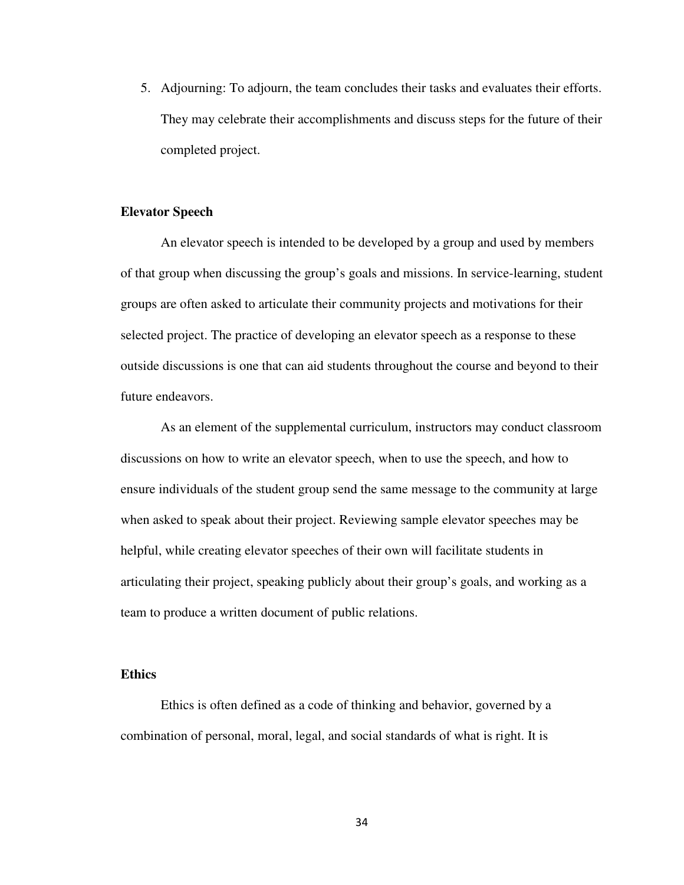5. Adjourning: To adjourn, the team concludes their tasks and evaluates their efforts. They may celebrate their accomplishments and discuss steps for the future of their completed project.

**Elevator Speech**

An elevator speech is intended to be developed by a group and used by members of that group when discussing the group's goals and missions. In service-learning, student groups are often asked to articulate their community projects and motivations for their selected project. The practice of developing an elevator speech as a response to these outside discussions is one that can aid students throughout the course and beyond to their future endeavors.

As an element of the supplemental curriculum, instructors may conduct classroom discussions on how to write an elevator speech, when to use the speech, and how to ensure individuals of the student group send the same message to the community at large when asked to speak about their project. Reviewing sample elevator speeches may be helpful, while creating elevator speeches of their own will facilitate students in articulating their project, speaking publicly about their group's goals, and working as a team to produce a written document of public relations.

**Ethics**

Ethics is often defined as a code of thinking and behavior, governed by a combination of personal, moral, legal, and social standards of what is right. It is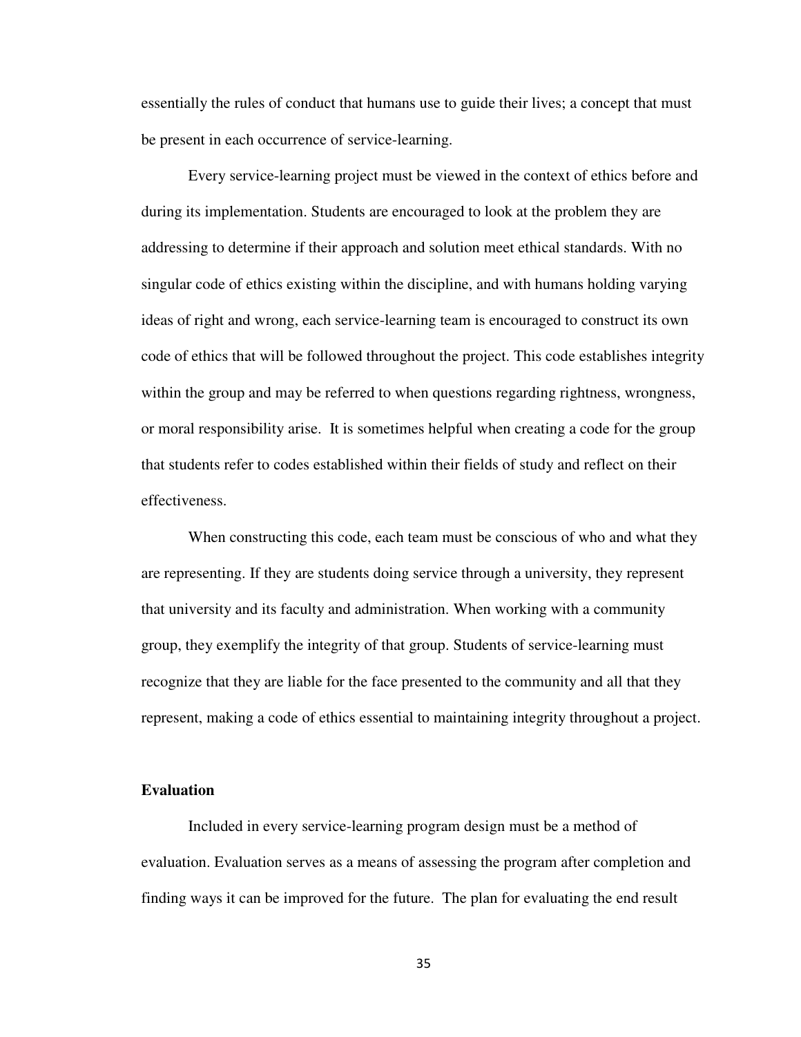essentially the rules of conduct that humans use to guide their lives; a concept that must be present in each occurrence of service-learning.

Every service-learning project must be viewed in the context of ethics before and during its implementation. Students are encouraged to look at the problem they are addressing to determine if their approach and solution meet ethical standards. With no singular code of ethics existing within the discipline, and with humans holding varying ideas of right and wrong, each service-learning team is encouraged to construct its own code of ethics that will be followed throughout the project. This code establishes integrity within the group and may be referred to when questions regarding rightness, wrongness, or moral responsibility arise. It is sometimes helpful when creating a code for the group that students refer to codes established within their fields of study and reflect on their effectiveness.

When constructing this code, each team must be conscious of who and what they are representing. If they are students doing service through a university, they represent that university and its faculty and administration. When working with a community group, they exemplify the integrity of that group. Students of service-learning must recognize that they are liable for the face presented to the community and all that they represent, making a code of ethics essential to maintaining integrity throughout a project.

### Evaluation

Included in every service-learning program design must be a method of evaluation. Evaluation serves as a means of assessing the program after completion and finding ways it can be improved for the future. The plan for evaluating the end result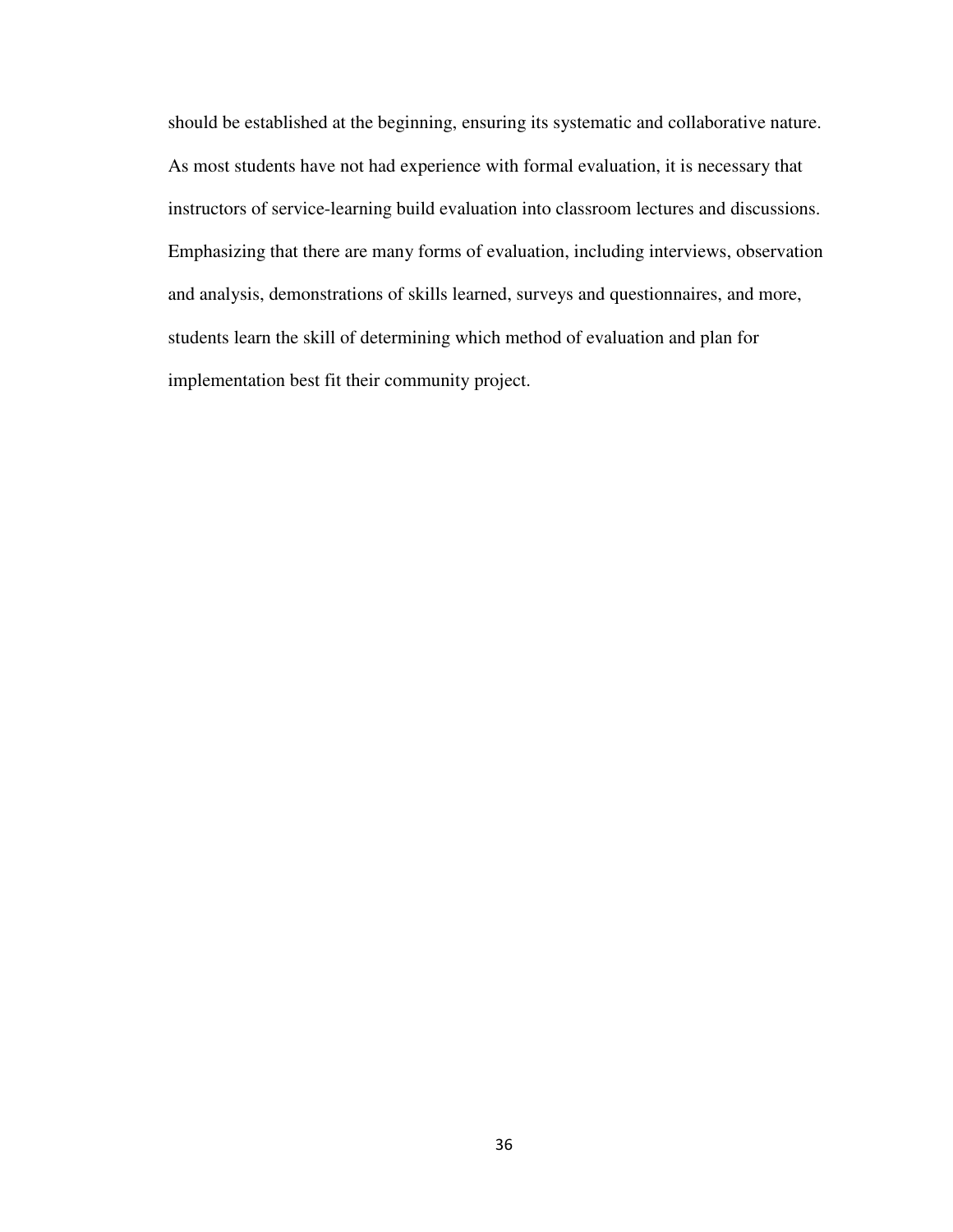should be established at the beginning, ensuring its systematic and collaborative nature. As most students have not had experience with formal evaluation, it is necessary that instructors of service-learning build evaluation into classroom lectures and discussions. Emphasizing that there are many forms of evaluation, including interviews, observation and analysis, demonstrations of skills learned, surveys and questionnaires, and more, students learn the skill of determining which method of evaluation and plan for implementation best fit their community project.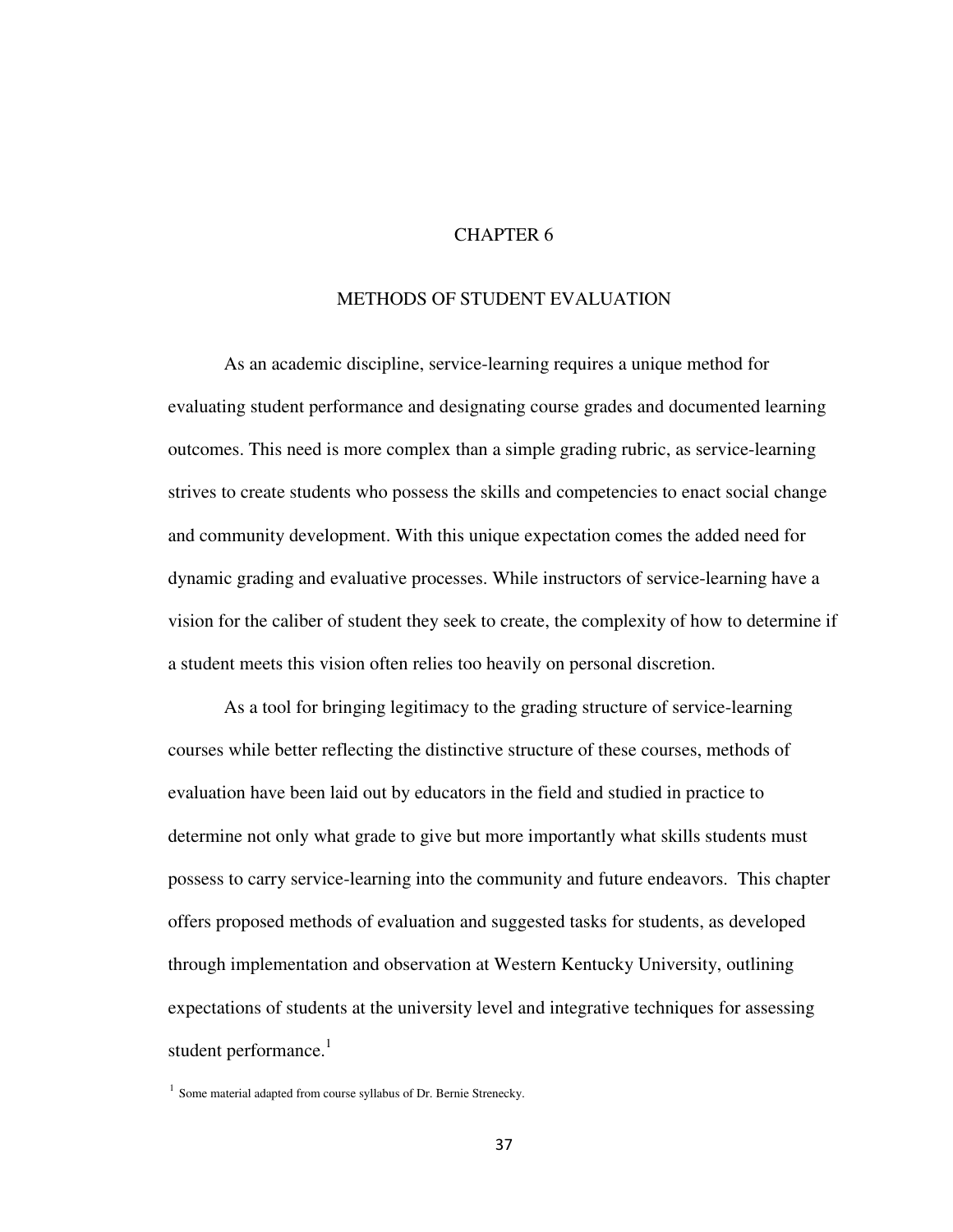# CHAPTER 6

## METHODS OF STUDENT EVALUATION

As an academic discipline, service-learning requires a unique method for evaluating student performance and designating course grades and documented learning outcomes. This need is more complex than a simple grading rubric, as service-learning strives to create students who possess the skills and competencies to enact social change and community development. With this unique expectation comes the added need for dynamic grading and evaluative processes. While instructors of service-learning have a vision for the caliber of student they seek to create, the complexity of how to determine if a student meets this vision often relies too heavily on personal discretion.

As a tool for bringing legitimacy to the grading structure of service-learning courses while better reflecting the distinctive structure of these courses, methods of evaluation have been laid out by educators in the field and studied in practice to determine not only what grade to give but more importantly what skills students must possess to carry service-learning into the community and future endeavors. This chapter offers proposed methods of evaluation and suggested tasks for students, as developed through implementation and observation at Western Kentucky University, outlining expectations of students at the university level and integrative techniques for assessing student performance.[1]

[1] Some material adapted from course syllabus of Dr. Bernie Strenecky.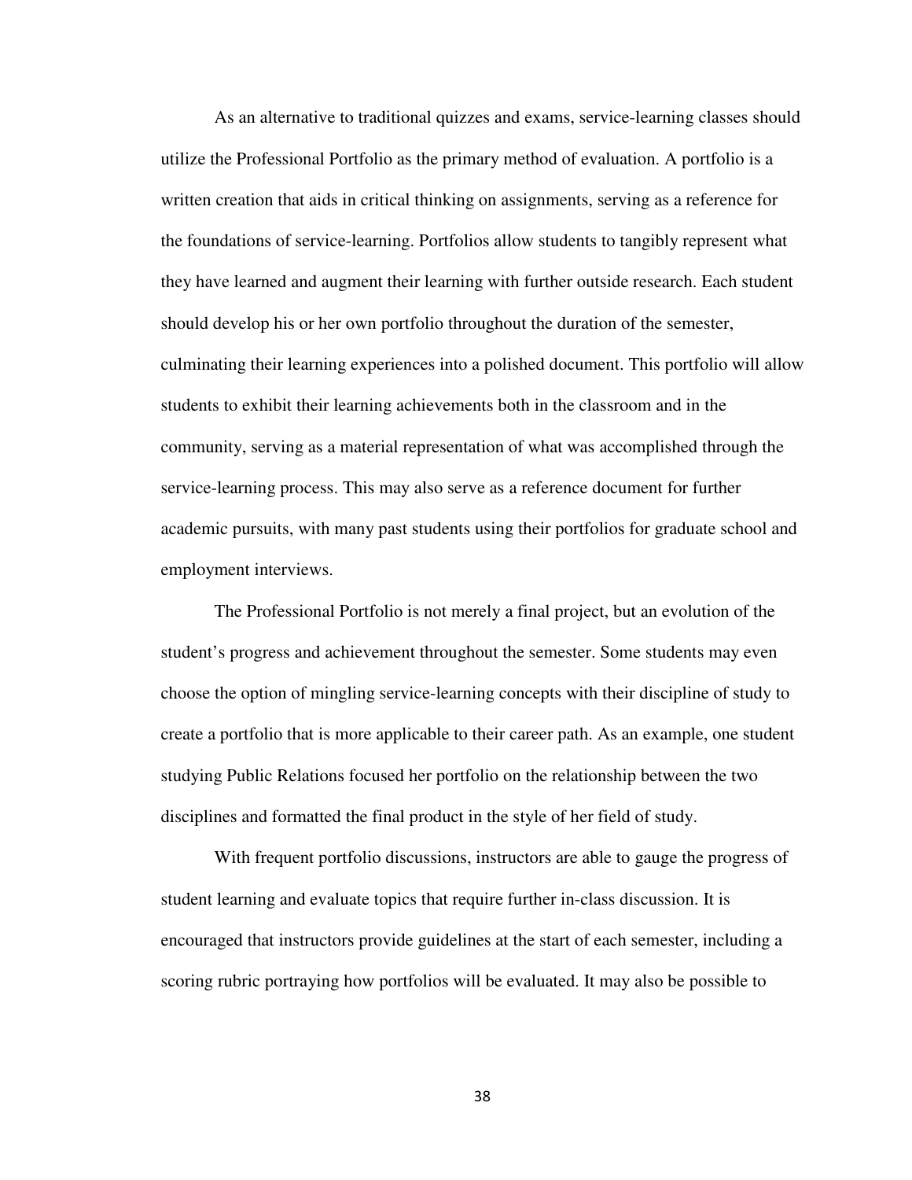As an alternative to traditional quizzes and exams, service-learning classes should utilize the Professional Portfolio as the primary method of evaluation. A portfolio is a written creation that aids in critical thinking on assignments, serving as a reference for the foundations of service-learning. Portfolios allow students to tangibly represent what they have learned and augment their learning with further outside research. Each student should develop his or her own portfolio throughout the duration of the semester, culminating their learning experiences into a polished document. This portfolio will allow students to exhibit their learning achievements both in the classroom and in the community, serving as a material representation of what was accomplished through the service-learning process. This may also serve as a reference document for further academic pursuits, with many past students using their portfolios for graduate school and employment interviews.

The Professional Portfolio is not merely a final project, but an evolution of the student's progress and achievement throughout the semester. Some students may even choose the option of mingling service-learning concepts with their discipline of study to create a portfolio that is more applicable to their career path. As an example, one student studying Public Relations focused her portfolio on the relationship between the two disciplines and formatted the final product in the style of her field of study.

With frequent portfolio discussions, instructors are able to gauge the progress of student learning and evaluate topics that require further in-class discussion. It is encouraged that instructors provide guidelines at the start of each semester, including a scoring rubric portraying how portfolios will be evaluated. It may also be possible to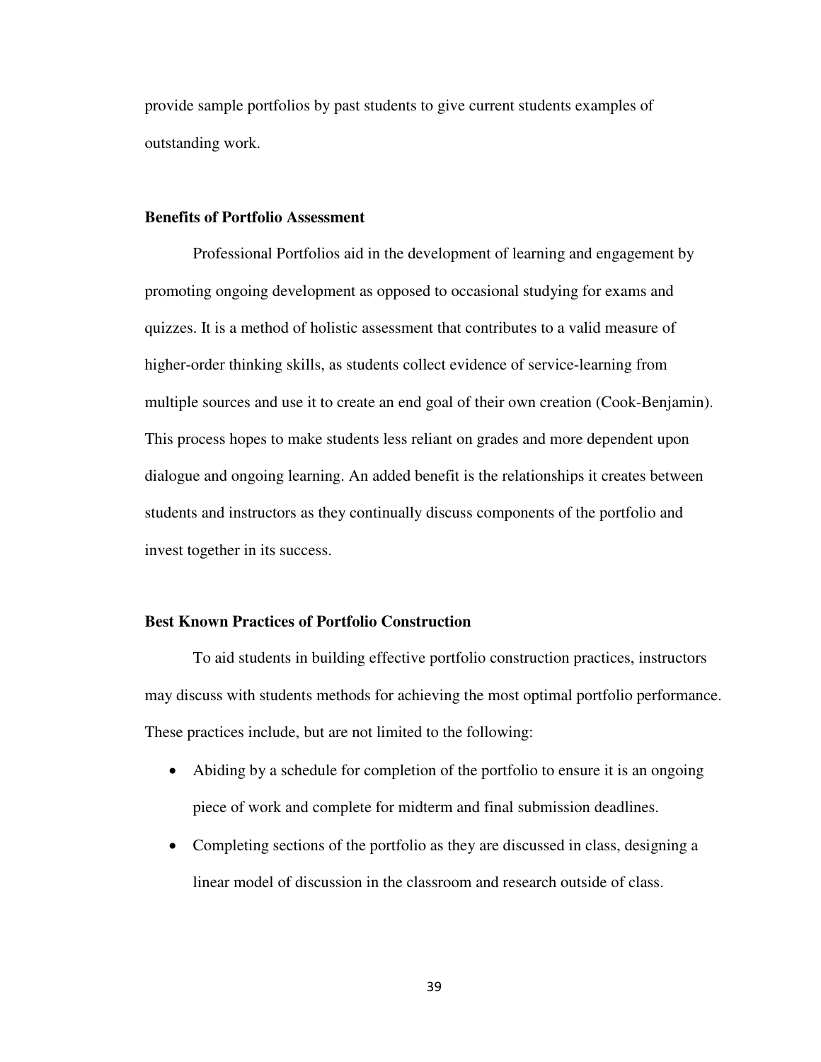provide sample portfolios by past students to give current students examples of outstanding work.

**Benefits of Portfolio Assessment**

Professional Portfolios aid in the development of learning and engagement by promoting ongoing development as opposed to occasional studying for exams and quizzes. It is a method of holistic assessment that contributes to a valid measure of higher-order thinking skills, as students collect evidence of service-learning from multiple sources and use it to create an end goal of their own creation (Cook-Benjamin). This process hopes to make students less reliant on grades and more dependent upon dialogue and ongoing learning. An added benefit is the relationships it creates between students and instructors as they continually discuss components of the portfolio and invest together in its success.

**Best Known Practices of Portfolio Construction**

To aid students in building effective portfolio construction practices, instructors may discuss with students methods for achieving the most optimal portfolio performance. These practices include, but are not limited to the following:

- Abiding by a schedule for completion of the portfolio to ensure it is an ongoing piece of work and complete for midterm and final submission deadlines.
- Completing sections of the portfolio as they are discussed in class, designing a linear model of discussion in the classroom and research outside of class.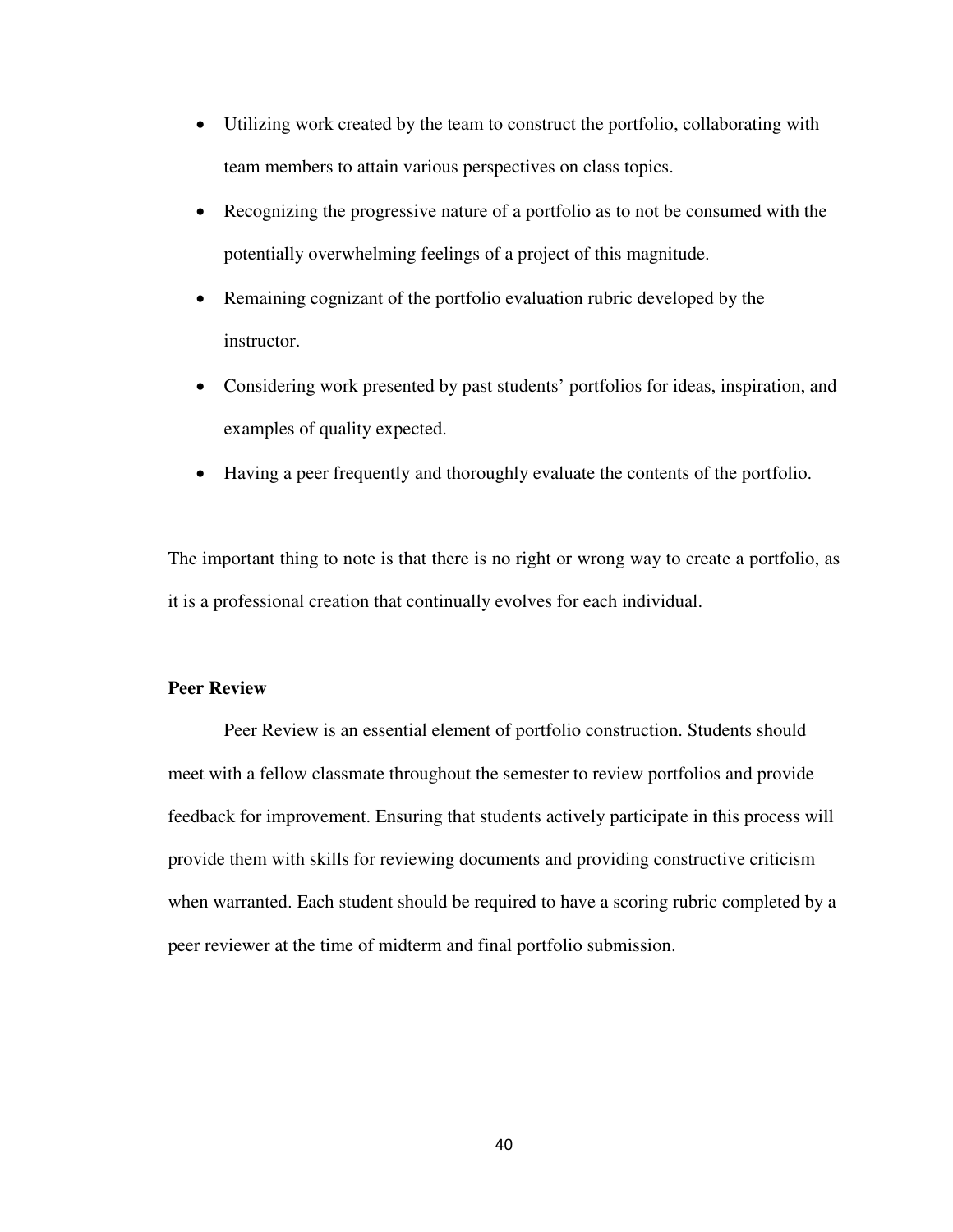- Utilizing work created by the team to construct the portfolio, collaborating with team members to attain various perspectives on class topics.
- Recognizing the progressive nature of a portfolio as to not be consumed with the potentially overwhelming feelings of a project of this magnitude.
- Remaining cognizant of the portfolio evaluation rubric developed by the instructor.
- Considering work presented by past students' portfolios for ideas, inspiration, and examples of quality expected.
- Having a peer frequently and thoroughly evaluate the contents of the portfolio.

The important thing to note is that there is no right or wrong way to create a portfolio, as it is a professional creation that continually evolves for each individual.

**Peer Review**

Peer Review is an essential element of portfolio construction. Students should meet with a fellow classmate throughout the semester to review portfolios and provide feedback for improvement. Ensuring that students actively participate in this process will provide them with skills for reviewing documents and providing constructive criticism when warranted. Each student should be required to have a scoring rubric completed by a peer reviewer at the time of midterm and final portfolio submission.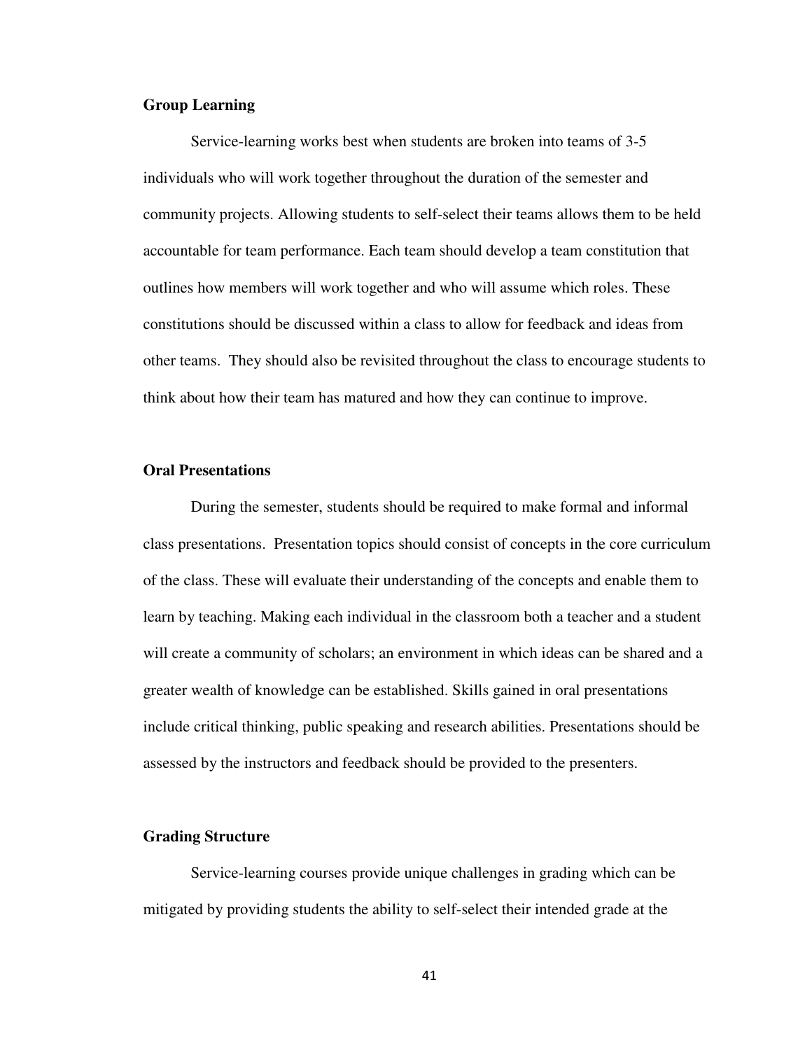### Group Learning

Service-learning works best when students are broken into teams of 3-5 individuals who will work together throughout the duration of the semester and community projects. Allowing students to self-select their teams allows them to be held accountable for team performance. Each team should develop a team constitution that outlines how members will work together and who will assume which roles. These constitutions should be discussed within a class to allow for feedback and ideas from other teams. They should also be revisited throughout the class to encourage students to think about how their team has matured and how they can continue to improve.

### Oral Presentations

During the semester, students should be required to make formal and informal class presentations. Presentation topics should consist of concepts in the core curriculum of the class. These will evaluate their understanding of the concepts and enable them to learn by teaching. Making each individual in the classroom both a teacher and a student will create a community of scholars; an environment in which ideas can be shared and a greater wealth of knowledge can be established. Skills gained in oral presentations include critical thinking, public speaking and research abilities. Presentations should be assessed by the instructors and feedback should be provided to the presenters.

### Grading Structure

Service-learning courses provide unique challenges in grading which can be mitigated by providing students the ability to self-select their intended grade at the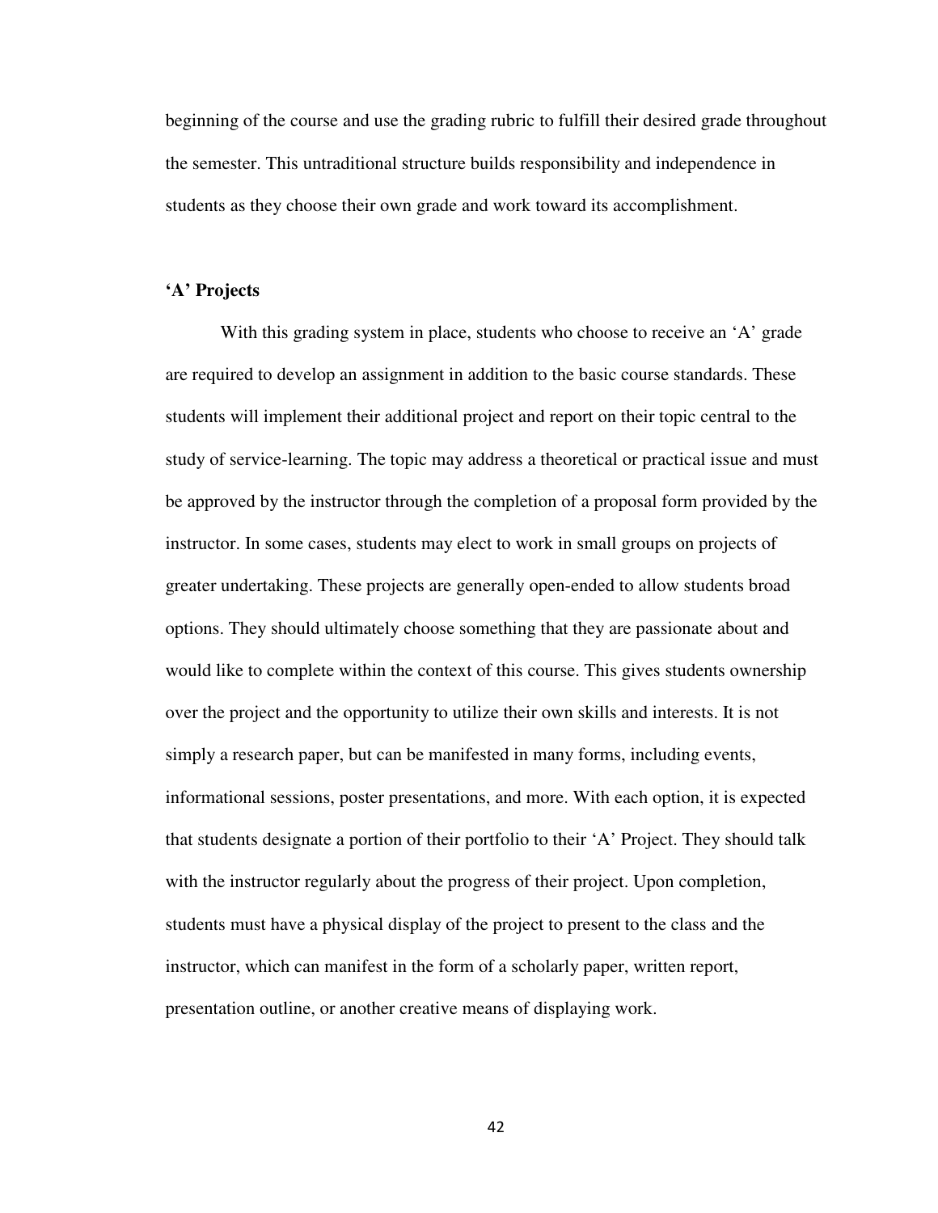beginning of the course and use the grading rubric to fulfill their desired grade throughout the semester. This untraditional structure builds responsibility and independence in students as they choose their own grade and work toward its accomplishment.

### 'A' Projects

With this grading system in place, students who choose to receive an 'A' grade are required to develop an assignment in addition to the basic course standards. These students will implement their additional project and report on their topic central to the study of service-learning. The topic may address a theoretical or practical issue and must be approved by the instructor through the completion of a proposal form provided by the instructor. In some cases, students may elect to work in small groups on projects of greater undertaking. These projects are generally open-ended to allow students broad options. They should ultimately choose something that they are passionate about and would like to complete within the context of this course. This gives students ownership over the project and the opportunity to utilize their own skills and interests. It is not simply a research paper, but can be manifested in many forms, including events, informational sessions, poster presentations, and more. With each option, it is expected that students designate a portion of their portfolio to their 'A' Project. They should talk with the instructor regularly about the progress of their project. Upon completion, students must have a physical display of the project to present to the class and the instructor, which can manifest in the form of a scholarly paper, written report, presentation outline, or another creative means of displaying work.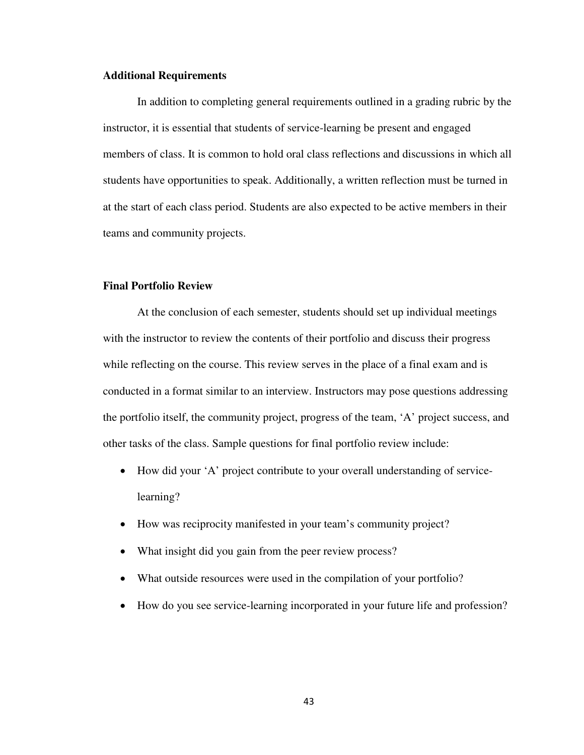### Additional Requirements

In addition to completing general requirements outlined in a grading rubric by the instructor, it is essential that students of service-learning be present and engaged members of class. It is common to hold oral class reflections and discussions in which all students have opportunities to speak. Additionally, a written reflection must be turned in at the start of each class period. Students are also expected to be active members in their teams and community projects.

### Final Portfolio Review

At the conclusion of each semester, students should set up individual meetings with the instructor to review the contents of their portfolio and discuss their progress while reflecting on the course. This review serves in the place of a final exam and is conducted in a format similar to an interview. Instructors may pose questions addressing the portfolio itself, the community project, progress of the team, 'A' project success, and other tasks of the class. Sample questions for final portfolio review include:

- How did your 'A' project contribute to your overall understanding of service-learning?
- How was reciprocity manifested in your team's community project?
- What insight did you gain from the peer review process?
- What outside resources were used in the compilation of your portfolio?
- How do you see service-learning incorporated in your future life and profession?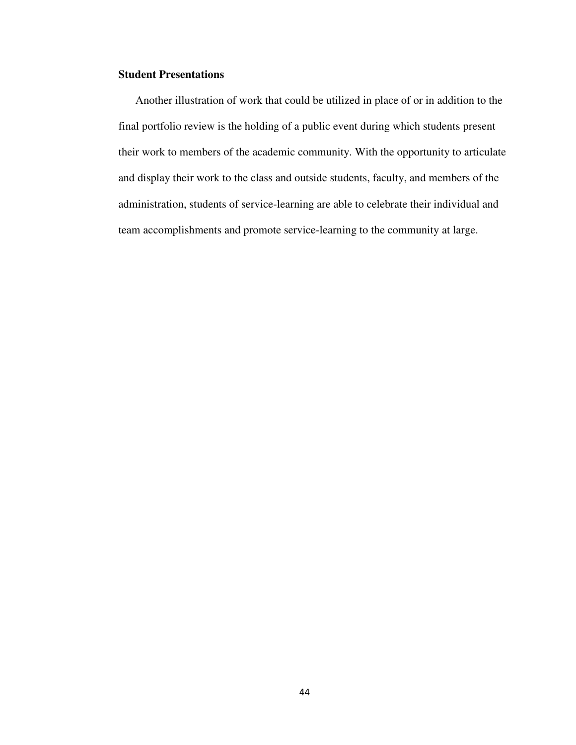**Student Presentations**

Another illustration of work that could be utilized in place of or in addition to the final portfolio review is the holding of a public event during which students present their work to members of the academic community. With the opportunity to articulate and display their work to the class and outside students, faculty, and members of the administration, students of service-learning are able to celebrate their individual and team accomplishments and promote service-learning to the community at large.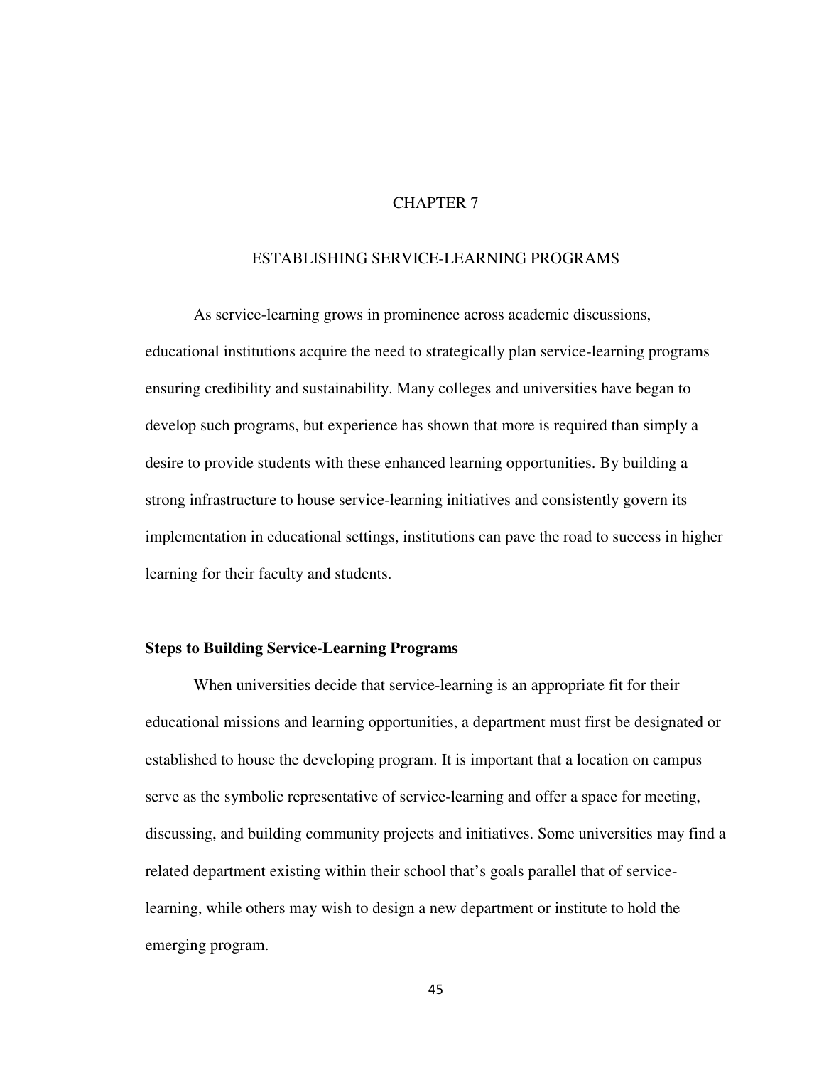# CHAPTER 7

# ESTABLISHING SERVICE-LEARNING PROGRAMS

As service-learning grows in prominence across academic discussions, educational institutions acquire the need to strategically plan service-learning programs ensuring credibility and sustainability. Many colleges and universities have began to develop such programs, but experience has shown that more is required than simply a desire to provide students with these enhanced learning opportunities. By building a strong infrastructure to house service-learning initiatives and consistently govern its implementation in educational settings, institutions can pave the road to success in higher learning for their faculty and students.

## Steps to Building Service-Learning Programs

When universities decide that service-learning is an appropriate fit for their educational missions and learning opportunities, a department must first be designated or established to house the developing program. It is important that a location on campus serve as the symbolic representative of service-learning and offer a space for meeting, discussing, and building community projects and initiatives. Some universities may find a related department existing within their school that's goals parallel that of service-learning, while others may wish to design a new department or institute to hold the emerging program.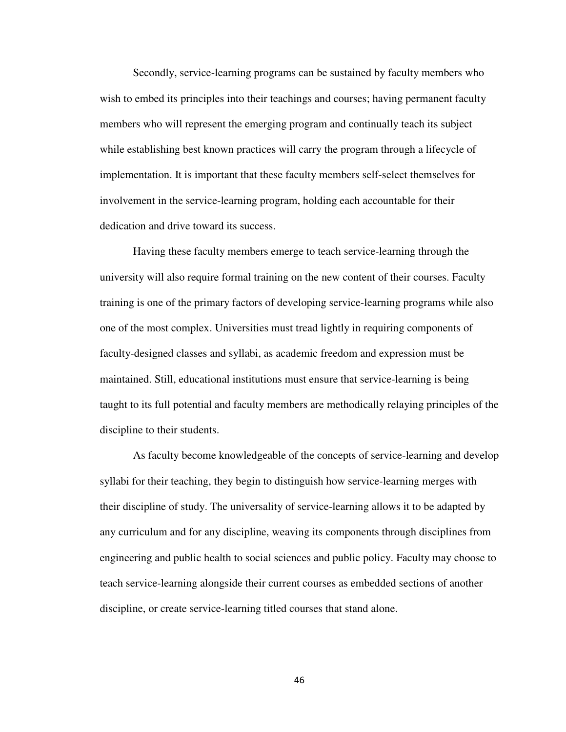Secondly, service-learning programs can be sustained by faculty members who wish to embed its principles into their teachings and courses; having permanent faculty members who will represent the emerging program and continually teach its subject while establishing best known practices will carry the program through a lifecycle of implementation. It is important that these faculty members self-select themselves for involvement in the service-learning program, holding each accountable for their dedication and drive toward its success.

Having these faculty members emerge to teach service-learning through the university will also require formal training on the new content of their courses. Faculty training is one of the primary factors of developing service-learning programs while also one of the most complex. Universities must tread lightly in requiring components of faculty-designed classes and syllabi, as academic freedom and expression must be maintained. Still, educational institutions must ensure that service-learning is being taught to its full potential and faculty members are methodically relaying principles of the discipline to their students.

As faculty become knowledgeable of the concepts of service-learning and develop syllabi for their teaching, they begin to distinguish how service-learning merges with their discipline of study. The universality of service-learning allows it to be adapted by any curriculum and for any discipline, weaving its components through disciplines from engineering and public health to social sciences and public policy. Faculty may choose to teach service-learning alongside their current courses as embedded sections of another discipline, or create service-learning titled courses that stand alone.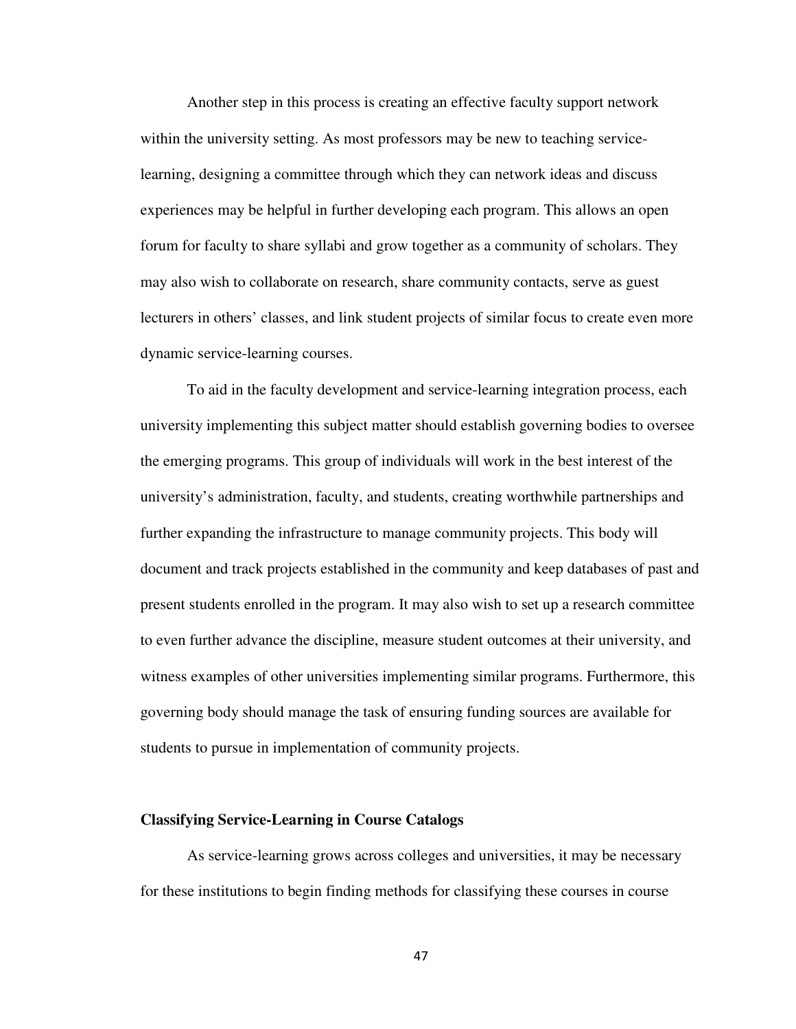Another step in this process is creating an effective faculty support network within the university setting. As most professors may be new to teaching service-learning, designing a committee through which they can network ideas and discuss experiences may be helpful in further developing each program. This allows an open forum for faculty to share syllabi and grow together as a community of scholars. They may also wish to collaborate on research, share community contacts, serve as guest lecturers in others' classes, and link student projects of similar focus to create even more dynamic service-learning courses.

To aid in the faculty development and service-learning integration process, each university implementing this subject matter should establish governing bodies to oversee the emerging programs. This group of individuals will work in the best interest of the university's administration, faculty, and students, creating worthwhile partnerships and further expanding the infrastructure to manage community projects. This body will document and track projects established in the community and keep databases of past and present students enrolled in the program. It may also wish to set up a research committee to even further advance the discipline, measure student outcomes at their university, and witness examples of other universities implementing similar programs. Furthermore, this governing body should manage the task of ensuring funding sources are available for students to pursue in implementation of community projects.

**Classifying Service-Learning in Course Catalogs**

As service-learning grows across colleges and universities, it may be necessary for these institutions to begin finding methods for classifying these courses in course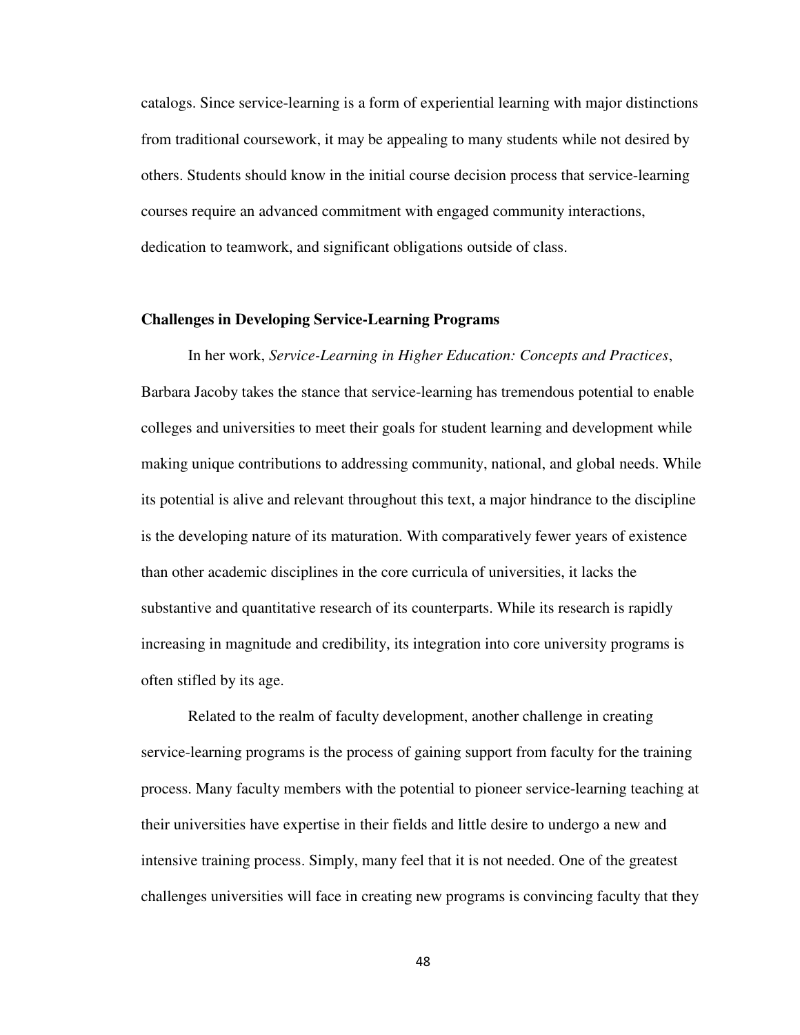catalogs. Since service-learning is a form of experiential learning with major distinctions from traditional coursework, it may be appealing to many students while not desired by others. Students should know in the initial course decision process that service-learning courses require an advanced commitment with engaged community interactions, dedication to teamwork, and significant obligations outside of class.

### Challenges in Developing Service-Learning Programs

In her work, *Service-Learning in Higher Education: Concepts and Practices*, Barbara Jacoby takes the stance that service-learning has tremendous potential to enable colleges and universities to meet their goals for student learning and development while making unique contributions to addressing community, national, and global needs. While its potential is alive and relevant throughout this text, a major hindrance to the discipline is the developing nature of its maturation. With comparatively fewer years of existence than other academic disciplines in the core curricula of universities, it lacks the substantive and quantitative research of its counterparts. While its research is rapidly increasing in magnitude and credibility, its integration into core university programs is often stifled by its age.

Related to the realm of faculty development, another challenge in creating service-learning programs is the process of gaining support from faculty for the training process. Many faculty members with the potential to pioneer service-learning teaching at their universities have expertise in their fields and little desire to undergo a new and intensive training process. Simply, many feel that it is not needed. One of the greatest challenges universities will face in creating new programs is convincing faculty that they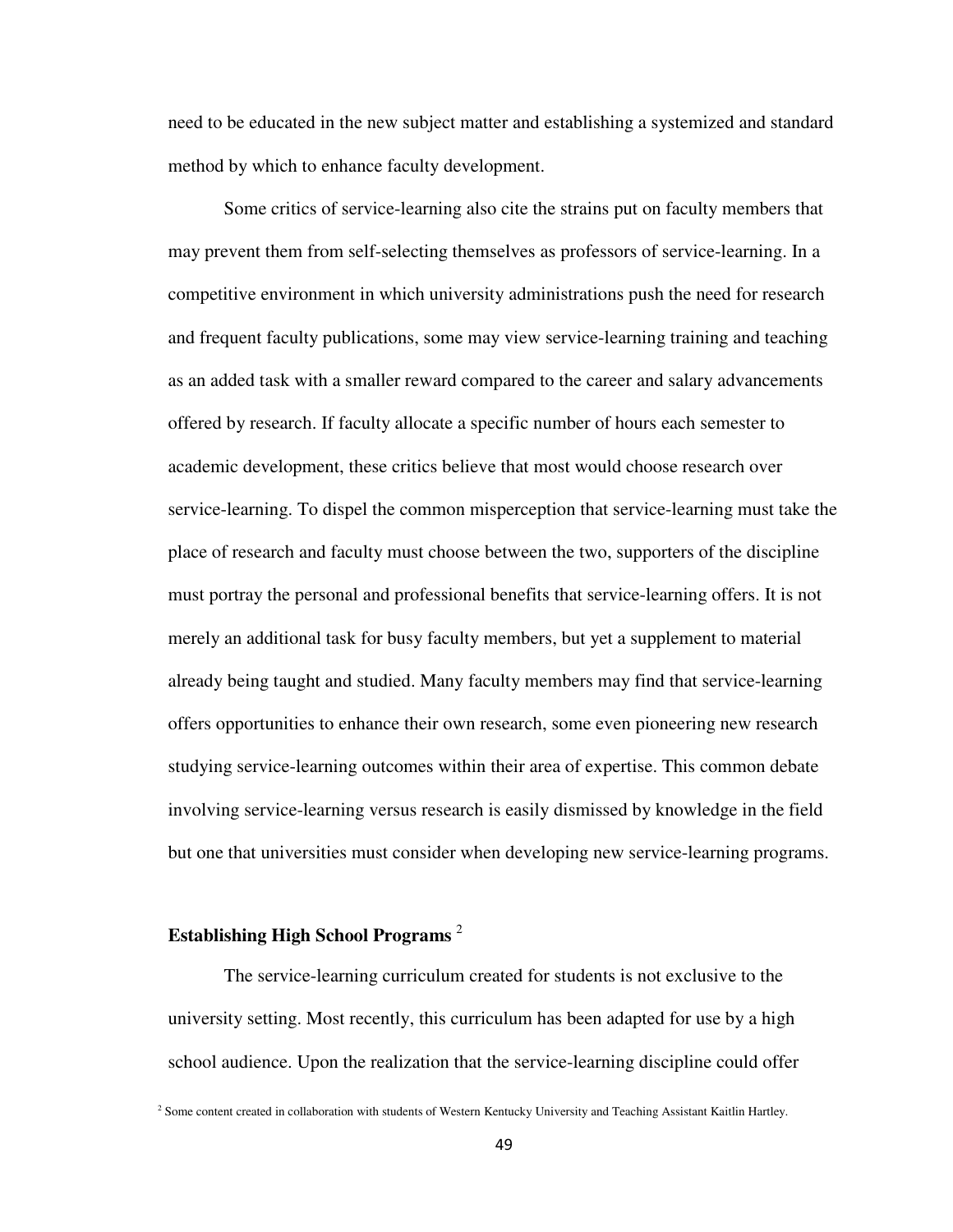need to be educated in the new subject matter and establishing a systemized and standard method by which to enhance faculty development.

Some critics of service-learning also cite the strains put on faculty members that may prevent them from self-selecting themselves as professors of service-learning. In a competitive environment in which university administrations push the need for research and frequent faculty publications, some may view service-learning training and teaching as an added task with a smaller reward compared to the career and salary advancements offered by research. If faculty allocate a specific number of hours each semester to academic development, these critics believe that most would choose research over service-learning. To dispel the common misperception that service-learning must take the place of research and faculty must choose between the two, supporters of the discipline must portray the personal and professional benefits that service-learning offers. It is not merely an additional task for busy faculty members, but yet a supplement to material already being taught and studied. Many faculty members may find that service-learning offers opportunities to enhance their own research, some even pioneering new research studying service-learning outcomes within their area of expertise. This common debate involving service-learning versus research is easily dismissed by knowledge in the field but one that universities must consider when developing new service-learning programs.

### Establishing High School Programs [2]

The service-learning curriculum created for students is not exclusive to the university setting. Most recently, this curriculum has been adapted for use by a high school audience. Upon the realization that the service-learning discipline could offer

[2] Some content created in collaboration with students of Western Kentucky University and Teaching Assistant Kaitlin Hartley.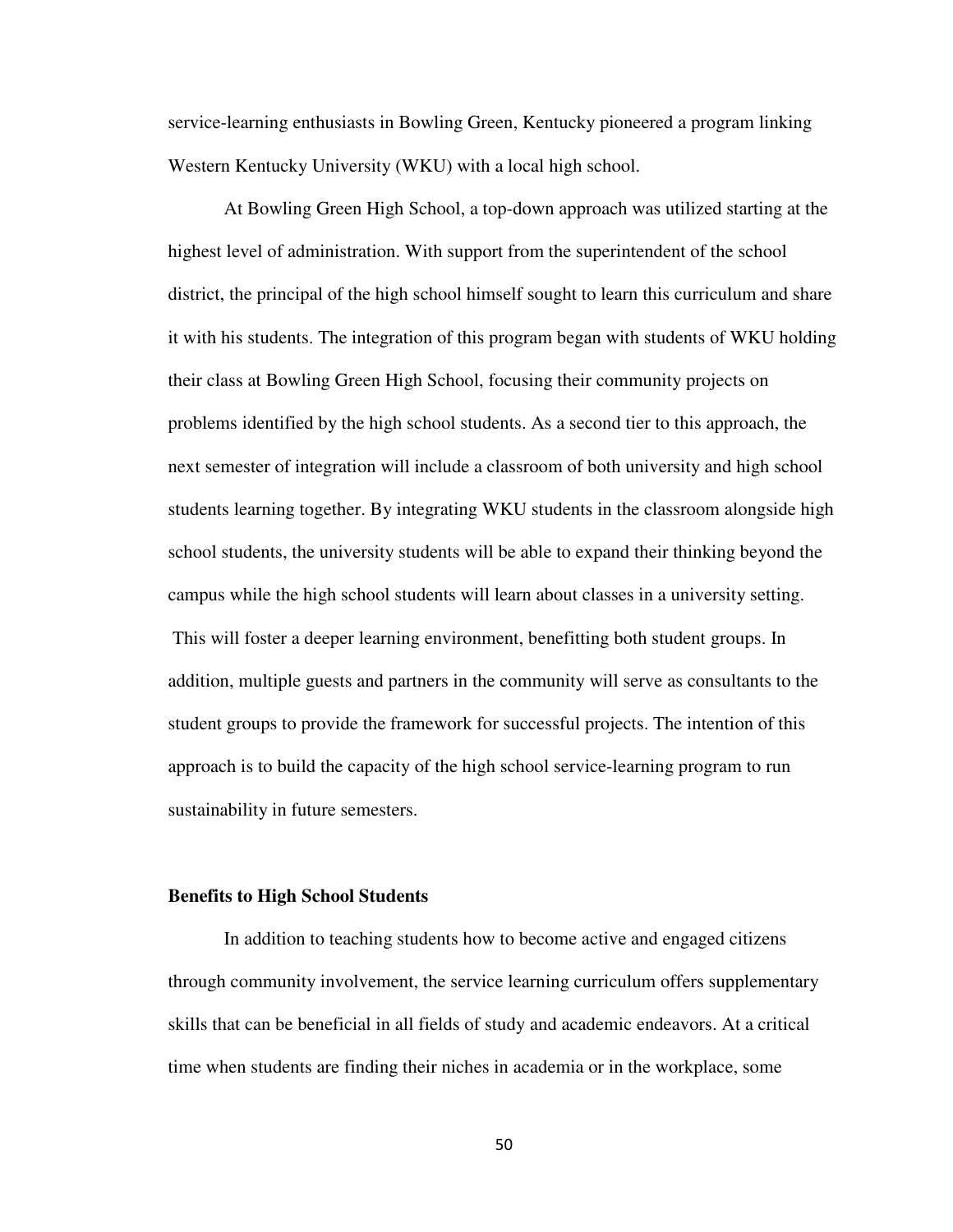service-learning enthusiasts in Bowling Green, Kentucky pioneered a program linking Western Kentucky University (WKU) with a local high school.

At Bowling Green High School, a top-down approach was utilized starting at the highest level of administration. With support from the superintendent of the school district, the principal of the high school himself sought to learn this curriculum and share it with his students. The integration of this program began with students of WKU holding their class at Bowling Green High School, focusing their community projects on problems identified by the high school students. As a second tier to this approach, the next semester of integration will include a classroom of both university and high school students learning together. By integrating WKU students in the classroom alongside high school students, the university students will be able to expand their thinking beyond the campus while the high school students will learn about classes in a university setting. This will foster a deeper learning environment, benefitting both student groups. In addition, multiple guests and partners in the community will serve as consultants to the student groups to provide the framework for successful projects. The intention of this approach is to build the capacity of the high school service-learning program to run sustainability in future semesters.

**Benefits to High School Students**

In addition to teaching students how to become active and engaged citizens through community involvement, the service learning curriculum offers supplementary skills that can be beneficial in all fields of study and academic endeavors. At a critical time when students are finding their niches in academia or in the workplace, some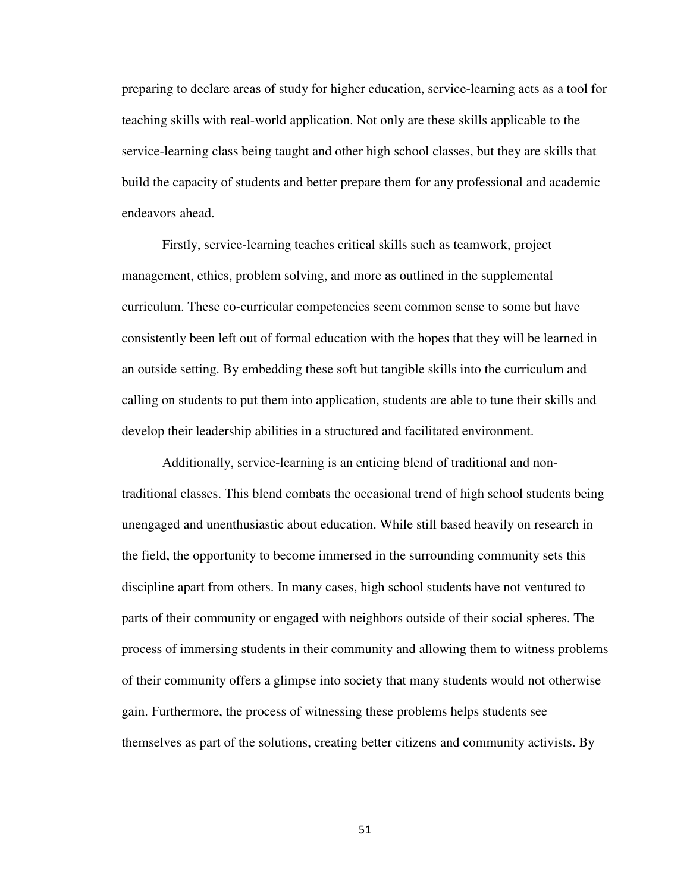preparing to declare areas of study for higher education, service-learning acts as a tool for teaching skills with real-world application. Not only are these skills applicable to the service-learning class being taught and other high school classes, but they are skills that build the capacity of students and better prepare them for any professional and academic endeavors ahead.

Firstly, service-learning teaches critical skills such as teamwork, project management, ethics, problem solving, and more as outlined in the supplemental curriculum. These co-curricular competencies seem common sense to some but have consistently been left out of formal education with the hopes that they will be learned in an outside setting. By embedding these soft but tangible skills into the curriculum and calling on students to put them into application, students are able to tune their skills and develop their leadership abilities in a structured and facilitated environment.

Additionally, service-learning is an enticing blend of traditional and non-traditional classes. This blend combats the occasional trend of high school students being unengaged and unenthusiastic about education. While still based heavily on research in the field, the opportunity to become immersed in the surrounding community sets this discipline apart from others. In many cases, high school students have not ventured to parts of their community or engaged with neighbors outside of their social spheres. The process of immersing students in their community and allowing them to witness problems of their community offers a glimpse into society that many students would not otherwise gain. Furthermore, the process of witnessing these problems helps students see themselves as part of the solutions, creating better citizens and community activists. By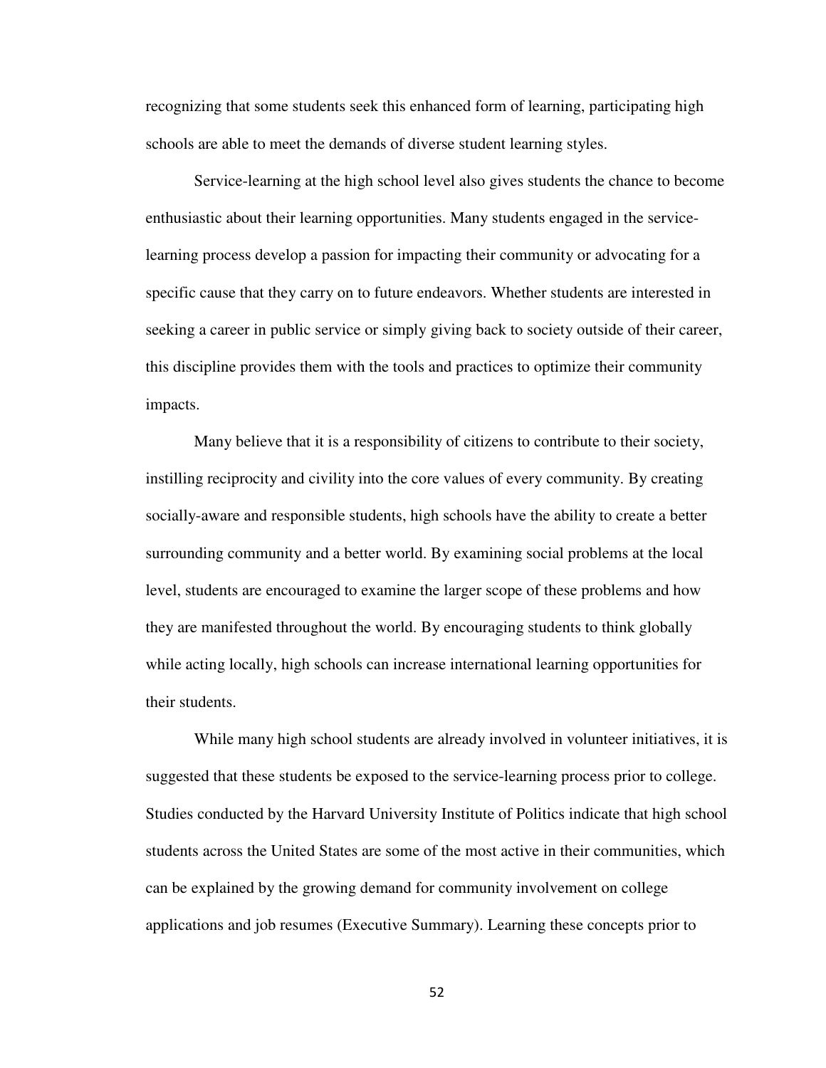recognizing that some students seek this enhanced form of learning, participating high schools are able to meet the demands of diverse student learning styles.

Service-learning at the high school level also gives students the chance to become enthusiastic about their learning opportunities. Many students engaged in the service-learning process develop a passion for impacting their community or advocating for a specific cause that they carry on to future endeavors. Whether students are interested in seeking a career in public service or simply giving back to society outside of their career, this discipline provides them with the tools and practices to optimize their community impacts.

Many believe that it is a responsibility of citizens to contribute to their society, instilling reciprocity and civility into the core values of every community. By creating socially-aware and responsible students, high schools have the ability to create a better surrounding community and a better world. By examining social problems at the local level, students are encouraged to examine the larger scope of these problems and how they are manifested throughout the world. By encouraging students to think globally while acting locally, high schools can increase international learning opportunities for their students.

While many high school students are already involved in volunteer initiatives, it is suggested that these students be exposed to the service-learning process prior to college. Studies conducted by the Harvard University Institute of Politics indicate that high school students across the United States are some of the most active in their communities, which can be explained by the growing demand for community involvement on college applications and job resumes (Executive Summary). Learning these concepts prior to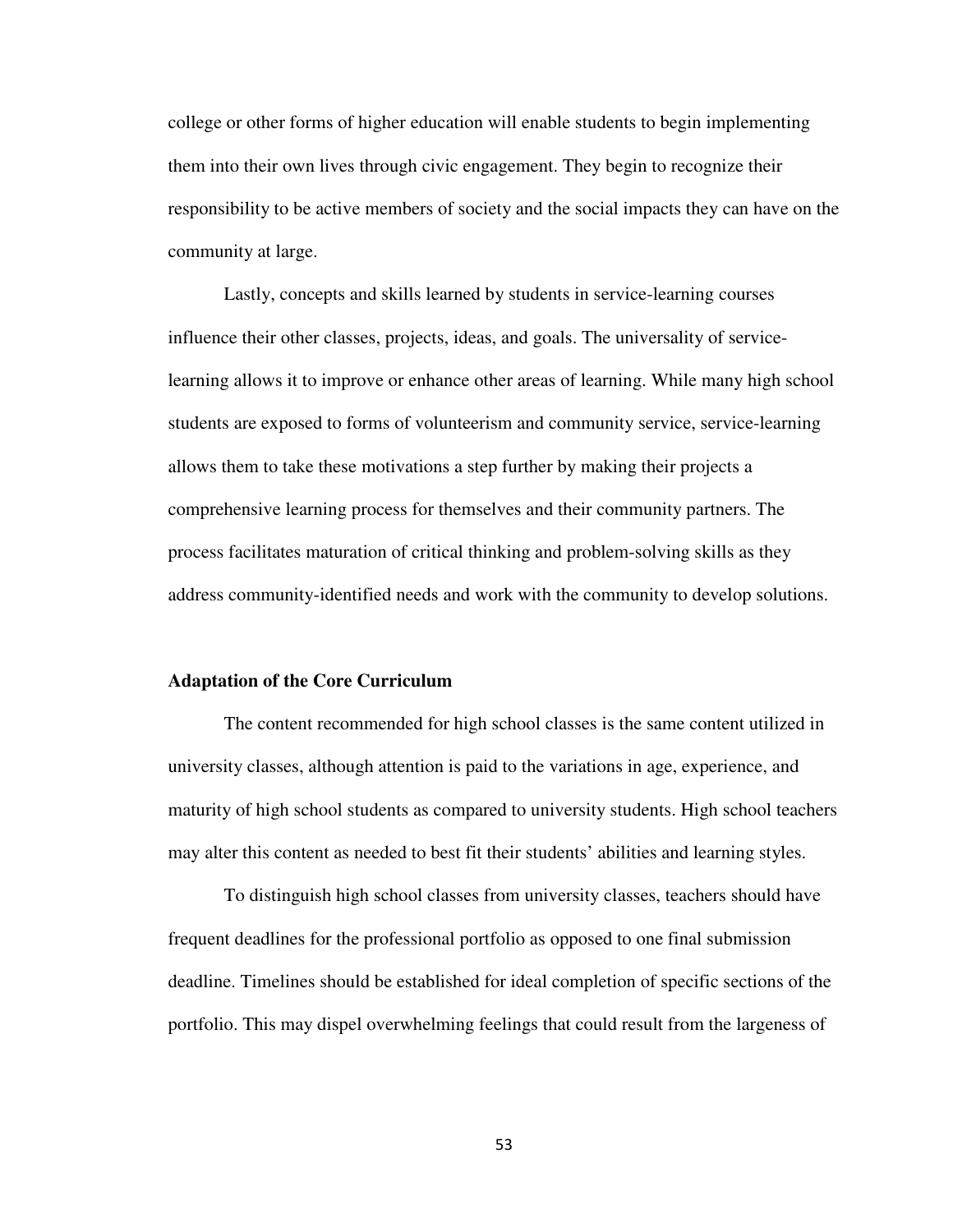college or other forms of higher education will enable students to begin implementing them into their own lives through civic engagement. They begin to recognize their responsibility to be active members of society and the social impacts they can have on the community at large.

Lastly, concepts and skills learned by students in service-learning courses influence their other classes, projects, ideas, and goals. The universality of service-learning allows it to improve or enhance other areas of learning. While many high school students are exposed to forms of volunteerism and community service, service-learning allows them to take these motivations a step further by making their projects a comprehensive learning process for themselves and their community partners. The process facilitates maturation of critical thinking and problem-solving skills as they address community-identified needs and work with the community to develop solutions.

**Adaptation of the Core Curriculum**

The content recommended for high school classes is the same content utilized in university classes, although attention is paid to the variations in age, experience, and maturity of high school students as compared to university students. High school teachers may alter this content as needed to best fit their students' abilities and learning styles.

To distinguish high school classes from university classes, teachers should have frequent deadlines for the professional portfolio as opposed to one final submission deadline. Timelines should be established for ideal completion of specific sections of the portfolio. This may dispel overwhelming feelings that could result from the largeness of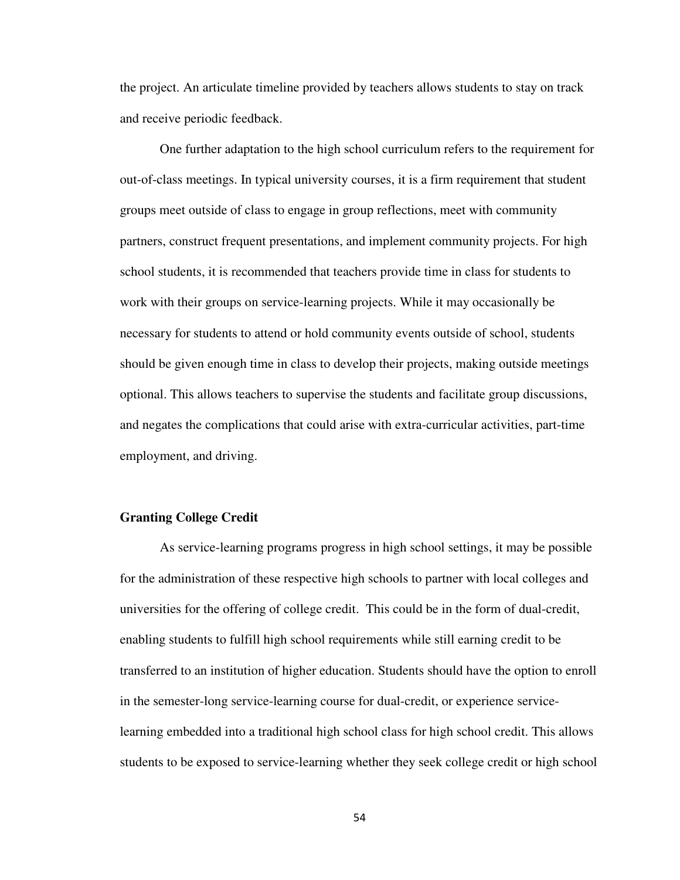the project. An articulate timeline provided by teachers allows students to stay on track and receive periodic feedback.

One further adaptation to the high school curriculum refers to the requirement for out-of-class meetings. In typical university courses, it is a firm requirement that student groups meet outside of class to engage in group reflections, meet with community partners, construct frequent presentations, and implement community projects. For high school students, it is recommended that teachers provide time in class for students to work with their groups on service-learning projects. While it may occasionally be necessary for students to attend or hold community events outside of school, students should be given enough time in class to develop their projects, making outside meetings optional. This allows teachers to supervise the students and facilitate group discussions, and negates the complications that could arise with extra-curricular activities, part-time employment, and driving.

**Granting College Credit**

As service-learning programs progress in high school settings, it may be possible for the administration of these respective high schools to partner with local colleges and universities for the offering of college credit. This could be in the form of dual-credit, enabling students to fulfill high school requirements while still earning credit to be transferred to an institution of higher education. Students should have the option to enroll in the semester-long service-learning course for dual-credit, or experience service-learning embedded into a traditional high school class for high school credit. This allows students to be exposed to service-learning whether they seek college credit or high school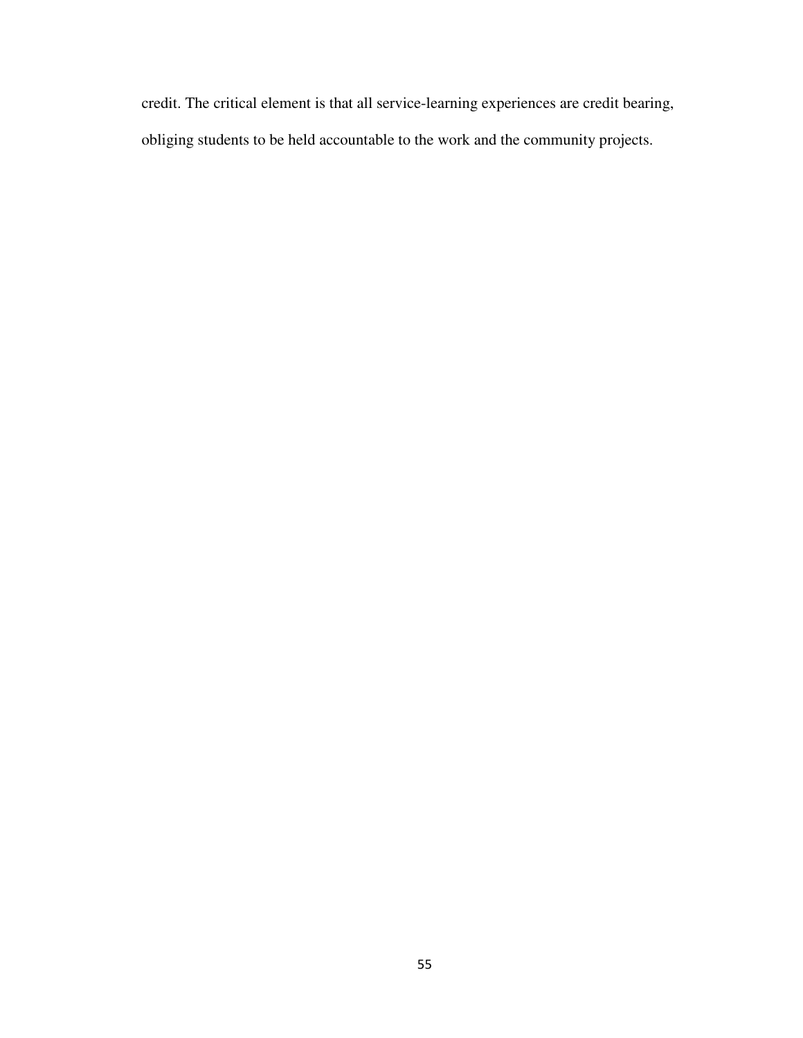credit. The critical element is that all service-learning experiences are credit bearing, obliging students to be held accountable to the work and the community projects.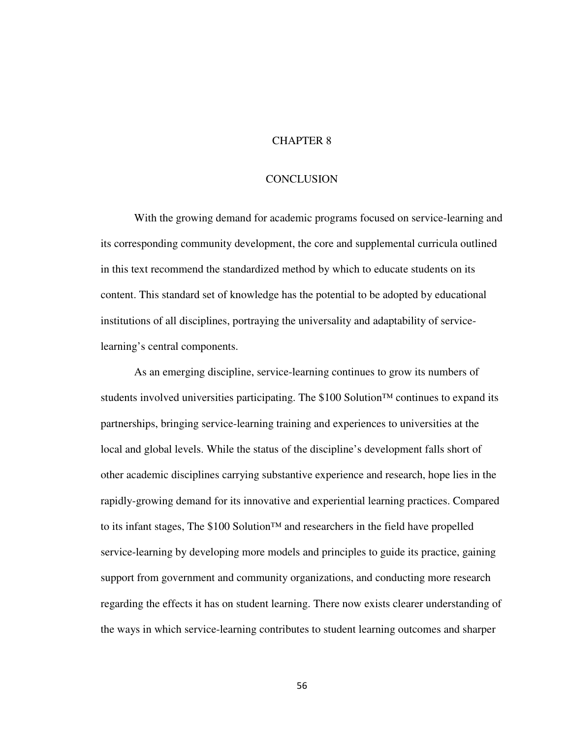# CHAPTER 8

# CONCLUSION

With the growing demand for academic programs focused on service-learning and its corresponding community development, the core and supplemental curricula outlined in this text recommend the standardized method by which to educate students on its content. This standard set of knowledge has the potential to be adopted by educational institutions of all disciplines, portraying the universality and adaptability of service-learning's central components.

As an emerging discipline, service-learning continues to grow its numbers of students involved universities participating. The $100 Solution™ continues to expand its partnerships, bringing service-learning training and experiences to universities at the local and global levels. While the status of the discipline's development falls short of other academic disciplines carrying substantive experience and research, hope lies in the rapidly-growing demand for its innovative and experiential learning practices. Compared to its infant stages, The $100 Solution™ and researchers in the field have propelled service-learning by developing more models and principles to guide its practice, gaining support from government and community organizations, and conducting more research regarding the effects it has on student learning. There now exists clearer understanding of the ways in which service-learning contributes to student learning outcomes and sharper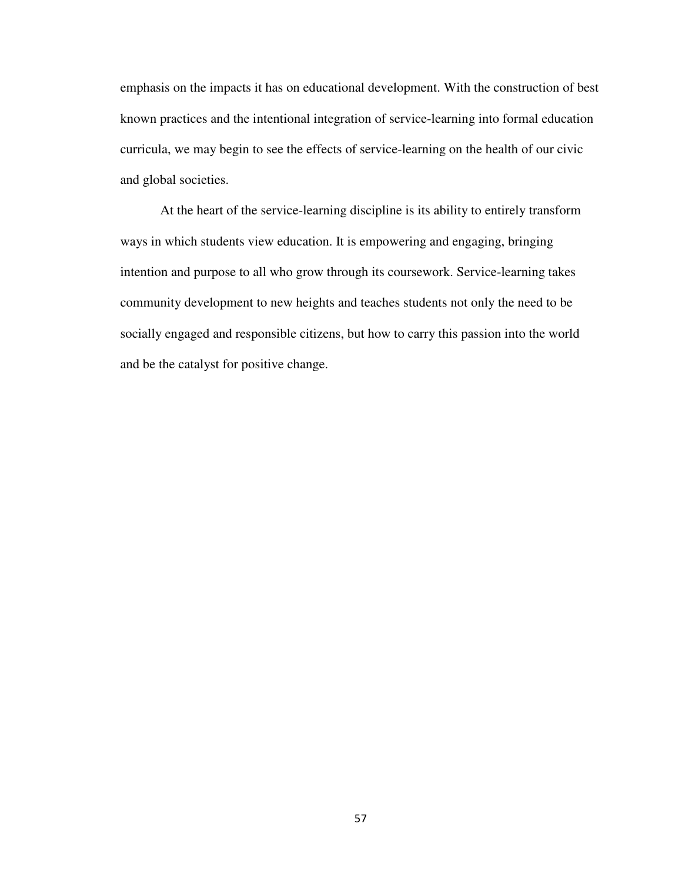emphasis on the impacts it has on educational development. With the construction of best known practices and the intentional integration of service-learning into formal education curricula, we may begin to see the effects of service-learning on the health of our civic and global societies.

At the heart of the service-learning discipline is its ability to entirely transform ways in which students view education. It is empowering and engaging, bringing intention and purpose to all who grow through its coursework. Service-learning takes community development to new heights and teaches students not only the need to be socially engaged and responsible citizens, but how to carry this passion into the world and be the catalyst for positive change.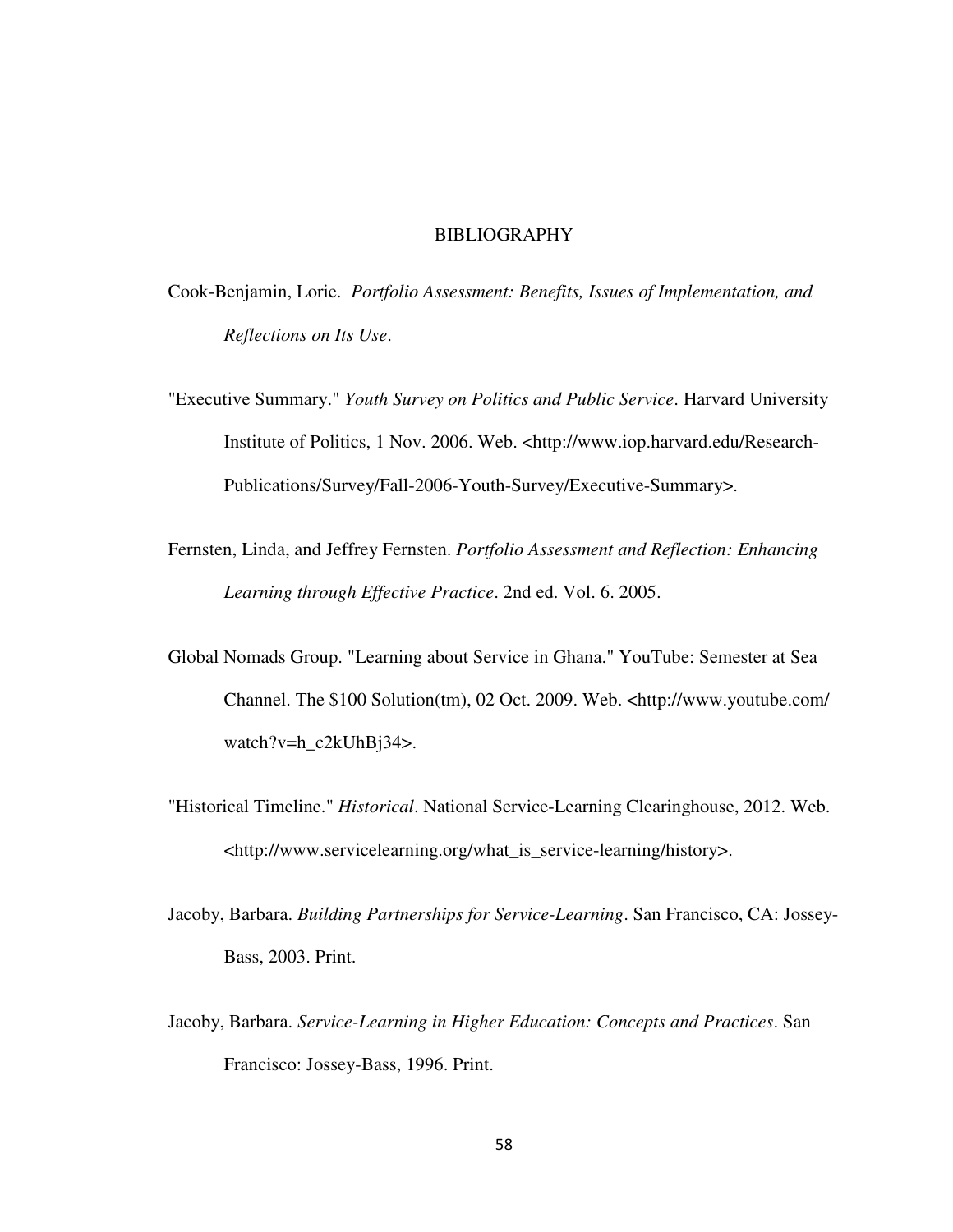# BIBLIOGRAPHY

Cook-Benjamin, Lorie. *Portfolio Assessment: Benefits, Issues of Implementation, and Reflections on Its Use*.

"Executive Summary." *Youth Survey on Politics and Public Service*. Harvard University Institute of Politics, 1 Nov. 2006. Web. <http://www.iop.harvard.edu/Research-Publications/Survey/Fall-2006-Youth-Survey/Executive-Summary>.

Fernsten, Linda, and Jeffrey Fernsten. *Portfolio Assessment and Reflection: Enhancing Learning through Effective Practice*. 2nd ed. Vol. 6. 2005.

Global Nomads Group. "Learning about Service in Ghana." YouTube: Semester at Sea Channel. The $100 Solution(tm), 02 Oct. 2009. Web. <http://www.youtube.com/watch?v=h_c2kUhBj34>.

"Historical Timeline." *Historical*. National Service-Learning Clearinghouse, 2012. Web. <http://www.servicelearning.org/what_is_service-learning/history>.

Jacoby, Barbara. *Building Partnerships for Service-Learning*. San Francisco, CA: Jossey-Bass, 2003. Print.

Jacoby, Barbara. *Service-Learning in Higher Education: Concepts and Practices*. San Francisco: Jossey-Bass, 1996. Print.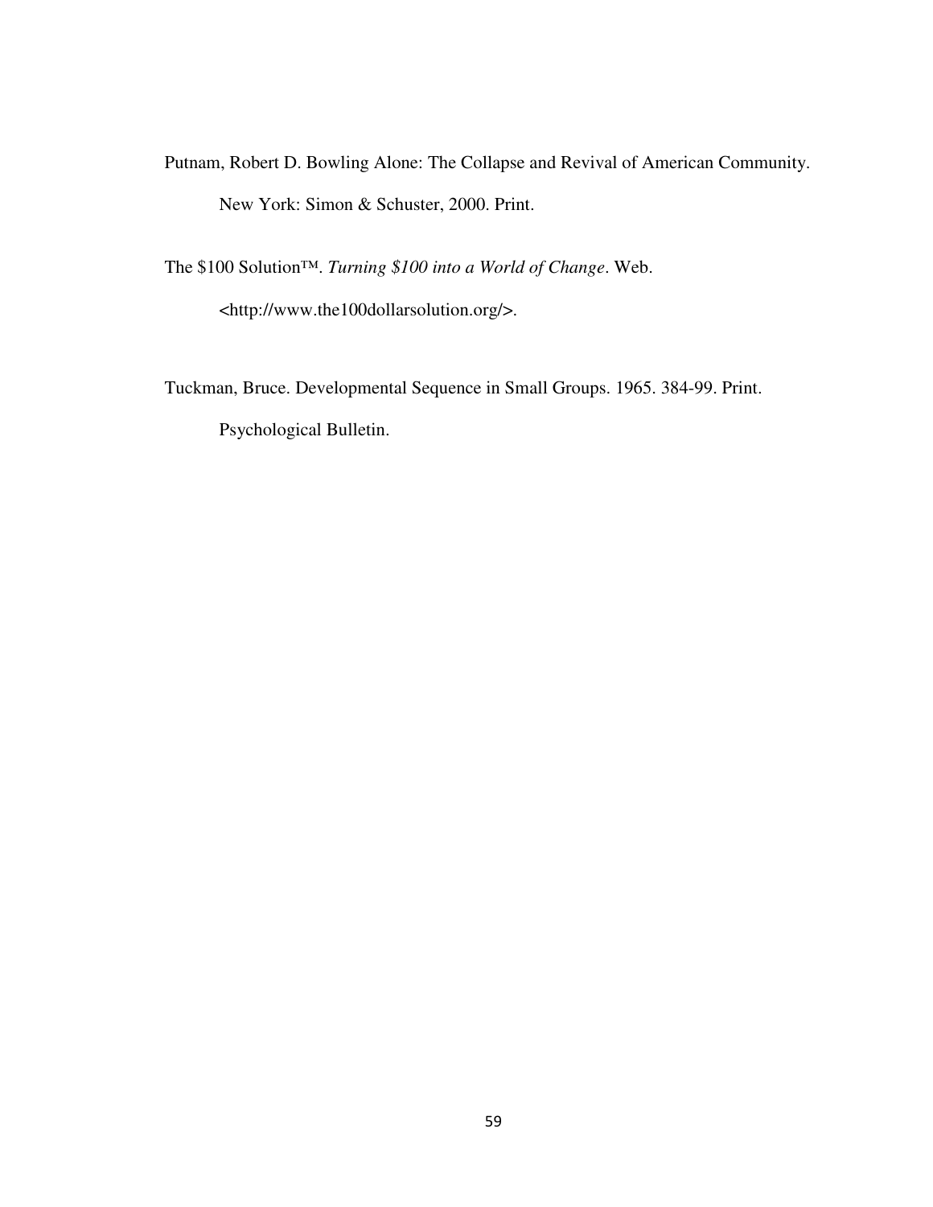Putnam, Robert D. Bowling Alone: The Collapse and Revival of American Community. New York: Simon & Schuster, 2000. Print.

The $100 Solution™. *Turning $100 into a World of Change*. Web. <http://www.the100dollarsolution.org/>.

Tuckman, Bruce. Developmental Sequence in Small Groups. 1965. 384-99. Print. Psychological Bulletin.